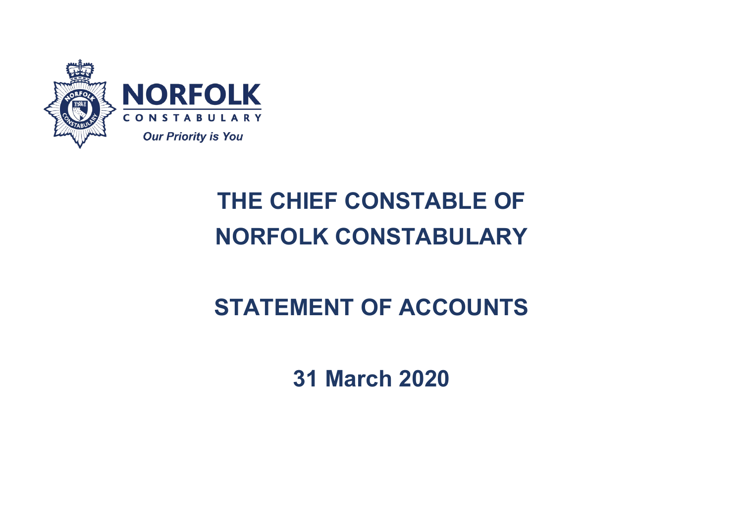NORFOLK
CONSTABULARY
*Our Priority is You*

# THE CHIEF CONSTABLE OF NORFOLK CONSTABULARY

# STATEMENT OF ACCOUNTS

## 31 March 2020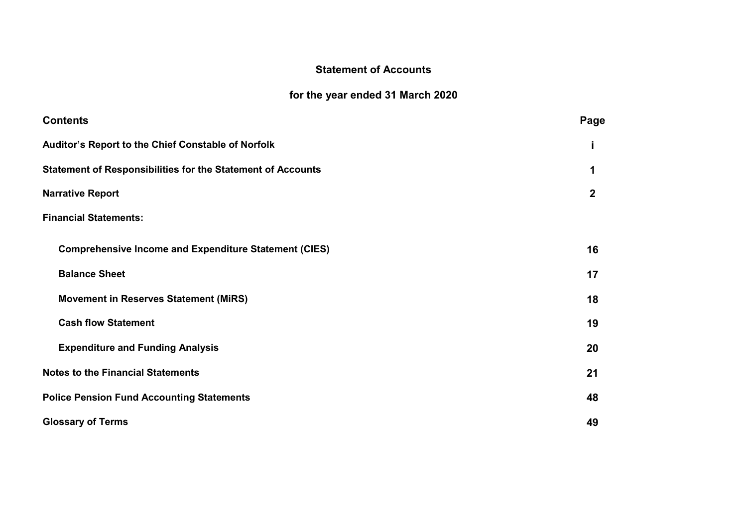# Statement of Accounts

## for the year ended 31 March 2020

| Contents | Page |
|---|---|
| **Auditor's Report to the Chief Constable of Norfolk** | **i** |
| **Statement of Responsibilities for the Statement of Accounts** | **1** |
| **Narrative Report** | **2** |
| **Financial Statements:** | |
| **Comprehensive Income and Expenditure Statement (CIES)** | **16** |
| **Balance Sheet** | **17** |
| **Movement in Reserves Statement (MiRS)** | **18** |
| **Cash flow Statement** | **19** |
| **Expenditure and Funding Analysis** | **20** |
| **Notes to the Financial Statements** | **21** |
| **Police Pension Fund Accounting Statements** | **48** |
| **Glossary of Terms** | **49** |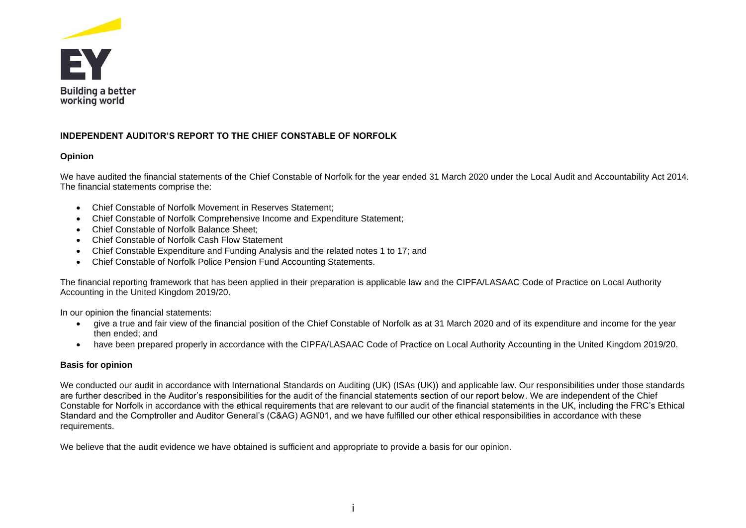EY

Building a better working world

## INDEPENDENT AUDITOR'S REPORT TO THE CHIEF CONSTABLE OF NORFOLK

### Opinion

We have audited the financial statements of the Chief Constable of Norfolk for the year ended 31 March 2020 under the Local Audit and Accountability Act 2014. The financial statements comprise the:

- Chief Constable of Norfolk Movement in Reserves Statement;
- Chief Constable of Norfolk Comprehensive Income and Expenditure Statement;
- Chief Constable of Norfolk Balance Sheet;
- Chief Constable of Norfolk Cash Flow Statement
- Chief Constable Expenditure and Funding Analysis and the related notes 1 to 17; and
- Chief Constable of Norfolk Police Pension Fund Accounting Statements.

The financial reporting framework that has been applied in their preparation is applicable law and the CIPFA/LASAAC Code of Practice on Local Authority Accounting in the United Kingdom 2019/20.

In our opinion the financial statements:

- give a true and fair view of the financial position of the Chief Constable of Norfolk as at 31 March 2020 and of its expenditure and income for the year then ended; and
- have been prepared properly in accordance with the CIPFA/LASAAC Code of Practice on Local Authority Accounting in the United Kingdom 2019/20.

### Basis for opinion

We conducted our audit in accordance with International Standards on Auditing (UK) (ISAs (UK)) and applicable law. Our responsibilities under those standards are further described in the Auditor's responsibilities for the audit of the financial statements section of our report below. We are independent of the Chief Constable for Norfolk in accordance with the ethical requirements that are relevant to our audit of the financial statements in the UK, including the FRC's Ethical Standard and the Comptroller and Auditor General's (C&AG) AGN01, and we have fulfilled our other ethical responsibilities in accordance with these requirements.

We believe that the audit evidence we have obtained is sufficient and appropriate to provide a basis for our opinion.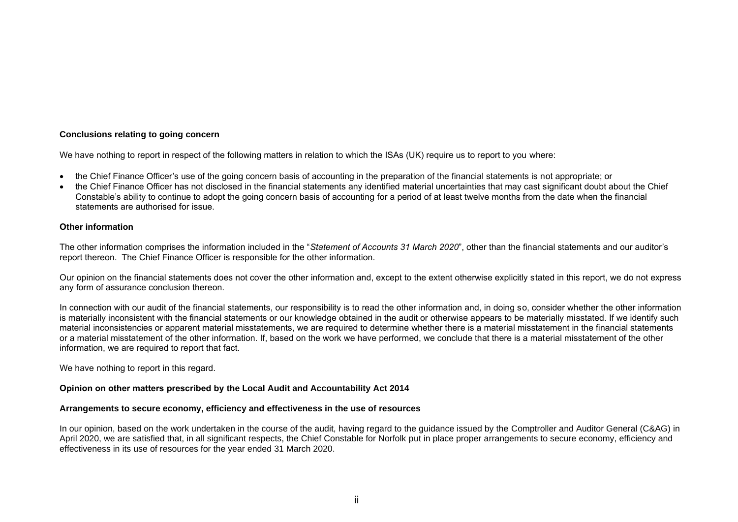**Conclusions relating to going concern**

We have nothing to report in respect of the following matters in relation to which the ISAs (UK) require us to report to you where:

- the Chief Finance Officer's use of the going concern basis of accounting in the preparation of the financial statements is not appropriate; or
- the Chief Finance Officer has not disclosed in the financial statements any identified material uncertainties that may cast significant doubt about the Chief Constable's ability to continue to adopt the going concern basis of accounting for a period of at least twelve months from the date when the financial statements are authorised for issue.

**Other information**

The other information comprises the information included in the "*Statement of Accounts 31 March 2020*", other than the financial statements and our auditor's report thereon. The Chief Finance Officer is responsible for the other information.

Our opinion on the financial statements does not cover the other information and, except to the extent otherwise explicitly stated in this report, we do not express any form of assurance conclusion thereon.

In connection with our audit of the financial statements, our responsibility is to read the other information and, in doing so, consider whether the other information is materially inconsistent with the financial statements or our knowledge obtained in the audit or otherwise appears to be materially misstated. If we identify such material inconsistencies or apparent material misstatements, we are required to determine whether there is a material misstatement in the financial statements or a material misstatement of the other information. If, based on the work we have performed, we conclude that there is a material misstatement of the other information, we are required to report that fact.

We have nothing to report in this regard.

**Opinion on other matters prescribed by the Local Audit and Accountability Act 2014**

**Arrangements to secure economy, efficiency and effectiveness in the use of resources**

In our opinion, based on the work undertaken in the course of the audit, having regard to the guidance issued by the Comptroller and Auditor General (C&AG) in April 2020, we are satisfied that, in all significant respects, the Chief Constable for Norfolk put in place proper arrangements to secure economy, efficiency and effectiveness in its use of resources for the year ended 31 March 2020.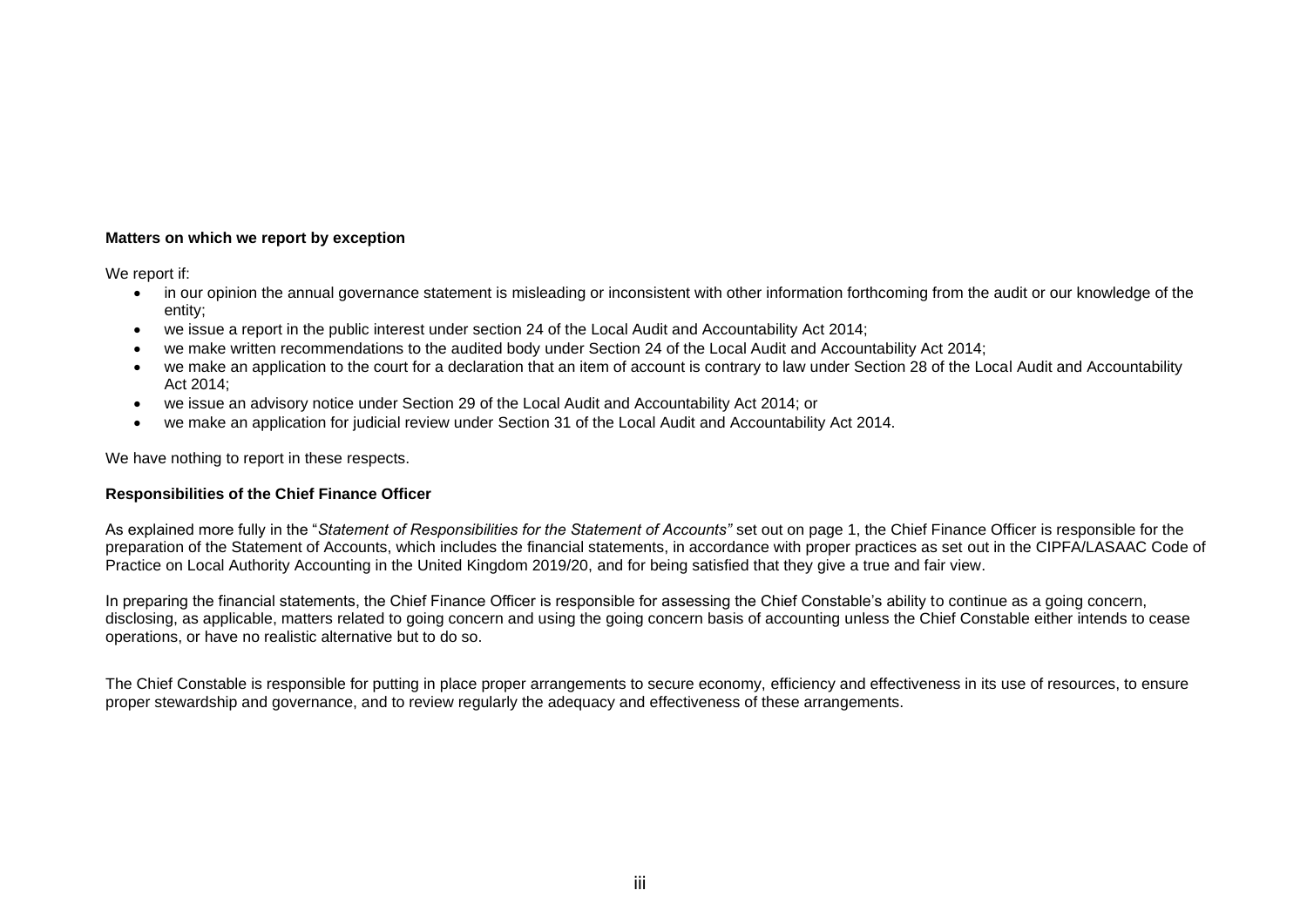**Matters on which we report by exception**

We report if:

- in our opinion the annual governance statement is misleading or inconsistent with other information forthcoming from the audit or our knowledge of the entity;
- we issue a report in the public interest under section 24 of the Local Audit and Accountability Act 2014;
- we make written recommendations to the audited body under Section 24 of the Local Audit and Accountability Act 2014;
- we make an application to the court for a declaration that an item of account is contrary to law under Section 28 of the Local Audit and Accountability Act 2014;
- we issue an advisory notice under Section 29 of the Local Audit and Accountability Act 2014; or
- we make an application for judicial review under Section 31 of the Local Audit and Accountability Act 2014.

We have nothing to report in these respects.

**Responsibilities of the Chief Finance Officer**

As explained more fully in the "*Statement of Responsibilities for the Statement of Accounts"* set out on page 1, the Chief Finance Officer is responsible for the preparation of the Statement of Accounts, which includes the financial statements, in accordance with proper practices as set out in the CIPFA/LASAAC Code of Practice on Local Authority Accounting in the United Kingdom 2019/20, and for being satisfied that they give a true and fair view.

In preparing the financial statements, the Chief Finance Officer is responsible for assessing the Chief Constable's ability to continue as a going concern, disclosing, as applicable, matters related to going concern and using the going concern basis of accounting unless the Chief Constable either intends to cease operations, or have no realistic alternative but to do so.

The Chief Constable is responsible for putting in place proper arrangements to secure economy, efficiency and effectiveness in its use of resources, to ensure proper stewardship and governance, and to review regularly the adequacy and effectiveness of these arrangements.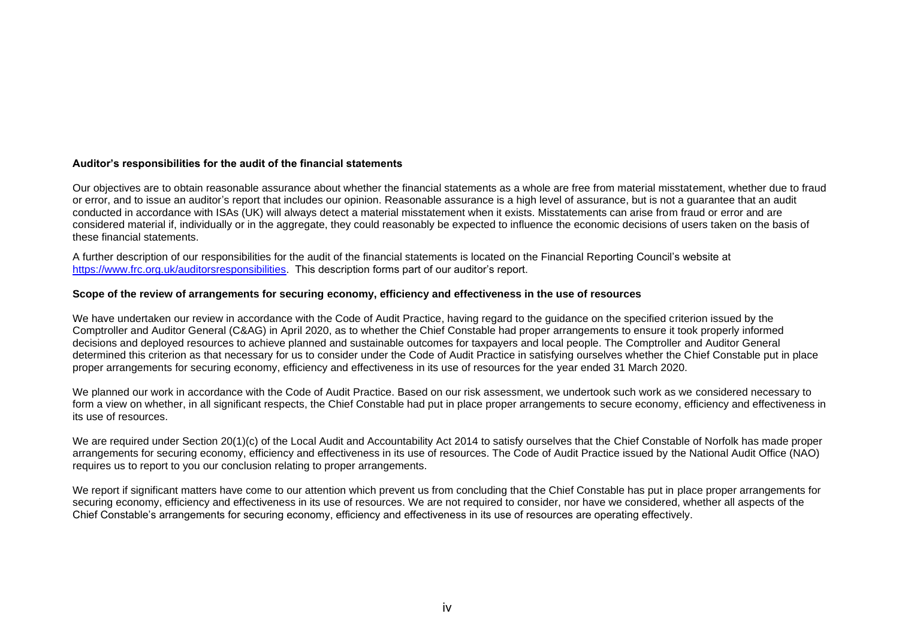**Auditor's responsibilities for the audit of the financial statements**

Our objectives are to obtain reasonable assurance about whether the financial statements as a whole are free from material misstatement, whether due to fraud or error, and to issue an auditor's report that includes our opinion. Reasonable assurance is a high level of assurance, but is not a guarantee that an audit conducted in accordance with ISAs (UK) will always detect a material misstatement when it exists. Misstatements can arise from fraud or error and are considered material if, individually or in the aggregate, they could reasonably be expected to influence the economic decisions of users taken on the basis of these financial statements.

A further description of our responsibilities for the audit of the financial statements is located on the Financial Reporting Council's website at https://www.frc.org.uk/auditorsresponsibilities. This description forms part of our auditor's report.

**Scope of the review of arrangements for securing economy, efficiency and effectiveness in the use of resources**

We have undertaken our review in accordance with the Code of Audit Practice, having regard to the guidance on the specified criterion issued by the Comptroller and Auditor General (C&AG) in April 2020, as to whether the Chief Constable had proper arrangements to ensure it took properly informed decisions and deployed resources to achieve planned and sustainable outcomes for taxpayers and local people. The Comptroller and Auditor General determined this criterion as that necessary for us to consider under the Code of Audit Practice in satisfying ourselves whether the Chief Constable put in place proper arrangements for securing economy, efficiency and effectiveness in its use of resources for the year ended 31 March 2020.

We planned our work in accordance with the Code of Audit Practice. Based on our risk assessment, we undertook such work as we considered necessary to form a view on whether, in all significant respects, the Chief Constable had put in place proper arrangements to secure economy, efficiency and effectiveness in its use of resources.

We are required under Section 20(1)(c) of the Local Audit and Accountability Act 2014 to satisfy ourselves that the Chief Constable of Norfolk has made proper arrangements for securing economy, efficiency and effectiveness in its use of resources. The Code of Audit Practice issued by the National Audit Office (NAO) requires us to report to you our conclusion relating to proper arrangements.

We report if significant matters have come to our attention which prevent us from concluding that the Chief Constable has put in place proper arrangements for securing economy, efficiency and effectiveness in its use of resources. We are not required to consider, nor have we considered, whether all aspects of the Chief Constable's arrangements for securing economy, efficiency and effectiveness in its use of resources are operating effectively.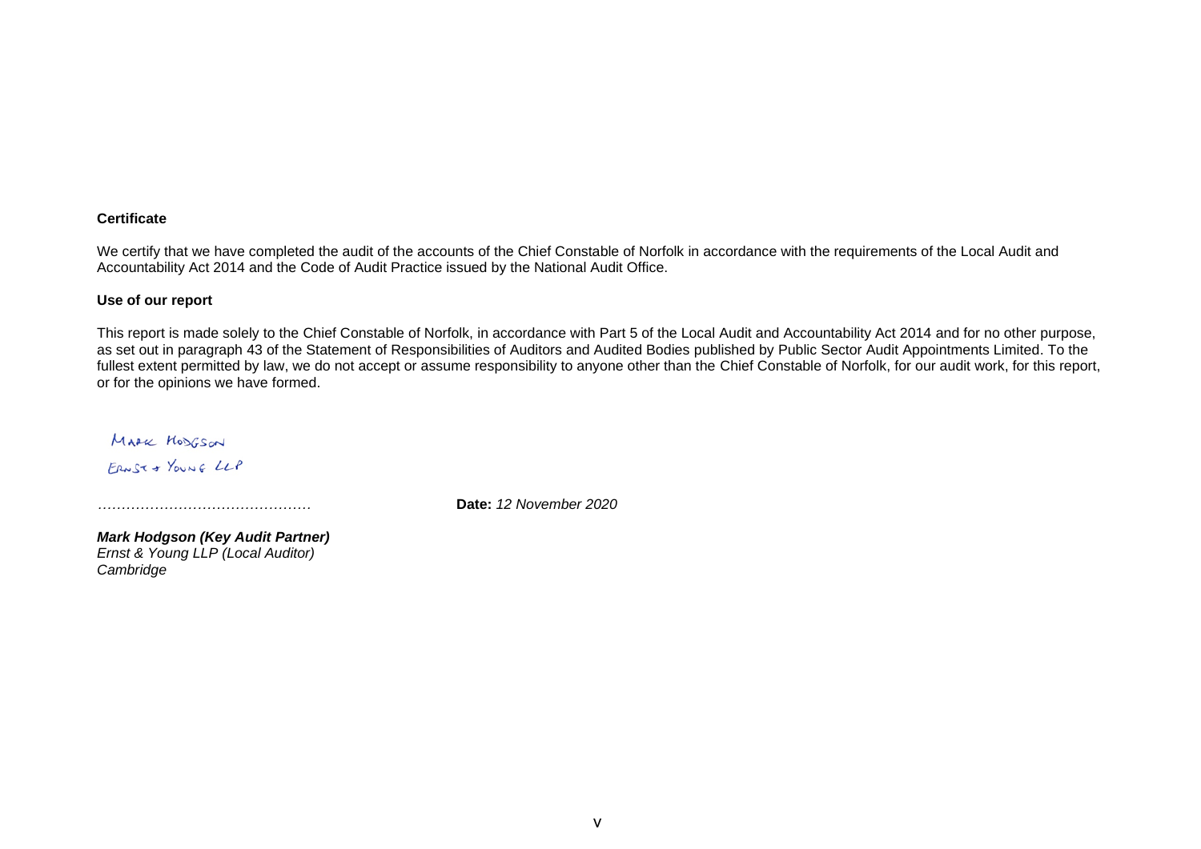**Certificate**

We certify that we have completed the audit of the accounts of the Chief Constable of Norfolk in accordance with the requirements of the Local Audit and Accountability Act 2014 and the Code of Audit Practice issued by the National Audit Office.

**Use of our report**

This report is made solely to the Chief Constable of Norfolk, in accordance with Part 5 of the Local Audit and Accountability Act 2014 and for no other purpose, as set out in paragraph 43 of the Statement of Responsibilities of Auditors and Audited Bodies published by Public Sector Audit Appointments Limited. To the fullest extent permitted by law, we do not accept or assume responsibility to anyone other than the Chief Constable of Norfolk, for our audit work, for this report, or for the opinions we have formed.

MARK HODGSON
ERNST & YOUNG LLP

……………………………………… **Date:** *12 November 2020*

***Mark Hodgson (Key Audit Partner)***
*Ernst & Young LLP (Local Auditor)*
*Cambridge*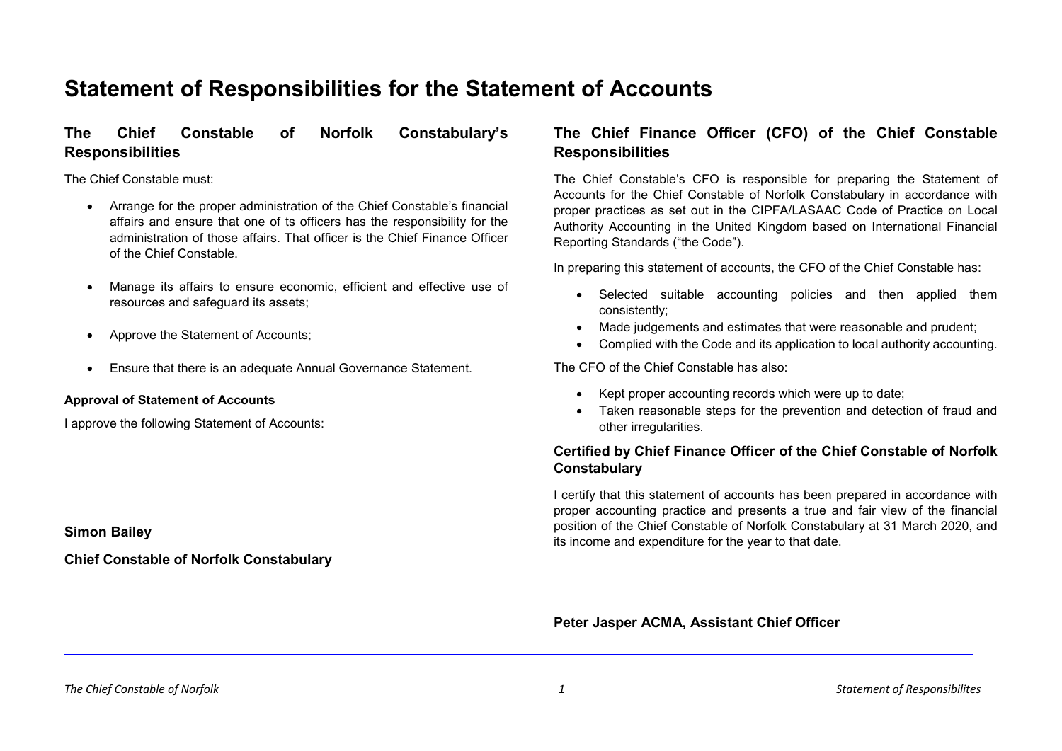# Statement of Responsibilities for the Statement of Accounts

## The Chief Constable of Norfolk Constabulary's Responsibilities

The Chief Constable must:

- Arrange for the proper administration of the Chief Constable's financial affairs and ensure that one of ts officers has the responsibility for the administration of those affairs. That officer is the Chief Finance Officer of the Chief Constable.
- Manage its affairs to ensure economic, efficient and effective use of resources and safeguard its assets;
- Approve the Statement of Accounts;
- Ensure that there is an adequate Annual Governance Statement.

**Approval of Statement of Accounts**

I approve the following Statement of Accounts:

**Simon Bailey**

**Chief Constable of Norfolk Constabulary**

## The Chief Finance Officer (CFO) of the Chief Constable Responsibilities

The Chief Constable's CFO is responsible for preparing the Statement of Accounts for the Chief Constable of Norfolk Constabulary in accordance with proper practices as set out in the CIPFA/LASAAC Code of Practice on Local Authority Accounting in the United Kingdom based on International Financial Reporting Standards ("the Code").

In preparing this statement of accounts, the CFO of the Chief Constable has:

- Selected suitable accounting policies and then applied them consistently;
- Made judgements and estimates that were reasonable and prudent;
- Complied with the Code and its application to local authority accounting.

The CFO of the Chief Constable has also:

- Kept proper accounting records which were up to date;
- Taken reasonable steps for the prevention and detection of fraud and other irregularities.

### Certified by Chief Finance Officer of the Chief Constable of Norfolk Constabulary

I certify that this statement of accounts has been prepared in accordance with proper accounting practice and presents a true and fair view of the financial position of the Chief Constable of Norfolk Constabulary at 31 March 2020, and its income and expenditure for the year to that date.

**Peter Jasper ACMA, Assistant Chief Officer**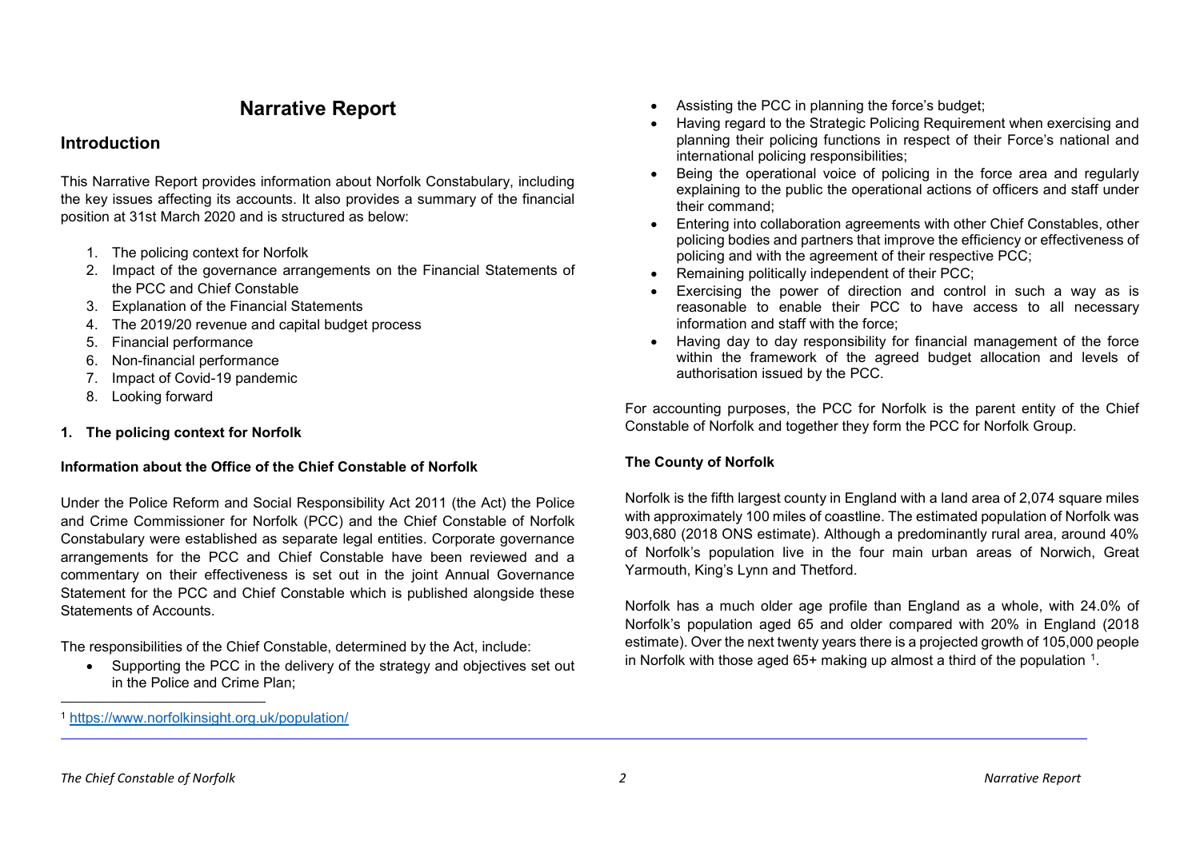# Narrative Report

## Introduction

This Narrative Report provides information about Norfolk Constabulary, including the key issues affecting its accounts. It also provides a summary of the financial position at 31st March 2020 and is structured as below:

1. The policing context for Norfolk
2. Impact of the governance arrangements on the Financial Statements of the PCC and Chief Constable
3. Explanation of the Financial Statements
4. The 2019/20 revenue and capital budget process
5. Financial performance
6. Non-financial performance
7. Impact of Covid-19 pandemic
8. Looking forward

**1. The policing context for Norfolk**

**Information about the Office of the Chief Constable of Norfolk**

Under the Police Reform and Social Responsibility Act 2011 (the Act) the Police and Crime Commissioner for Norfolk (PCC) and the Chief Constable of Norfolk Constabulary were established as separate legal entities. Corporate governance arrangements for the PCC and Chief Constable have been reviewed and a commentary on their effectiveness is set out in the joint Annual Governance Statement for the PCC and Chief Constable which is published alongside these Statements of Accounts.

The responsibilities of the Chief Constable, determined by the Act, include:

- Supporting the PCC in the delivery of the strategy and objectives set out in the Police and Crime Plan;
- Assisting the PCC in planning the force's budget;
- Having regard to the Strategic Policing Requirement when exercising and planning their policing functions in respect of their Force's national and international policing responsibilities;
- Being the operational voice of policing in the force area and regularly explaining to the public the operational actions of officers and staff under their command;
- Entering into collaboration agreements with other Chief Constables, other policing bodies and partners that improve the efficiency or effectiveness of policing and with the agreement of their respective PCC;
- Remaining politically independent of their PCC;
- Exercising the power of direction and control in such a way as is reasonable to enable their PCC to have access to all necessary information and staff with the force;
- Having day to day responsibility for financial management of the force within the framework of the agreed budget allocation and levels of authorisation issued by the PCC.

For accounting purposes, the PCC for Norfolk is the parent entity of the Chief Constable of Norfolk and together they form the PCC for Norfolk Group.

**The County of Norfolk**

Norfolk is the fifth largest county in England with a land area of 2,074 square miles with approximately 100 miles of coastline. The estimated population of Norfolk was 903,680 (2018 ONS estimate). Although a predominantly rural area, around 40% of Norfolk's population live in the four main urban areas of Norwich, Great Yarmouth, King's Lynn and Thetford.

Norfolk has a much older age profile than England as a whole, with 24.0% of Norfolk's population aged 65 and older compared with 20% in England (2018 estimate). Over the next twenty years there is a projected growth of 105,000 people in Norfolk with those aged 65+ making up almost a third of the population [1].

[1] https://www.norfolkinsight.org.uk/population/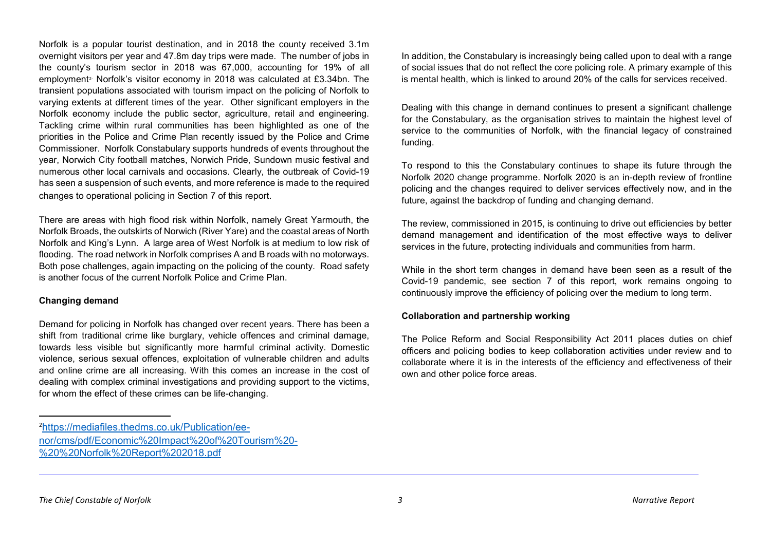Norfolk is a popular tourist destination, and in 2018 the county received 3.1m overnight visitors per year and 47.8m day trips were made. The number of jobs in the county's tourism sector in 2018 was 67,000, accounting for 19% of all employment[2]. Norfolk's visitor economy in 2018 was calculated at £3.34bn. The transient populations associated with tourism impact on the policing of Norfolk to varying extents at different times of the year. Other significant employers in the Norfolk economy include the public sector, agriculture, retail and engineering. Tackling crime within rural communities has been highlighted as one of the priorities in the Police and Crime Plan recently issued by the Police and Crime Commissioner. Norfolk Constabulary supports hundreds of events throughout the year, Norwich City football matches, Norwich Pride, Sundown music festival and numerous other local carnivals and occasions. Clearly, the outbreak of Covid-19 has seen a suspension of such events, and more reference is made to the required changes to operational policing in Section 7 of this report.

There are areas with high flood risk within Norfolk, namely Great Yarmouth, the Norfolk Broads, the outskirts of Norwich (River Yare) and the coastal areas of North Norfolk and King's Lynn. A large area of West Norfolk is at medium to low risk of flooding. The road network in Norfolk comprises A and B roads with no motorways. Both pose challenges, again impacting on the policing of the county. Road safety is another focus of the current Norfolk Police and Crime Plan.

**Changing demand**

Demand for policing in Norfolk has changed over recent years. There has been a shift from traditional crime like burglary, vehicle offences and criminal damage, towards less visible but significantly more harmful criminal activity. Domestic violence, serious sexual offences, exploitation of vulnerable children and adults and online crime are all increasing. With this comes an increase in the cost of dealing with complex criminal investigations and providing support to the victims, for whom the effect of these crimes can be life-changing.

In addition, the Constabulary is increasingly being called upon to deal with a range of social issues that do not reflect the core policing role. A primary example of this is mental health, which is linked to around 20% of the calls for services received.

Dealing with this change in demand continues to present a significant challenge for the Constabulary, as the organisation strives to maintain the highest level of service to the communities of Norfolk, with the financial legacy of constrained funding.

To respond to this the Constabulary continues to shape its future through the Norfolk 2020 change programme. Norfolk 2020 is an in-depth review of frontline policing and the changes required to deliver services effectively now, and in the future, against the backdrop of funding and changing demand.

The review, commissioned in 2015, is continuing to drive out efficiencies by better demand management and identification of the most effective ways to deliver services in the future, protecting individuals and communities from harm.

While in the short term changes in demand have been seen as a result of the Covid-19 pandemic, see section 7 of this report, work remains ongoing to continuously improve the efficiency of policing over the medium to long term.

**Collaboration and partnership working**

The Police Reform and Social Responsibility Act 2011 places duties on chief officers and policing bodies to keep collaboration activities under review and to collaborate where it is in the interests of the efficiency and effectiveness of their own and other police force areas.

---

[2] https://mediafiles.thedms.co.uk/Publication/ee-nor/cms/pdf/Economic%20Impact%20of%20Tourism%20-%20%20Norfolk%20Report%202018.pdf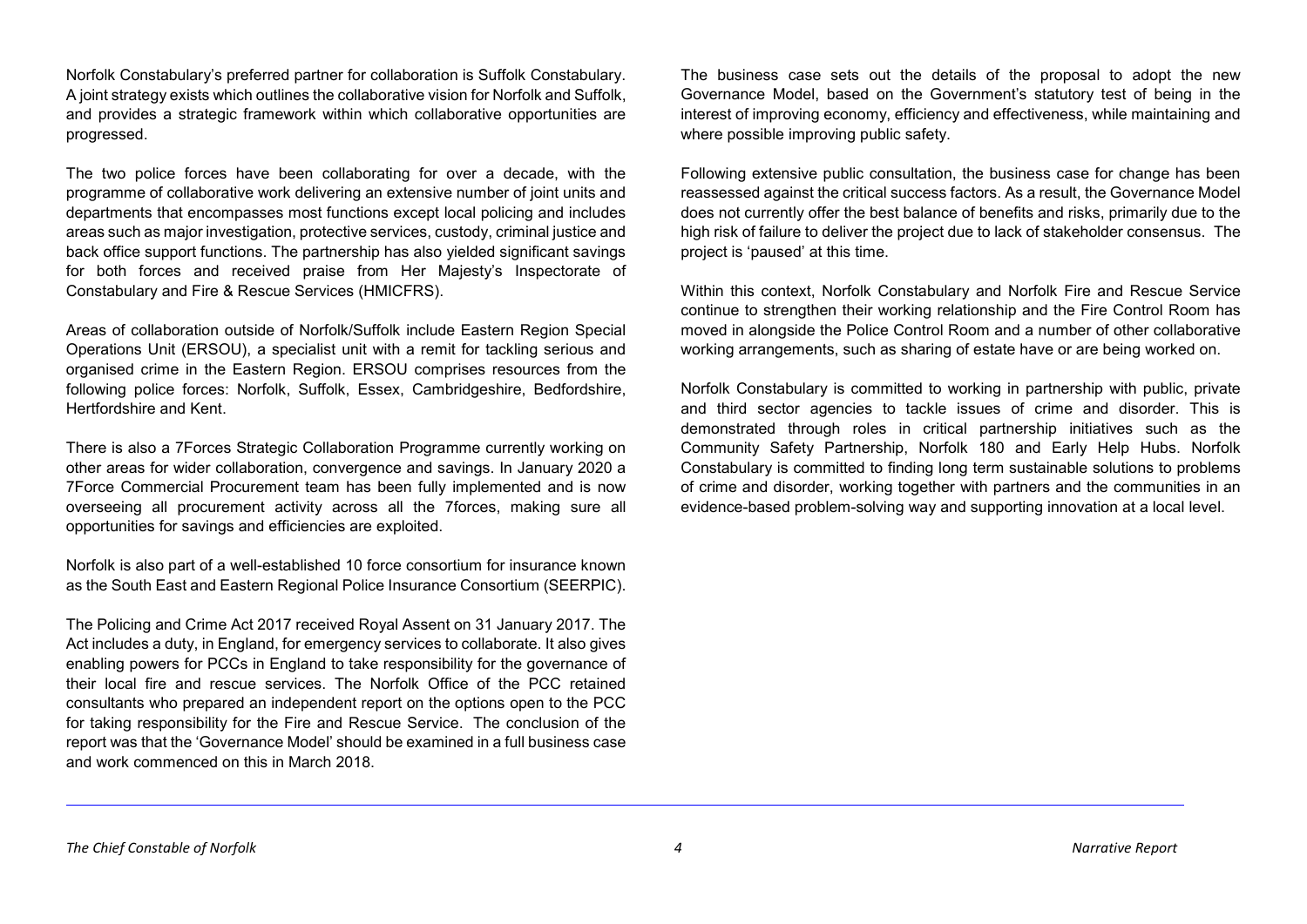Norfolk Constabulary's preferred partner for collaboration is Suffolk Constabulary. A joint strategy exists which outlines the collaborative vision for Norfolk and Suffolk, and provides a strategic framework within which collaborative opportunities are progressed.

The two police forces have been collaborating for over a decade, with the programme of collaborative work delivering an extensive number of joint units and departments that encompasses most functions except local policing and includes areas such as major investigation, protective services, custody, criminal justice and back office support functions. The partnership has also yielded significant savings for both forces and received praise from Her Majesty's Inspectorate of Constabulary and Fire & Rescue Services (HMICFRS).

Areas of collaboration outside of Norfolk/Suffolk include Eastern Region Special Operations Unit (ERSOU), a specialist unit with a remit for tackling serious and organised crime in the Eastern Region. ERSOU comprises resources from the following police forces: Norfolk, Suffolk, Essex, Cambridgeshire, Bedfordshire, Hertfordshire and Kent.

There is also a 7Forces Strategic Collaboration Programme currently working on other areas for wider collaboration, convergence and savings. In January 2020 a 7Force Commercial Procurement team has been fully implemented and is now overseeing all procurement activity across all the 7forces, making sure all opportunities for savings and efficiencies are exploited.

Norfolk is also part of a well-established 10 force consortium for insurance known as the South East and Eastern Regional Police Insurance Consortium (SEERPIC).

The Policing and Crime Act 2017 received Royal Assent on 31 January 2017. The Act includes a duty, in England, for emergency services to collaborate. It also gives enabling powers for PCCs in England to take responsibility for the governance of their local fire and rescue services. The Norfolk Office of the PCC retained consultants who prepared an independent report on the options open to the PCC for taking responsibility for the Fire and Rescue Service. The conclusion of the report was that the 'Governance Model' should be examined in a full business case and work commenced on this in March 2018.

The business case sets out the details of the proposal to adopt the new Governance Model, based on the Government's statutory test of being in the interest of improving economy, efficiency and effectiveness, while maintaining and where possible improving public safety.

Following extensive public consultation, the business case for change has been reassessed against the critical success factors. As a result, the Governance Model does not currently offer the best balance of benefits and risks, primarily due to the high risk of failure to deliver the project due to lack of stakeholder consensus. The project is 'paused' at this time.

Within this context, Norfolk Constabulary and Norfolk Fire and Rescue Service continue to strengthen their working relationship and the Fire Control Room has moved in alongside the Police Control Room and a number of other collaborative working arrangements, such as sharing of estate have or are being worked on.

Norfolk Constabulary is committed to working in partnership with public, private and third sector agencies to tackle issues of crime and disorder. This is demonstrated through roles in critical partnership initiatives such as the Community Safety Partnership, Norfolk 180 and Early Help Hubs. Norfolk Constabulary is committed to finding long term sustainable solutions to problems of crime and disorder, working together with partners and the communities in an evidence-based problem-solving way and supporting innovation at a local level.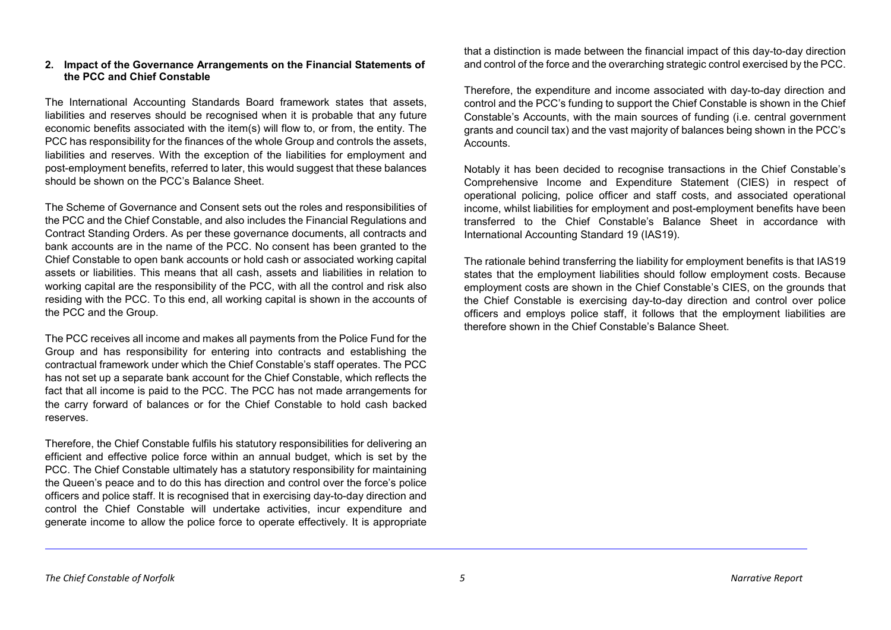## 2. Impact of the Governance Arrangements on the Financial Statements of the PCC and Chief Constable

The International Accounting Standards Board framework states that assets, liabilities and reserves should be recognised when it is probable that any future economic benefits associated with the item(s) will flow to, or from, the entity. The PCC has responsibility for the finances of the whole Group and controls the assets, liabilities and reserves. With the exception of the liabilities for employment and post-employment benefits, referred to later, this would suggest that these balances should be shown on the PCC's Balance Sheet.

The Scheme of Governance and Consent sets out the roles and responsibilities of the PCC and the Chief Constable, and also includes the Financial Regulations and Contract Standing Orders. As per these governance documents, all contracts and bank accounts are in the name of the PCC. No consent has been granted to the Chief Constable to open bank accounts or hold cash or associated working capital assets or liabilities. This means that all cash, assets and liabilities in relation to working capital are the responsibility of the PCC, with all the control and risk also residing with the PCC. To this end, all working capital is shown in the accounts of the PCC and the Group.

The PCC receives all income and makes all payments from the Police Fund for the Group and has responsibility for entering into contracts and establishing the contractual framework under which the Chief Constable's staff operates. The PCC has not set up a separate bank account for the Chief Constable, which reflects the fact that all income is paid to the PCC. The PCC has not made arrangements for the carry forward of balances or for the Chief Constable to hold cash backed reserves.

Therefore, the Chief Constable fulfils his statutory responsibilities for delivering an efficient and effective police force within an annual budget, which is set by the PCC. The Chief Constable ultimately has a statutory responsibility for maintaining the Queen's peace and to do this has direction and control over the force's police officers and police staff. It is recognised that in exercising day-to-day direction and control the Chief Constable will undertake activities, incur expenditure and generate income to allow the police force to operate effectively. It is appropriate that a distinction is made between the financial impact of this day-to-day direction and control of the force and the overarching strategic control exercised by the PCC.

Therefore, the expenditure and income associated with day-to-day direction and control and the PCC's funding to support the Chief Constable is shown in the Chief Constable's Accounts, with the main sources of funding (i.e. central government grants and council tax) and the vast majority of balances being shown in the PCC's Accounts.

Notably it has been decided to recognise transactions in the Chief Constable's Comprehensive Income and Expenditure Statement (CIES) in respect of operational policing, police officer and staff costs, and associated operational income, whilst liabilities for employment and post-employment benefits have been transferred to the Chief Constable's Balance Sheet in accordance with International Accounting Standard 19 (IAS19).

The rationale behind transferring the liability for employment benefits is that IAS19 states that the employment liabilities should follow employment costs. Because employment costs are shown in the Chief Constable's CIES, on the grounds that the Chief Constable is exercising day-to-day direction and control over police officers and employs police staff, it follows that the employment liabilities are therefore shown in the Chief Constable's Balance Sheet.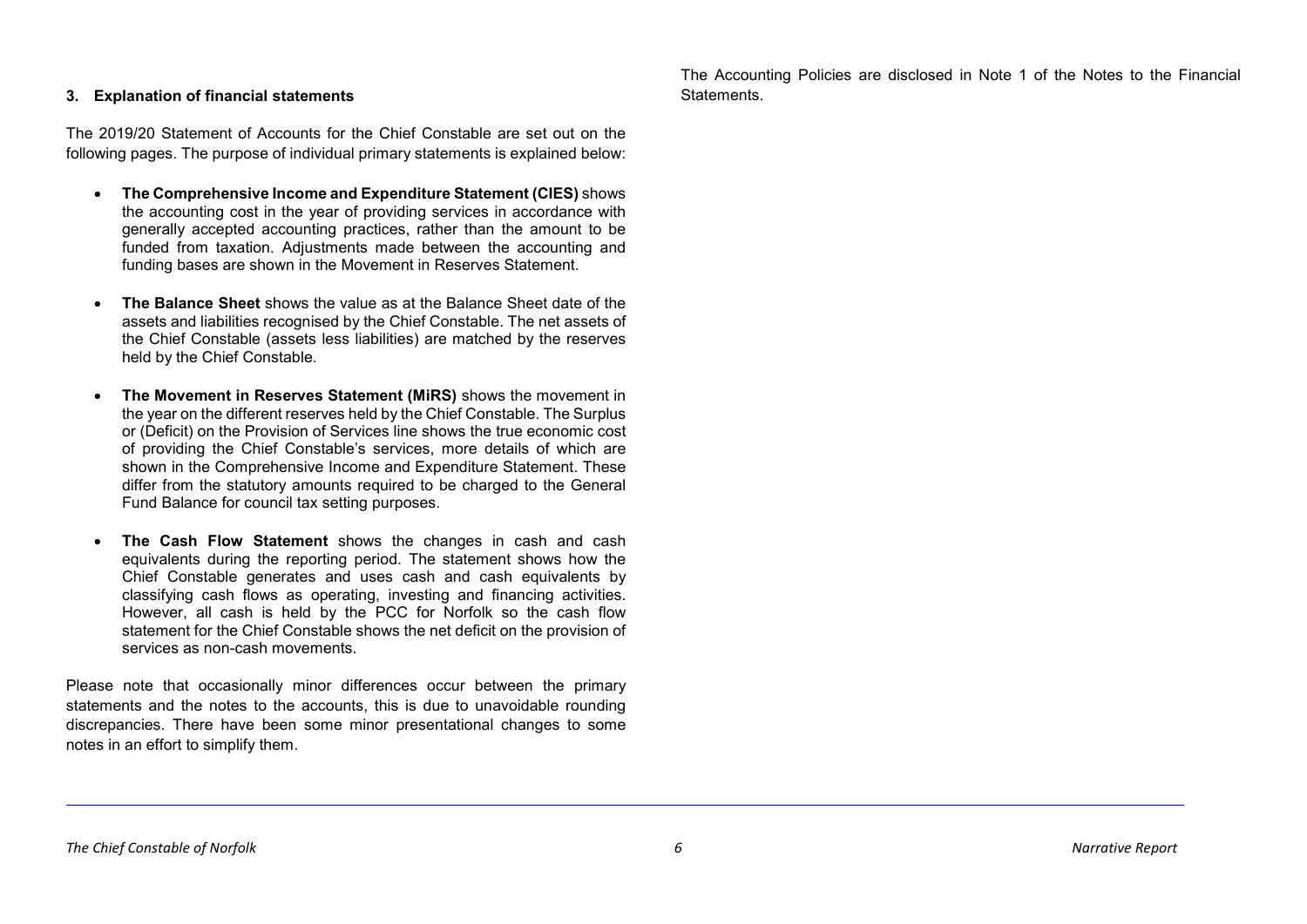### 3. Explanation of financial statements

The 2019/20 Statement of Accounts for the Chief Constable are set out on the following pages. The purpose of individual primary statements is explained below:

- **The Comprehensive Income and Expenditure Statement (CIES)** shows the accounting cost in the year of providing services in accordance with generally accepted accounting practices, rather than the amount to be funded from taxation. Adjustments made between the accounting and funding bases are shown in the Movement in Reserves Statement.

- **The Balance Sheet** shows the value as at the Balance Sheet date of the assets and liabilities recognised by the Chief Constable. The net assets of the Chief Constable (assets less liabilities) are matched by the reserves held by the Chief Constable.

- **The Movement in Reserves Statement (MiRS)** shows the movement in the year on the different reserves held by the Chief Constable. The Surplus or (Deficit) on the Provision of Services line shows the true economic cost of providing the Chief Constable's services, more details of which are shown in the Comprehensive Income and Expenditure Statement. These differ from the statutory amounts required to be charged to the General Fund Balance for council tax setting purposes.

- **The Cash Flow Statement** shows the changes in cash and cash equivalents during the reporting period. The statement shows how the Chief Constable generates and uses cash and cash equivalents by classifying cash flows as operating, investing and financing activities. However, all cash is held by the PCC for Norfolk so the cash flow statement for the Chief Constable shows the net deficit on the provision of services as non-cash movements.

Please note that occasionally minor differences occur between the primary statements and the notes to the accounts, this is due to unavoidable rounding discrepancies. There have been some minor presentational changes to some notes in an effort to simplify them.

The Accounting Policies are disclosed in Note 1 of the Notes to the Financial Statements.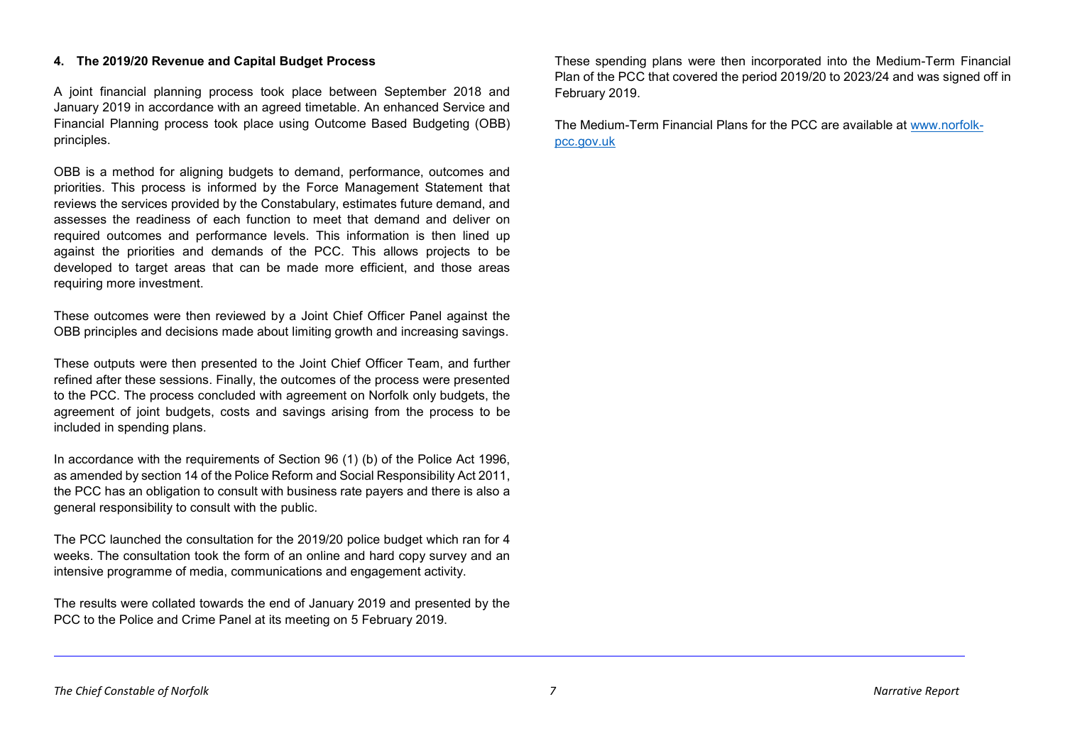#### 4. The 2019/20 Revenue and Capital Budget Process

A joint financial planning process took place between September 2018 and January 2019 in accordance with an agreed timetable. An enhanced Service and Financial Planning process took place using Outcome Based Budgeting (OBB) principles.

OBB is a method for aligning budgets to demand, performance, outcomes and priorities. This process is informed by the Force Management Statement that reviews the services provided by the Constabulary, estimates future demand, and assesses the readiness of each function to meet that demand and deliver on required outcomes and performance levels. This information is then lined up against the priorities and demands of the PCC. This allows projects to be developed to target areas that can be made more efficient, and those areas requiring more investment.

These outcomes were then reviewed by a Joint Chief Officer Panel against the OBB principles and decisions made about limiting growth and increasing savings.

These outputs were then presented to the Joint Chief Officer Team, and further refined after these sessions. Finally, the outcomes of the process were presented to the PCC. The process concluded with agreement on Norfolk only budgets, the agreement of joint budgets, costs and savings arising from the process to be included in spending plans.

In accordance with the requirements of Section 96 (1) (b) of the Police Act 1996, as amended by section 14 of the Police Reform and Social Responsibility Act 2011, the PCC has an obligation to consult with business rate payers and there is also a general responsibility to consult with the public.

The PCC launched the consultation for the 2019/20 police budget which ran for 4 weeks. The consultation took the form of an online and hard copy survey and an intensive programme of media, communications and engagement activity.

The results were collated towards the end of January 2019 and presented by the PCC to the Police and Crime Panel at its meeting on 5 February 2019.

These spending plans were then incorporated into the Medium-Term Financial Plan of the PCC that covered the period 2019/20 to 2023/24 and was signed off in February 2019.

The Medium-Term Financial Plans for the PCC are available at [www.norfolk-pcc.gov.uk](http://www.norfolk-pcc.gov.uk)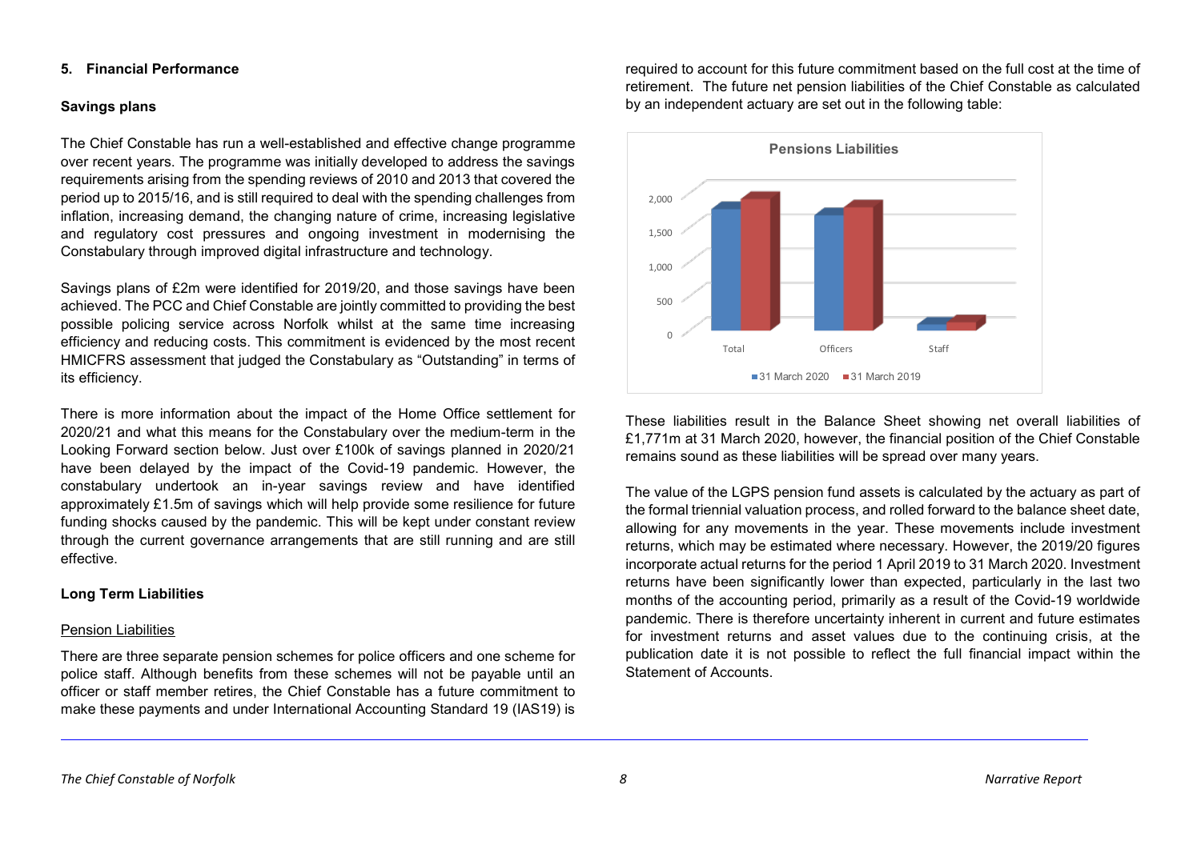## 5. Financial Performance

### Savings plans

The Chief Constable has run a well-established and effective change programme over recent years. The programme was initially developed to address the savings requirements arising from the spending reviews of 2010 and 2013 that covered the period up to 2015/16, and is still required to deal with the spending challenges from inflation, increasing demand, the changing nature of crime, increasing legislative and regulatory cost pressures and ongoing investment in modernising the Constabulary through improved digital infrastructure and technology.

Savings plans of £2m were identified for 2019/20, and those savings have been achieved. The PCC and Chief Constable are jointly committed to providing the best possible policing service across Norfolk whilst at the same time increasing efficiency and reducing costs. This commitment is evidenced by the most recent HMICFRS assessment that judged the Constabulary as "Outstanding" in terms of its efficiency.

There is more information about the impact of the Home Office settlement for 2020/21 and what this means for the Constabulary over the medium-term in the Looking Forward section below. Just over £100k of savings planned in 2020/21 have been delayed by the impact of the Covid-19 pandemic. However, the constabulary undertook an in-year savings review and have identified approximately £1.5m of savings which will help provide some resilience for future funding shocks caused by the pandemic. This will be kept under constant review through the current governance arrangements that are still running and are still effective.

### Long Term Liabilities

Pension Liabilities

There are three separate pension schemes for police officers and one scheme for police staff. Although benefits from these schemes will not be payable until an officer or staff member retires, the Chief Constable has a future commitment to make these payments and under International Accounting Standard 19 (IAS19) is required to account for this future commitment based on the full cost at the time of retirement. The future net pension liabilities of the Chief Constable as calculated by an independent actuary are set out in the following table:

**Pensions Liabilities**

(Chart: Total, Officers, Staff — 31 March 2020 vs 31 March 2019; axis 0 to 2,000)

These liabilities result in the Balance Sheet showing net overall liabilities of £1,771m at 31 March 2020, however, the financial position of the Chief Constable remains sound as these liabilities will be spread over many years.

The value of the LGPS pension fund assets is calculated by the actuary as part of the formal triennial valuation process, and rolled forward to the balance sheet date, allowing for any movements in the year. These movements include investment returns, which may be estimated where necessary. However, the 2019/20 figures incorporate actual returns for the period 1 April 2019 to 31 March 2020. Investment returns have been significantly lower than expected, particularly in the last two months of the accounting period, primarily as a result of the Covid-19 worldwide pandemic. There is therefore uncertainty inherent in current and future estimates for investment returns and asset values due to the continuing crisis, at the publication date it is not possible to reflect the full financial impact within the Statement of Accounts.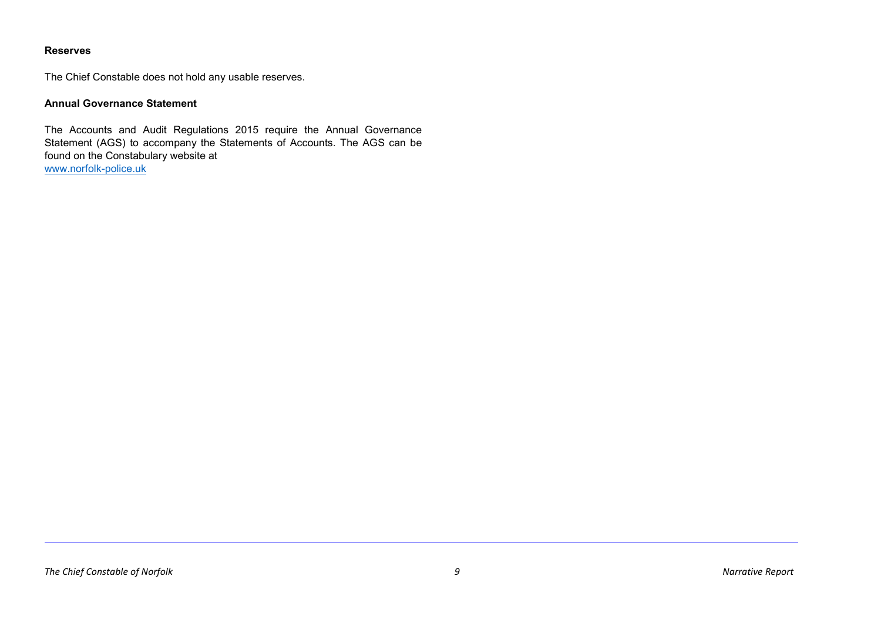**Reserves**

The Chief Constable does not hold any usable reserves.

**Annual Governance Statement**

The Accounts and Audit Regulations 2015 require the Annual Governance Statement (AGS) to accompany the Statements of Accounts. The AGS can be found on the Constabulary website at
www.norfolk-police.uk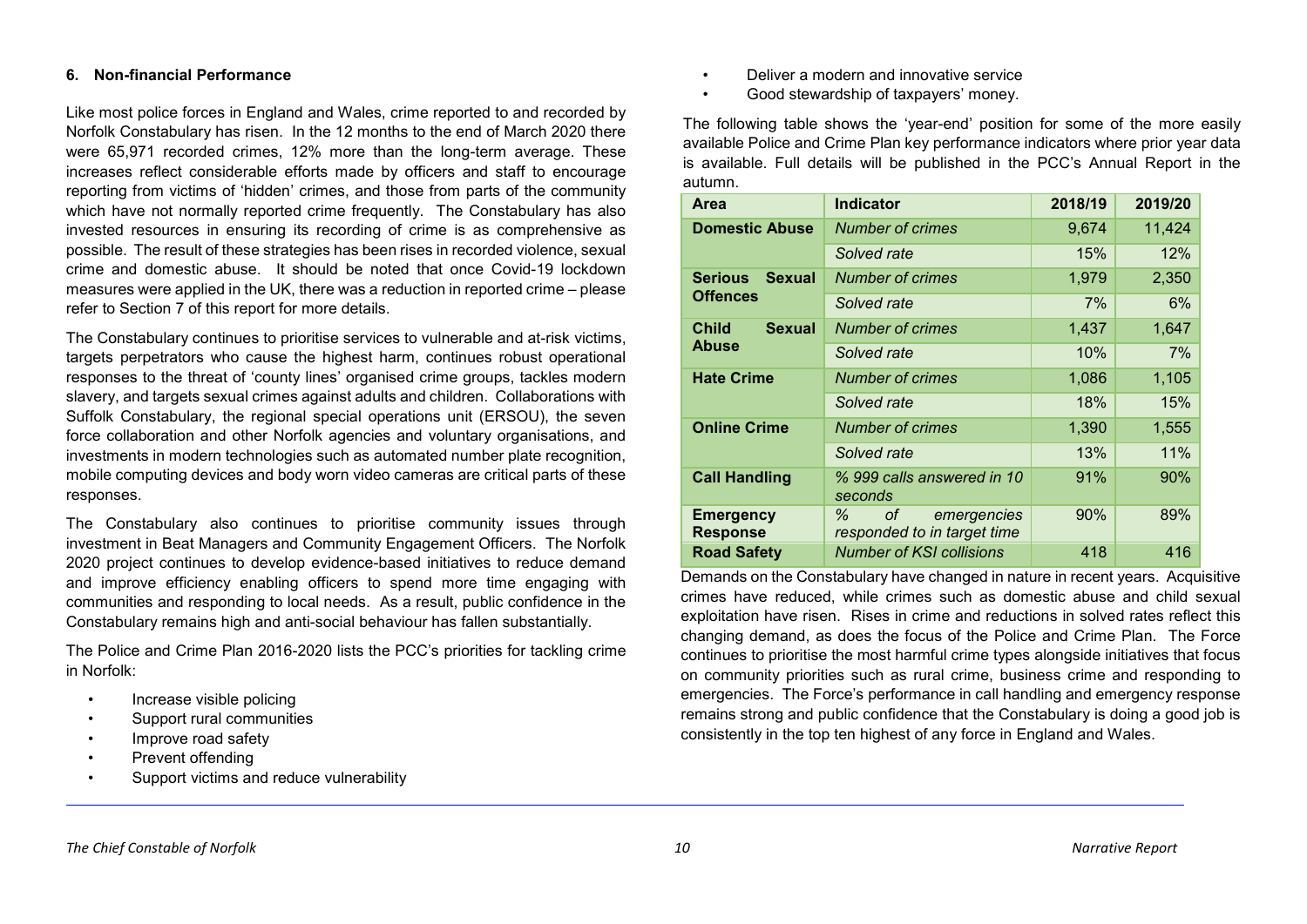## 6. Non-financial Performance

Like most police forces in England and Wales, crime reported to and recorded by Norfolk Constabulary has risen. In the 12 months to the end of March 2020 there were 65,971 recorded crimes, 12% more than the long-term average. These increases reflect considerable efforts made by officers and staff to encourage reporting from victims of 'hidden' crimes, and those from parts of the community which have not normally reported crime frequently. The Constabulary has also invested resources in ensuring its recording of crime is as comprehensive as possible. The result of these strategies has been rises in recorded violence, sexual crime and domestic abuse. It should be noted that once Covid-19 lockdown measures were applied in the UK, there was a reduction in reported crime – please refer to Section 7 of this report for more details.

The Constabulary continues to prioritise services to vulnerable and at-risk victims, targets perpetrators who cause the highest harm, continues robust operational responses to the threat of 'county lines' organised crime groups, tackles modern slavery, and targets sexual crimes against adults and children. Collaborations with Suffolk Constabulary, the regional special operations unit (ERSOU), the seven force collaboration and other Norfolk agencies and voluntary organisations, and investments in modern technologies such as automated number plate recognition, mobile computing devices and body worn video cameras are critical parts of these responses.

The Constabulary also continues to prioritise community issues through investment in Beat Managers and Community Engagement Officers. The Norfolk 2020 project continues to develop evidence-based initiatives to reduce demand and improve efficiency enabling officers to spend more time engaging with communities and responding to local needs. As a result, public confidence in the Constabulary remains high and anti-social behaviour has fallen substantially.

The Police and Crime Plan 2016-2020 lists the PCC's priorities for tackling crime in Norfolk:

- Increase visible policing
- Support rural communities
- Improve road safety
- Prevent offending
- Support victims and reduce vulnerability
- Deliver a modern and innovative service
- Good stewardship of taxpayers' money.

The following table shows the 'year-end' position for some of the more easily available Police and Crime Plan key performance indicators where prior year data is available. Full details will be published in the PCC's Annual Report in the autumn.

| Area | Indicator | 2018/19 | 2019/20 |
|---|---|---|---|
| **Domestic Abuse** | *Number of crimes* | 9,674 | 11,424 |
| | *Solved rate* | 15% | 12% |
| **Serious Sexual Offences** | *Number of crimes* | 1,979 | 2,350 |
| | *Solved rate* | 7% | 6% |
| **Child Sexual Abuse** | *Number of crimes* | 1,437 | 1,647 |
| | *Solved rate* | 10% | 7% |
| **Hate Crime** | *Number of crimes* | 1,086 | 1,105 |
| | *Solved rate* | 18% | 15% |
| **Online Crime** | *Number of crimes* | 1,390 | 1,555 |
| | *Solved rate* | 13% | 11% |
| **Call Handling** | *% 999 calls answered in 10 seconds* | 91% | 90% |
| **Emergency Response** | *% of emergencies responded to in target time* | 90% | 89% |
| **Road Safety** | *Number of KSI collisions* | 418 | 416 |

Demands on the Constabulary have changed in nature in recent years. Acquisitive crimes have reduced, while crimes such as domestic abuse and child sexual exploitation have risen. Rises in crime and reductions in solved rates reflect this changing demand, as does the focus of the Police and Crime Plan. The Force continues to prioritise the most harmful crime types alongside initiatives that focus on community priorities such as rural crime, business crime and responding to emergencies. The Force's performance in call handling and emergency response remains strong and public confidence that the Constabulary is doing a good job is consistently in the top ten highest of any force in England and Wales.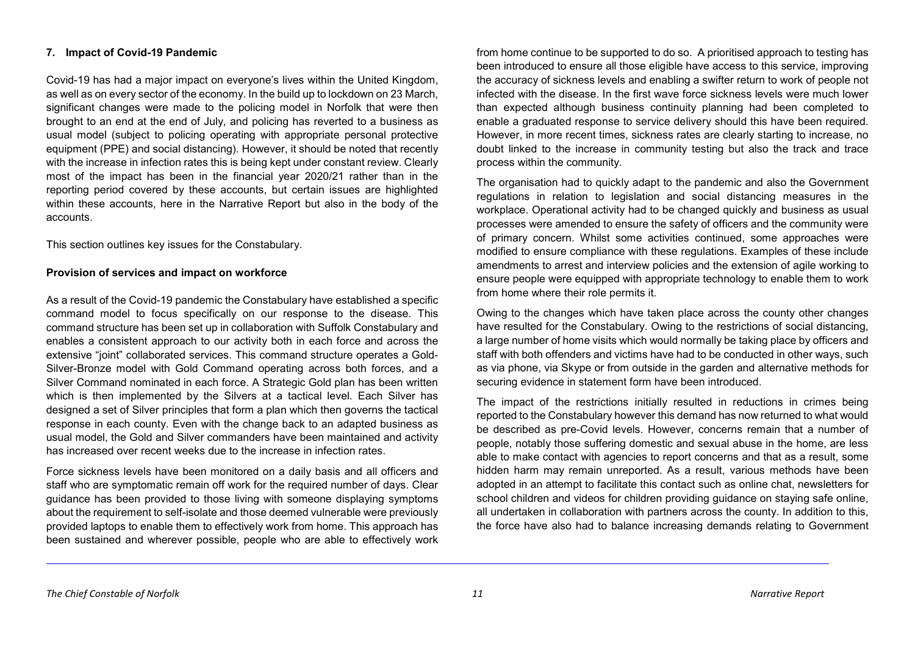## 7. Impact of Covid-19 Pandemic

Covid-19 has had a major impact on everyone's lives within the United Kingdom, as well as on every sector of the economy. In the build up to lockdown on 23 March, significant changes were made to the policing model in Norfolk that were then brought to an end at the end of July, and policing has reverted to a business as usual model (subject to policing operating with appropriate personal protective equipment (PPE) and social distancing). However, it should be noted that recently with the increase in infection rates this is being kept under constant review. Clearly most of the impact has been in the financial year 2020/21 rather than in the reporting period covered by these accounts, but certain issues are highlighted within these accounts, here in the Narrative Report but also in the body of the accounts.

This section outlines key issues for the Constabulary.

### Provision of services and impact on workforce

As a result of the Covid-19 pandemic the Constabulary have established a specific command model to focus specifically on our response to the disease. This command structure has been set up in collaboration with Suffolk Constabulary and enables a consistent approach to our activity both in each force and across the extensive "joint" collaborated services. This command structure operates a Gold-Silver-Bronze model with Gold Command operating across both forces, and a Silver Command nominated in each force. A Strategic Gold plan has been written which is then implemented by the Silvers at a tactical level. Each Silver has designed a set of Silver principles that form a plan which then governs the tactical response in each county. Even with the change back to an adapted business as usual model, the Gold and Silver commanders have been maintained and activity has increased over recent weeks due to the increase in infection rates.

Force sickness levels have been monitored on a daily basis and all officers and staff who are symptomatic remain off work for the required number of days. Clear guidance has been provided to those living with someone displaying symptoms about the requirement to self-isolate and those deemed vulnerable were previously provided laptops to enable them to effectively work from home. This approach has been sustained and wherever possible, people who are able to effectively work from home continue to be supported to do so. A prioritised approach to testing has been introduced to ensure all those eligible have access to this service, improving the accuracy of sickness levels and enabling a swifter return to work of people not infected with the disease. In the first wave force sickness levels were much lower than expected although business continuity planning had been completed to enable a graduated response to service delivery should this have been required. However, in more recent times, sickness rates are clearly starting to increase, no doubt linked to the increase in community testing but also the track and trace process within the community.

The organisation had to quickly adapt to the pandemic and also the Government regulations in relation to legislation and social distancing measures in the workplace. Operational activity had to be changed quickly and business as usual processes were amended to ensure the safety of officers and the community were of primary concern. Whilst some activities continued, some approaches were modified to ensure compliance with these regulations. Examples of these include amendments to arrest and interview policies and the extension of agile working to ensure people were equipped with appropriate technology to enable them to work from home where their role permits it.

Owing to the changes which have taken place across the county other changes have resulted for the Constabulary. Owing to the restrictions of social distancing, a large number of home visits which would normally be taking place by officers and staff with both offenders and victims have had to be conducted in other ways, such as via phone, via Skype or from outside in the garden and alternative methods for securing evidence in statement form have been introduced.

The impact of the restrictions initially resulted in reductions in crimes being reported to the Constabulary however this demand has now returned to what would be described as pre-Covid levels. However, concerns remain that a number of people, notably those suffering domestic and sexual abuse in the home, are less able to make contact with agencies to report concerns and that as a result, some hidden harm may remain unreported. As a result, various methods have been adopted in an attempt to facilitate this contact such as online chat, newsletters for school children and videos for children providing guidance on staying safe online, all undertaken in collaboration with partners across the county. In addition to this, the force have also had to balance increasing demands relating to Government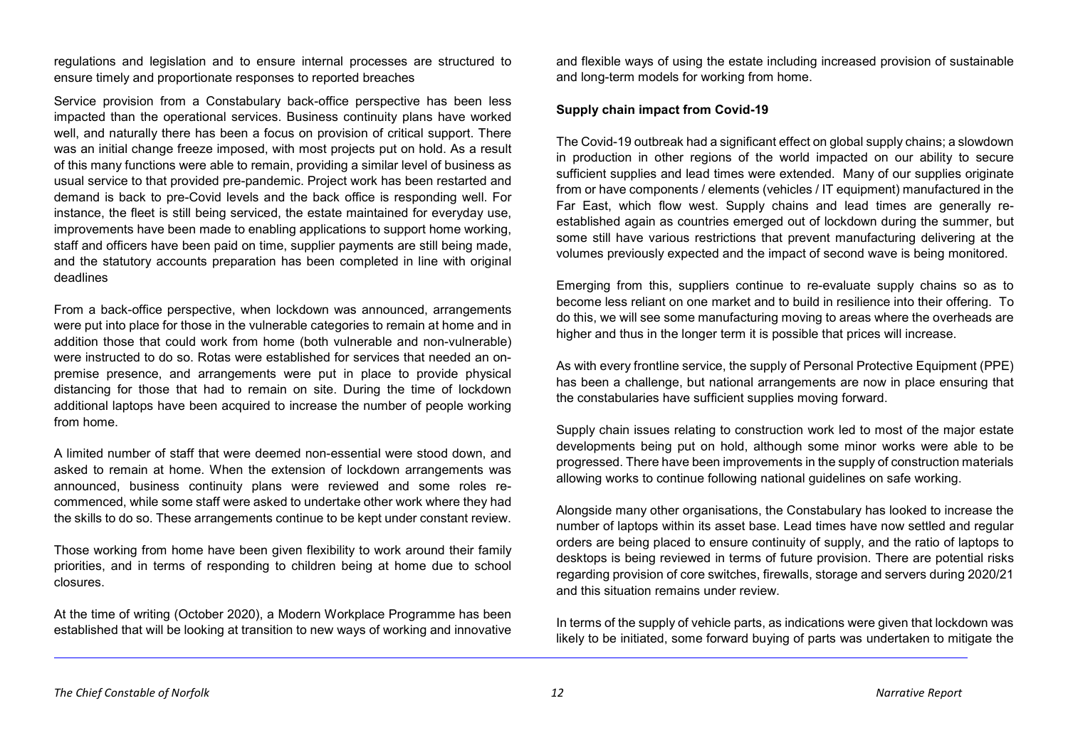regulations and legislation and to ensure internal processes are structured to ensure timely and proportionate responses to reported breaches

Service provision from a Constabulary back-office perspective has been less impacted than the operational services. Business continuity plans have worked well, and naturally there has been a focus on provision of critical support. There was an initial change freeze imposed, with most projects put on hold. As a result of this many functions were able to remain, providing a similar level of business as usual service to that provided pre-pandemic. Project work has been restarted and demand is back to pre-Covid levels and the back office is responding well. For instance, the fleet is still being serviced, the estate maintained for everyday use, improvements have been made to enabling applications to support home working, staff and officers have been paid on time, supplier payments are still being made, and the statutory accounts preparation has been completed in line with original deadlines

From a back-office perspective, when lockdown was announced, arrangements were put into place for those in the vulnerable categories to remain at home and in addition those that could work from home (both vulnerable and non-vulnerable) were instructed to do so. Rotas were established for services that needed an on-premise presence, and arrangements were put in place to provide physical distancing for those that had to remain on site. During the time of lockdown additional laptops have been acquired to increase the number of people working from home.

A limited number of staff that were deemed non-essential were stood down, and asked to remain at home. When the extension of lockdown arrangements was announced, business continuity plans were reviewed and some roles re-commenced, while some staff were asked to undertake other work where they had the skills to do so. These arrangements continue to be kept under constant review.

Those working from home have been given flexibility to work around their family priorities, and in terms of responding to children being at home due to school closures.

At the time of writing (October 2020), a Modern Workplace Programme has been established that will be looking at transition to new ways of working and innovative and flexible ways of using the estate including increased provision of sustainable and long-term models for working from home.

**Supply chain impact from Covid-19**

The Covid-19 outbreak had a significant effect on global supply chains; a slowdown in production in other regions of the world impacted on our ability to secure sufficient supplies and lead times were extended. Many of our supplies originate from or have components / elements (vehicles / IT equipment) manufactured in the Far East, which flow west. Supply chains and lead times are generally re-established again as countries emerged out of lockdown during the summer, but some still have various restrictions that prevent manufacturing delivering at the volumes previously expected and the impact of second wave is being monitored.

Emerging from this, suppliers continue to re-evaluate supply chains so as to become less reliant on one market and to build in resilience into their offering. To do this, we will see some manufacturing moving to areas where the overheads are higher and thus in the longer term it is possible that prices will increase.

As with every frontline service, the supply of Personal Protective Equipment (PPE) has been a challenge, but national arrangements are now in place ensuring that the constabularies have sufficient supplies moving forward.

Supply chain issues relating to construction work led to most of the major estate developments being put on hold, although some minor works were able to be progressed. There have been improvements in the supply of construction materials allowing works to continue following national guidelines on safe working.

Alongside many other organisations, the Constabulary has looked to increase the number of laptops within its asset base. Lead times have now settled and regular orders are being placed to ensure continuity of supply, and the ratio of laptops to desktops is being reviewed in terms of future provision. There are potential risks regarding provision of core switches, firewalls, storage and servers during 2020/21 and this situation remains under review.

In terms of the supply of vehicle parts, as indications were given that lockdown was likely to be initiated, some forward buying of parts was undertaken to mitigate the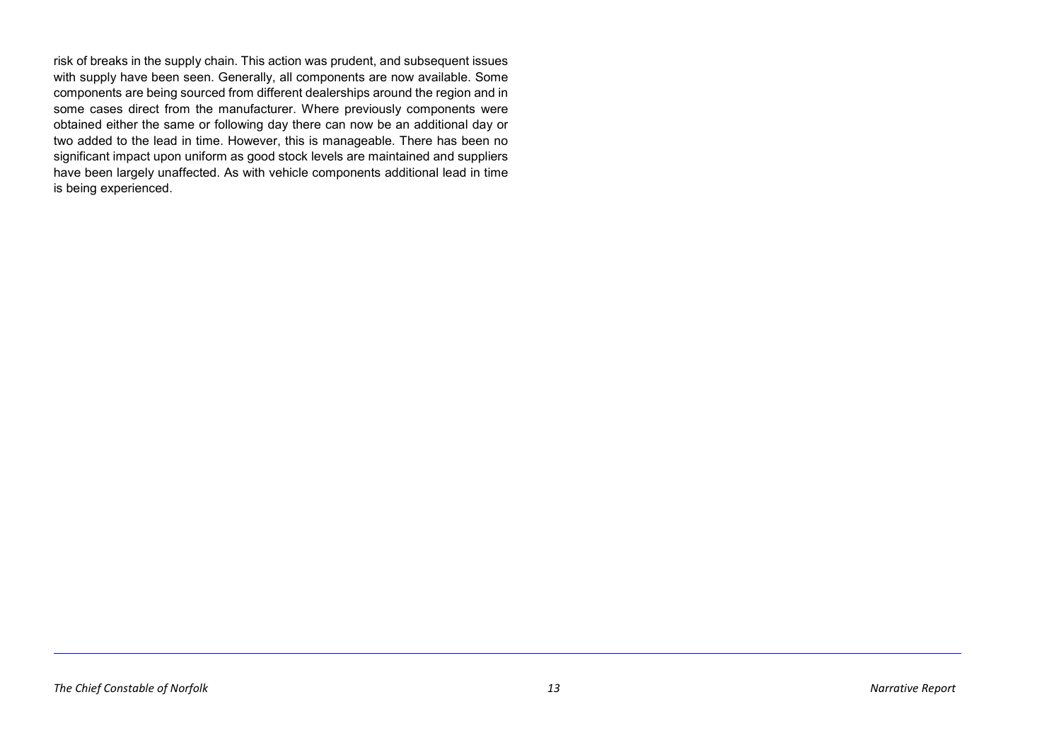risk of breaks in the supply chain. This action was prudent, and subsequent issues with supply have been seen. Generally, all components are now available. Some components are being sourced from different dealerships around the region and in some cases direct from the manufacturer. Where previously components were obtained either the same or following day there can now be an additional day or two added to the lead in time. However, this is manageable. There has been no significant impact upon uniform as good stock levels are maintained and suppliers have been largely unaffected. As with vehicle components additional lead in time is being experienced.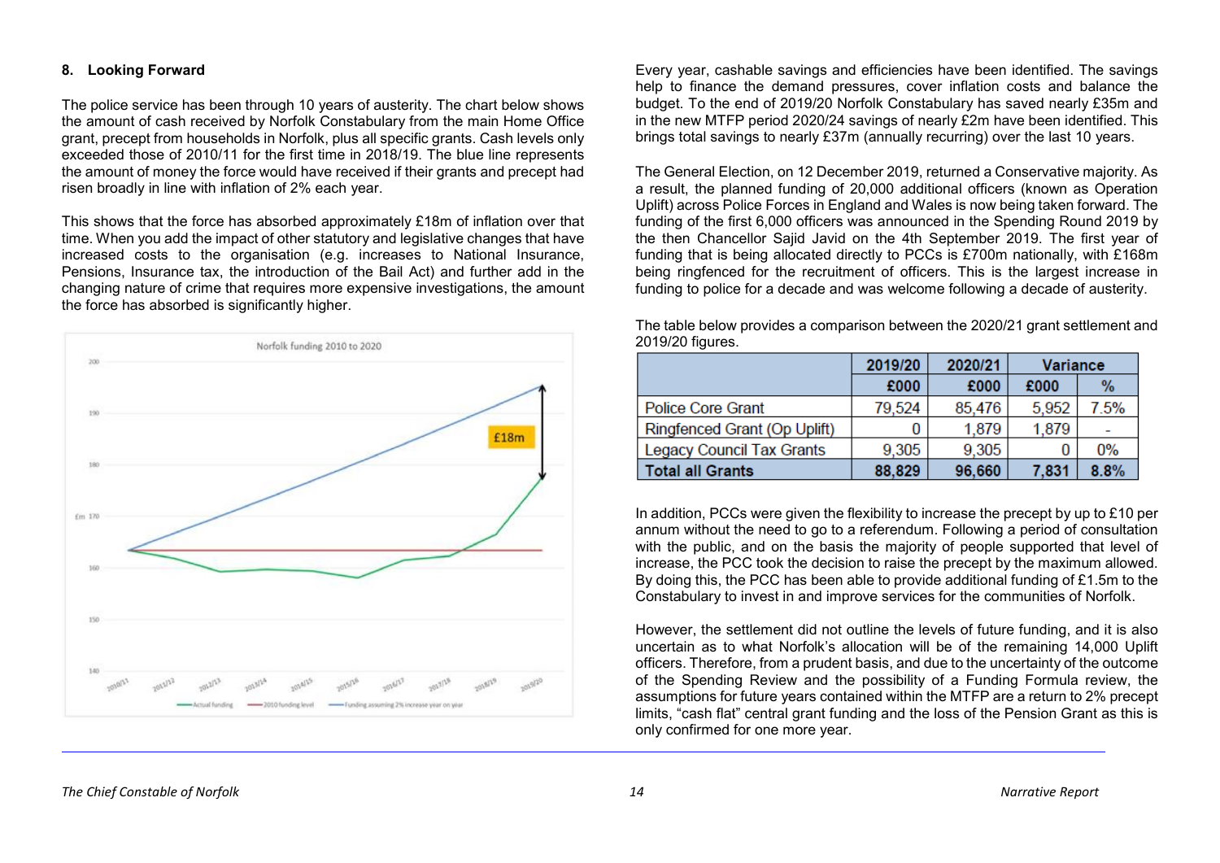## 8. Looking Forward

The police service has been through 10 years of austerity. The chart below shows the amount of cash received by Norfolk Constabulary from the main Home Office grant, precept from households in Norfolk, plus all specific grants. Cash levels only exceeded those of 2010/11 for the first time in 2018/19. The blue line represents the amount of money the force would have received if their grants and precept had risen broadly in line with inflation of 2% each year.

This shows that the force has absorbed approximately £18m of inflation over that time. When you add the impact of other statutory and legislative changes that have increased costs to the organisation (e.g. increases to National Insurance, Pensions, Insurance tax, the introduction of the Bail Act) and further add in the changing nature of crime that requires more expensive investigations, the amount the force has absorbed is significantly higher.

Every year, cashable savings and efficiencies have been identified. The savings help to finance the demand pressures, cover inflation costs and balance the budget. To the end of 2019/20 Norfolk Constabulary has saved nearly £35m and in the new MTFP period 2020/24 savings of nearly £2m have been identified. This brings total savings to nearly £37m (annually recurring) over the last 10 years.

The General Election, on 12 December 2019, returned a Conservative majority. As a result, the planned funding of 20,000 additional officers (known as Operation Uplift) across Police Forces in England and Wales is now being taken forward. The funding of the first 6,000 officers was announced in the Spending Round 2019 by the then Chancellor Sajid Javid on the 4th September 2019. The first year of funding that is being allocated directly to PCCs is £700m nationally, with £168m being ringfenced for the recruitment of officers. This is the largest increase in funding to police for a decade and was welcome following a decade of austerity.

The table below provides a comparison between the 2020/21 grant settlement and 2019/20 figures.

| | 2019/20 | 2020/21 | Variance | |
|---|---|---|---|---|
| | £000 | £000 | £000 | % |
| Police Core Grant | 79,524 | 85,476 | 5,952 | 7.5% |
| Ringfenced Grant (Op Uplift) | 0 | 1,879 | 1,879 | - |
| Legacy Council Tax Grants | 9,305 | 9,305 | 0 | 0% |
| **Total all Grants** | **88,829** | **96,660** | **7,831** | **8.8%** |

In addition, PCCs were given the flexibility to increase the precept by up to £10 per annum without the need to go to a referendum. Following a period of consultation with the public, and on the basis the majority of people supported that level of increase, the PCC took the decision to raise the precept by the maximum allowed. By doing this, the PCC has been able to provide additional funding of £1.5m to the Constabulary to invest in and improve services for the communities of Norfolk.

However, the settlement did not outline the levels of future funding, and it is also uncertain as to what Norfolk's allocation will be of the remaining 14,000 Uplift officers. Therefore, from a prudent basis, and due to the uncertainty of the outcome of the Spending Review and the possibility of a Funding Formula review, the assumptions for future years contained within the MTFP are a return to 2% precept limits, "cash flat" central grant funding and the loss of the Pension Grant as this is only confirmed for one more year.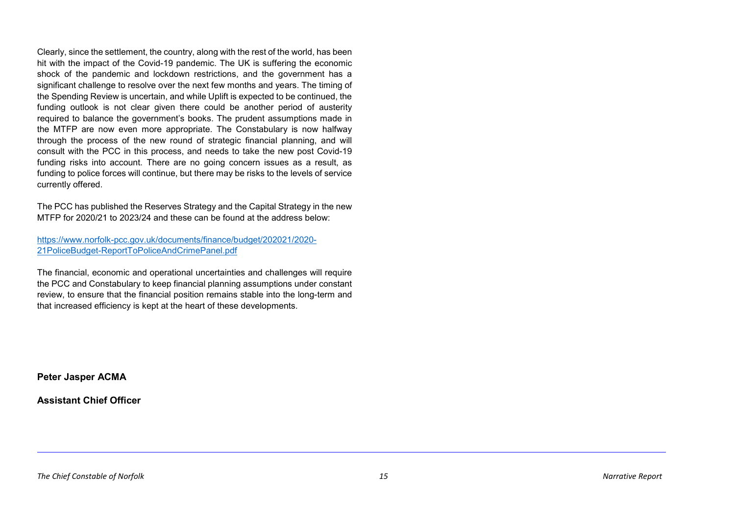Clearly, since the settlement, the country, along with the rest of the world, has been hit with the impact of the Covid-19 pandemic. The UK is suffering the economic shock of the pandemic and lockdown restrictions, and the government has a significant challenge to resolve over the next few months and years. The timing of the Spending Review is uncertain, and while Uplift is expected to be continued, the funding outlook is not clear given there could be another period of austerity required to balance the government's books. The prudent assumptions made in the MTFP are now even more appropriate. The Constabulary is now halfway through the process of the new round of strategic financial planning, and will consult with the PCC in this process, and needs to take the new post Covid-19 funding risks into account. There are no going concern issues as a result, as funding to police forces will continue, but there may be risks to the levels of service currently offered.

The PCC has published the Reserves Strategy and the Capital Strategy in the new MTFP for 2020/21 to 2023/24 and these can be found at the address below:

[https://www.norfolk-pcc.gov.uk/documents/finance/budget/202021/2020-21PoliceBudget-ReportToPoliceAndCrimePanel.pdf](https://www.norfolk-pcc.gov.uk/documents/finance/budget/202021/2020-21PoliceBudget-ReportToPoliceAndCrimePanel.pdf)

The financial, economic and operational uncertainties and challenges will require the PCC and Constabulary to keep financial planning assumptions under constant review, to ensure that the financial position remains stable into the long-term and that increased efficiency is kept at the heart of these developments.

**Peter Jasper ACMA**

**Assistant Chief Officer**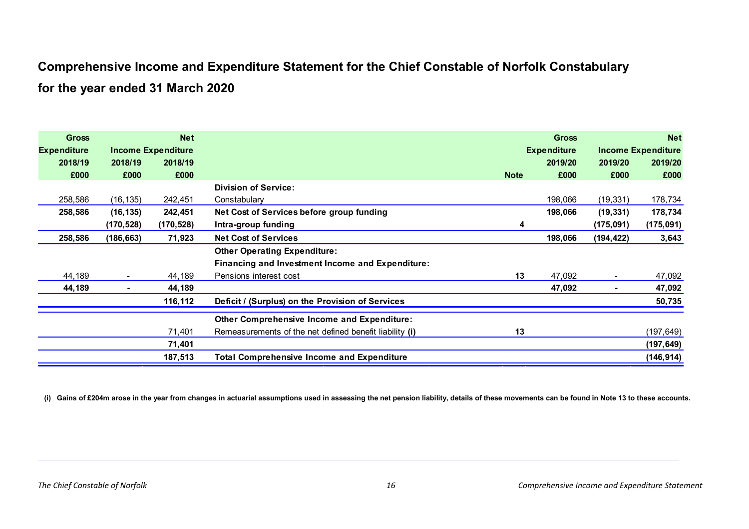## Comprehensive Income and Expenditure Statement for the Chief Constable of Norfolk Constabulary

## for the year ended 31 March 2020

| Gross Expenditure 2018/19 £000 | Income 2018/19 £000 | Net Expenditure 2018/19 £000 | | Note | Gross Expenditure 2019/20 £000 | Income 2019/20 £000 | Net Expenditure 2019/20 £000 |
|---|---|---|---|---|---|---|---|
| | | | **Division of Service:** | | | | |
| 258,586 | (16,135) | 242,451 | Constabulary | | 198,066 | (19,331) | 178,734 |
| **258,586** | **(16,135)** | **242,451** | **Net Cost of Services before group funding** | | **198,066** | **(19,331)** | **178,734** |
| | **(170,528)** | **(170,528)** | **Intra-group funding** | **4** | | **(175,091)** | **(175,091)** |
| **258,586** | **(186,663)** | **71,923** | **Net Cost of Services** | | **198,066** | **(194,422)** | **3,643** |
| | | | **Other Operating Expenditure:** | | | | |
| | | | **Financing and Investment Income and Expenditure:** | | | | |
| 44,189 | - | 44,189 | Pensions interest cost | **13** | 47,092 | - | 47,092 |
| **44,189** | **-** | **44,189** | | | **47,092** | **-** | **47,092** |
| | | **116,112** | **Deficit / (Surplus) on the Provision of Services** | | | | **50,735** |
| | | | **Other Comprehensive Income and Expenditure:** | | | | |
| | | 71,401 | Remeasurements of the net defined benefit liability **(i)** | **13** | | | (197,649) |
| | | **71,401** | | | | | **(197,649)** |
| | | **187,513** | **Total Comprehensive Income and Expenditure** | | | | **(146,914)** |

**(i) Gains of £204m arose in the year from changes in actuarial assumptions used in assessing the net pension liability, details of these movements can be found in Note 13 to these accounts.**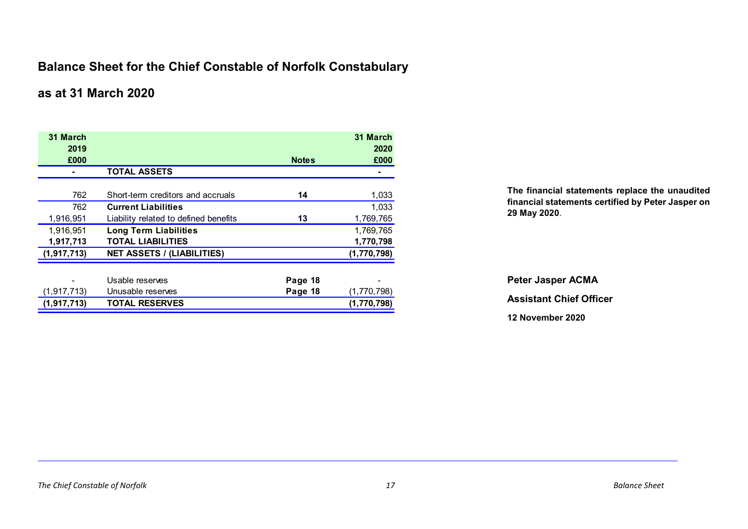## Balance Sheet for the Chief Constable of Norfolk Constabulary

## as at 31 March 2020

| 31 March 2019 £000 | | Notes | 31 March 2020 £000 |
|---|---|---|---|
| **-** | **TOTAL ASSETS** | | **-** |
| 762 | Short-term creditors and accruals | **14** | 1,033 |
| 762 | **Current Liabilities** | | 1,033 |
| 1,916,951 | Liability related to defined benefits | **13** | 1,769,765 |
| 1,916,951 | **Long Term Liabilities** | | 1,769,765 |
| **1,917,713** | **TOTAL LIABILITIES** | | **1,770,798** |
| **(1,917,713)** | **NET ASSETS / (LIABILITIES)** | | **(1,770,798)** |
| - | Usable reserves | **Page 18** | - |
| (1,917,713) | Unusable reserves | **Page 18** | (1,770,798) |
| **(1,917,713)** | **TOTAL RESERVES** | | **(1,770,798)** |

**The financial statements replace the unaudited financial statements certified by Peter Jasper on 29 May 2020**.

**Peter Jasper ACMA**

**Assistant Chief Officer**

**12 November 2020**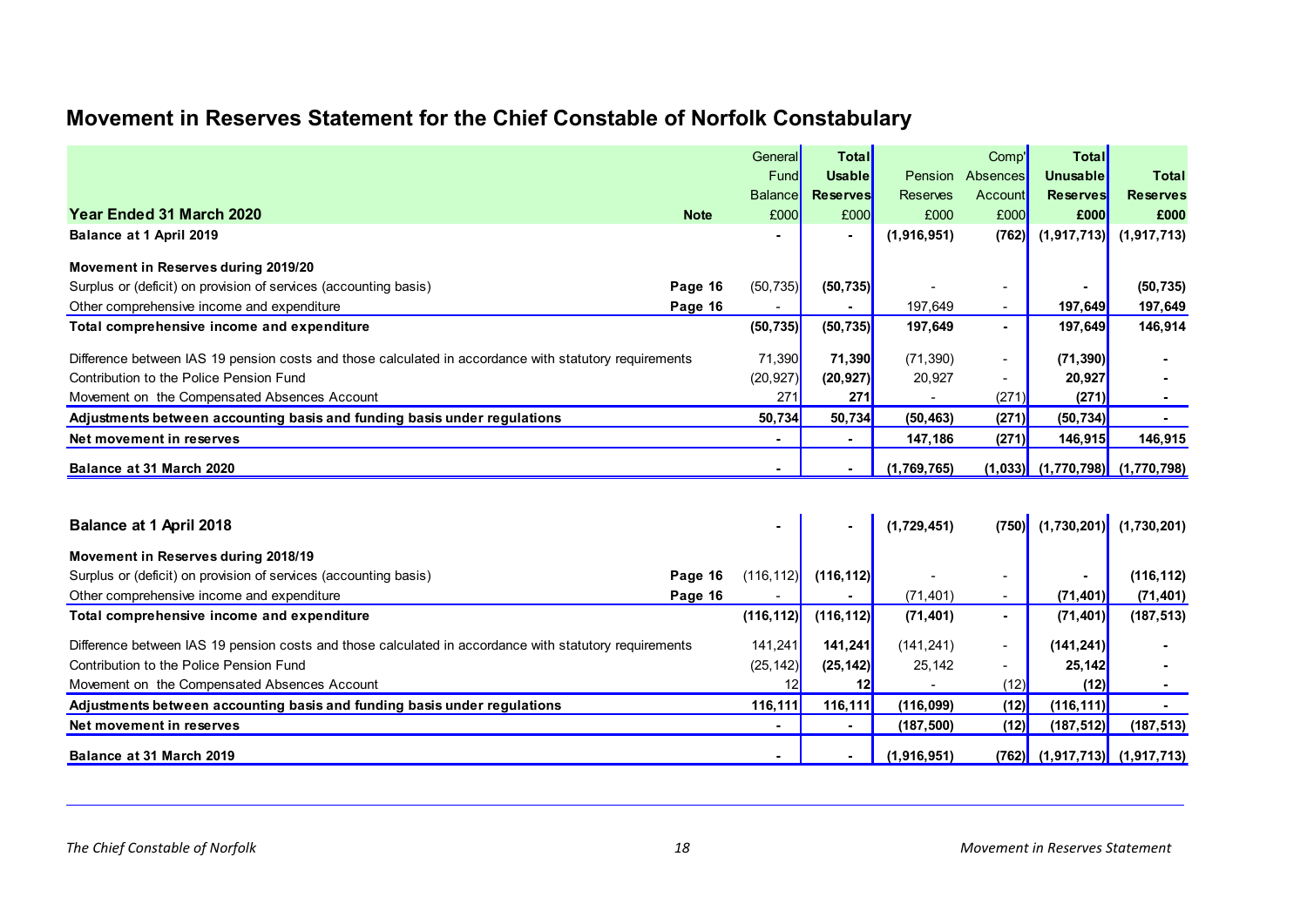# Movement in Reserves Statement for the Chief Constable of Norfolk Constabulary

| Year Ended 31 March 2020 | Note | General Fund Balance £000 | Total Usable Reserves £000 | Pension Reserves £000 | Comp' Absences Account £000 | Total Unusable Reserves £000 | Total Reserves £000 |
|---|---|---|---|---|---|---|---|
| **Balance at 1 April 2019** | | **-** | **-** | **(1,916,951)** | **(762)** | **(1,917,713)** | **(1,917,713)** |
| **Movement in Reserves during 2019/20** | | | | | | | |
| Surplus or (deficit) on provision of services (accounting basis) | **Page 16** | (50,735) | **(50,735)** | - | - | **-** | **(50,735)** |
| Other comprehensive income and expenditure | **Page 16** | - | **-** | 197,649 | - | **197,649** | **197,649** |
| **Total comprehensive income and expenditure** | | **(50,735)** | **(50,735)** | **197,649** | **-** | **197,649** | **146,914** |
| Difference between IAS 19 pension costs and those calculated in accordance with statutory requirements | | 71,390 | **71,390** | (71,390) | - | **(71,390)** | **-** |
| Contribution to the Police Pension Fund | | (20,927) | **(20,927)** | 20,927 | - | **20,927** | **-** |
| Movement on the Compensated Absences Account | | 271 | **271** | - | (271) | **(271)** | **-** |
| **Adjustments between accounting basis and funding basis under regulations** | | **50,734** | **50,734** | **(50,463)** | **(271)** | **(50,734)** | **-** |
| **Net movement in reserves** | | **-** | **-** | **147,186** | **(271)** | **146,915** | **146,915** |
| **Balance at 31 March 2020** | | **-** | **-** | **(1,769,765)** | **(1,033)** | **(1,770,798)** | **(1,770,798)** |

| | Note | General Fund Balance £000 | Total Usable Reserves £000 | Pension Reserves £000 | Comp' Absences Account £000 | Total Unusable Reserves £000 | Total Reserves £000 |
|---|---|---|---|---|---|---|---|
| **Balance at 1 April 2018** | | **-** | **-** | **(1,729,451)** | **(750)** | **(1,730,201)** | **(1,730,201)** |
| **Movement in Reserves during 2018/19** | | | | | | | |
| Surplus or (deficit) on provision of services (accounting basis) | **Page 16** | (116,112) | **(116,112)** | - | - | **-** | **(116,112)** |
| Other comprehensive income and expenditure | **Page 16** | - | **-** | (71,401) | - | **(71,401)** | **(71,401)** |
| **Total comprehensive income and expenditure** | | **(116,112)** | **(116,112)** | **(71,401)** | **-** | **(71,401)** | **(187,513)** |
| Difference between IAS 19 pension costs and those calculated in accordance with statutory requirements | | 141,241 | **141,241** | (141,241) | - | **(141,241)** | **-** |
| Contribution to the Police Pension Fund | | (25,142) | **(25,142)** | 25,142 | - | **25,142** | **-** |
| Movement on the Compensated Absences Account | | 12 | **12** | - | (12) | **(12)** | **-** |
| **Adjustments between accounting basis and funding basis under regulations** | | **116,111** | **116,111** | **(116,099)** | **(12)** | **(116,111)** | **-** |
| **Net movement in reserves** | | **-** | **-** | **(187,500)** | **(12)** | **(187,512)** | **(187,513)** |
| **Balance at 31 March 2019** | | **-** | **-** | **(1,916,951)** | **(762)** | **(1,917,713)** | **(1,917,713)** |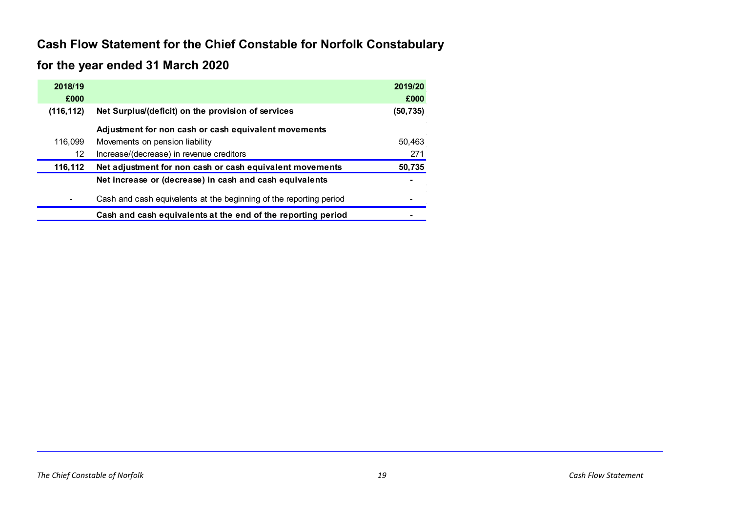# Cash Flow Statement for the Chief Constable for Norfolk Constabulary

## for the year ended 31 March 2020

| 2018/19 £000 | | 2019/20 £000 |
|---|---|---|
| (116,112) | **Net Surplus/(deficit) on the provision of services** | (50,735) |
| | **Adjustment for non cash or cash equivalent movements** | |
| 116,099 | Movements on pension liability | 50,463 |
| 12 | Increase/(decrease) in revenue creditors | 271 |
| **116,112** | **Net adjustment for non cash or cash equivalent movements** | **50,735** |
| | **Net increase or (decrease) in cash and cash equivalents** | **-** |
| - | Cash and cash equivalents at the beginning of the reporting period | - |
| | **Cash and cash equivalents at the end of the reporting period** | **-** |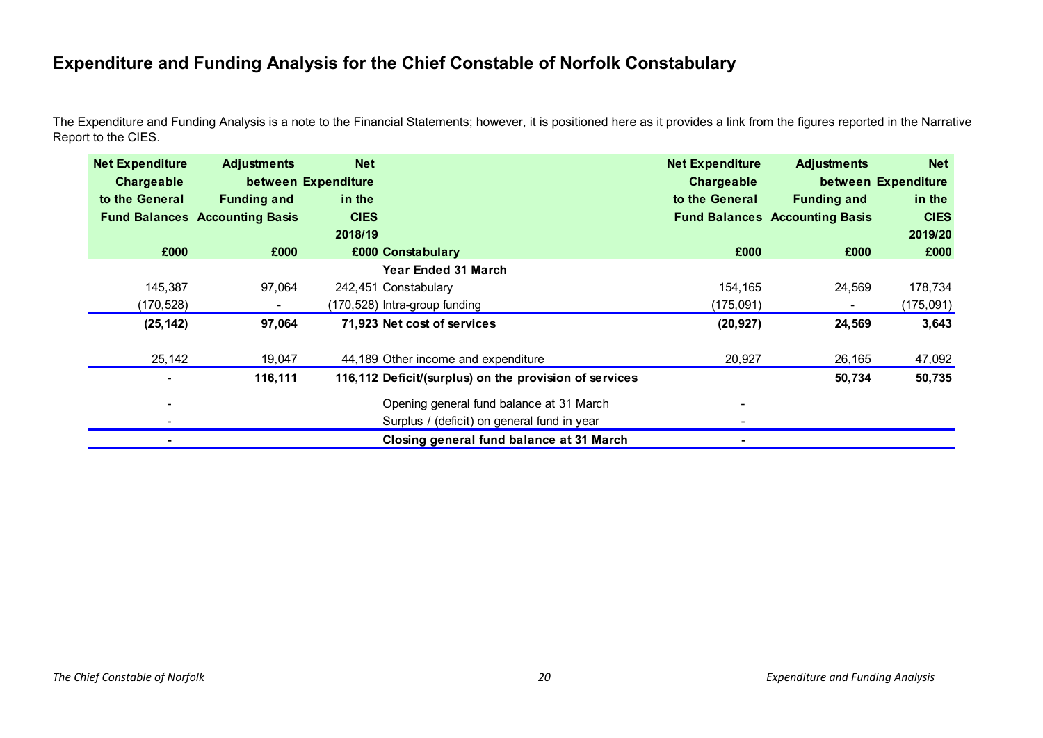# Expenditure and Funding Analysis for the Chief Constable of Norfolk Constabulary

The Expenditure and Funding Analysis is a note to the Financial Statements; however, it is positioned here as it provides a link from the figures reported in the Narrative Report to the CIES.

| Net Expenditure Chargeable to the General Fund Balances | Adjustments between Funding and Accounting Basis | Net Expenditure in the CIES 2018/19 | | Net Expenditure Chargeable to the General Fund Balances | Adjustments between Funding and Accounting Basis | Net Expenditure in the CIES 2019/20 |
|---|---|---|---|---|---|---|
| £000 | £000 | £000 | **Constabulary** | £000 | £000 | £000 |
| | | | **Year Ended 31 March** | | | |
| 145,387 | 97,064 | 242,451 | Constabulary | 154,165 | 24,569 | 178,734 |
| (170,528) | - | (170,528) | Intra-group funding | (175,091) | - | (175,091) |
| **(25,142)** | **97,064** | **71,923** | **Net cost of services** | **(20,927)** | **24,569** | **3,643** |
| 25,142 | 19,047 | 44,189 | Other income and expenditure | 20,927 | 26,165 | 47,092 |
| - | **116,111** | **116,112** | **Deficit/(surplus) on the provision of services** | | **50,734** | **50,735** |
| - | | | Opening general fund balance at 31 March | - | | |
| - | | | Surplus / (deficit) on general fund in year | - | | |
| **-** | | | **Closing general fund balance at 31 March** | **-** | | |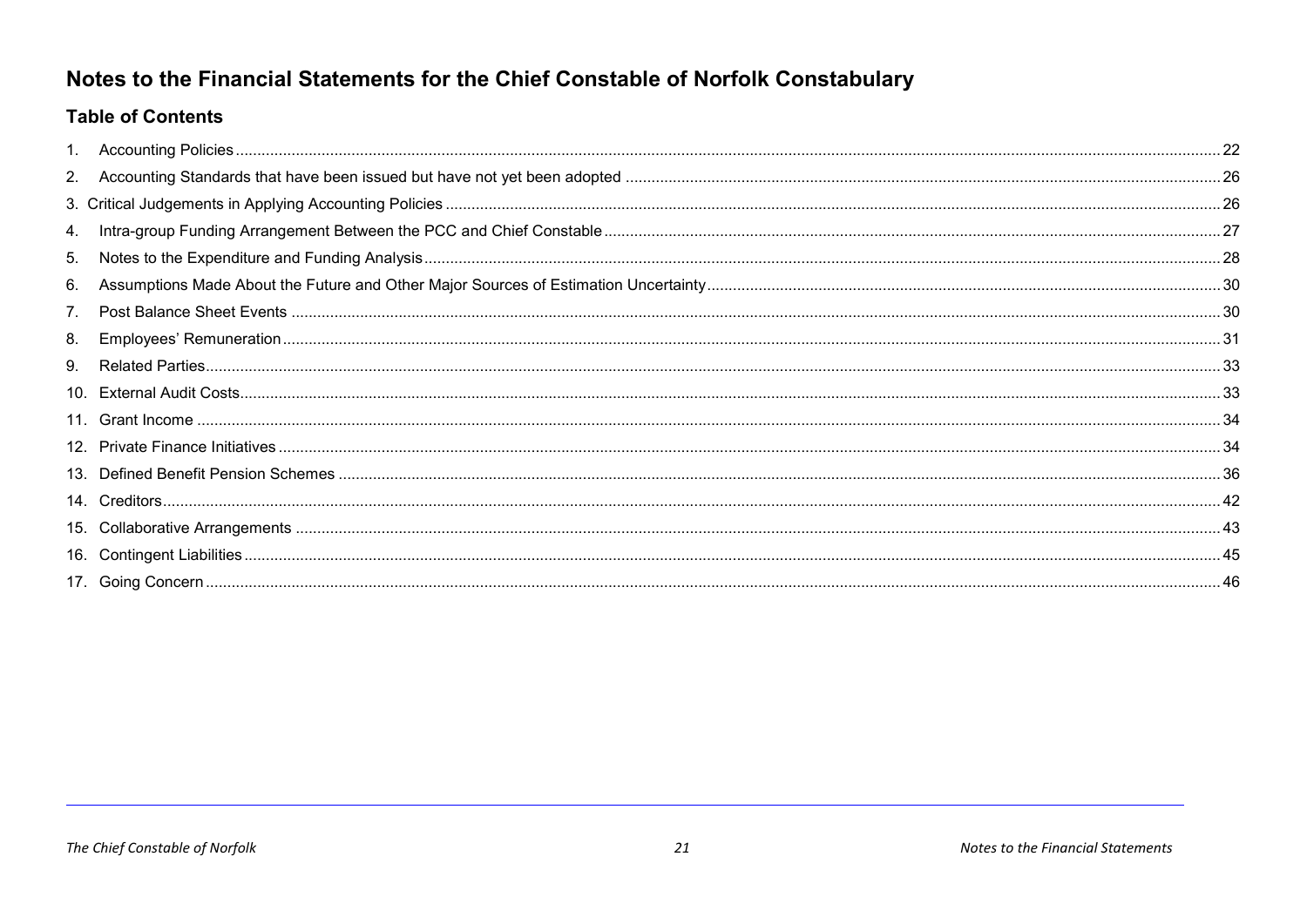# Notes to the Financial Statements for the Chief Constable of Norfolk Constabulary

## Table of Contents

1. Accounting Policies ..... 22
2. Accounting Standards that have been issued but have not yet been adopted ..... 26
3. Critical Judgements in Applying Accounting Policies ..... 26
4. Intra-group Funding Arrangement Between the PCC and Chief Constable ..... 27
5. Notes to the Expenditure and Funding Analysis ..... 28
6. Assumptions Made About the Future and Other Major Sources of Estimation Uncertainty ..... 30
7. Post Balance Sheet Events ..... 30
8. Employees' Remuneration ..... 31
9. Related Parties ..... 33
10. External Audit Costs ..... 33
11. Grant Income ..... 34
12. Private Finance Initiatives ..... 34
13. Defined Benefit Pension Schemes ..... 36
14. Creditors ..... 42
15. Collaborative Arrangements ..... 43
16. Contingent Liabilities ..... 45
17. Going Concern ..... 46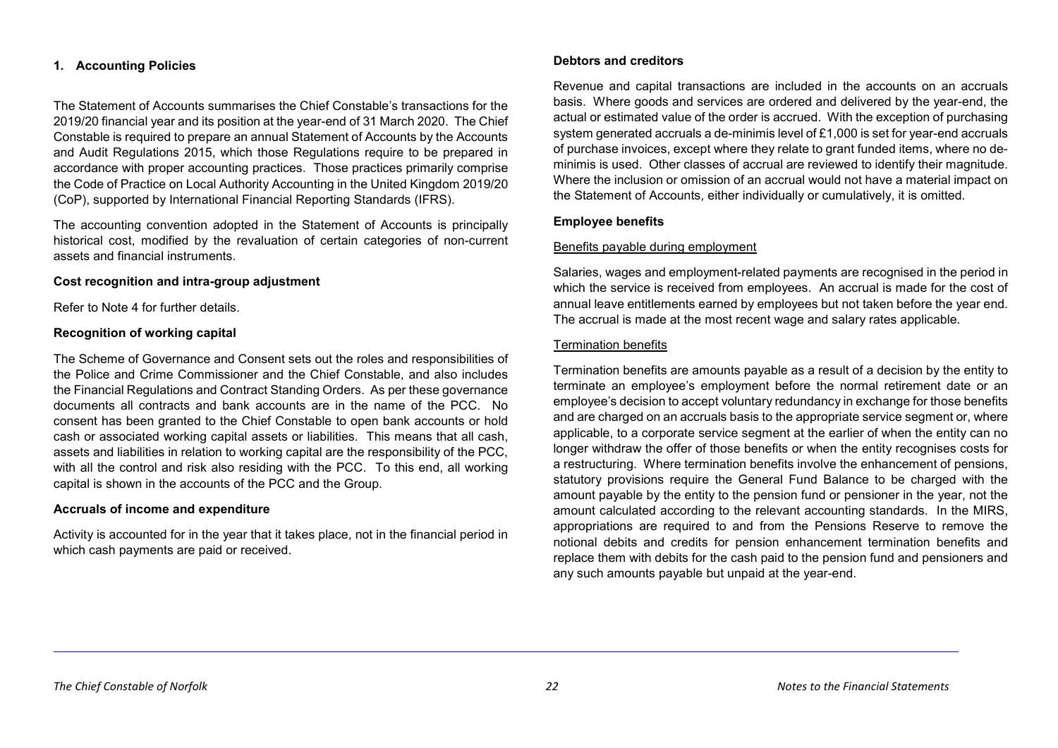## 1. Accounting Policies

The Statement of Accounts summarises the Chief Constable's transactions for the 2019/20 financial year and its position at the year-end of 31 March 2020. The Chief Constable is required to prepare an annual Statement of Accounts by the Accounts and Audit Regulations 2015, which those Regulations require to be prepared in accordance with proper accounting practices. Those practices primarily comprise the Code of Practice on Local Authority Accounting in the United Kingdom 2019/20 (CoP), supported by International Financial Reporting Standards (IFRS).

The accounting convention adopted in the Statement of Accounts is principally historical cost, modified by the revaluation of certain categories of non-current assets and financial instruments.

### Cost recognition and intra-group adjustment

Refer to Note 4 for further details.

### Recognition of working capital

The Scheme of Governance and Consent sets out the roles and responsibilities of the Police and Crime Commissioner and the Chief Constable, and also includes the Financial Regulations and Contract Standing Orders. As per these governance documents all contracts and bank accounts are in the name of the PCC. No consent has been granted to the Chief Constable to open bank accounts or hold cash or associated working capital assets or liabilities. This means that all cash, assets and liabilities in relation to working capital are the responsibility of the PCC, with all the control and risk also residing with the PCC. To this end, all working capital is shown in the accounts of the PCC and the Group.

### Accruals of income and expenditure

Activity is accounted for in the year that it takes place, not in the financial period in which cash payments are paid or received.

### Debtors and creditors

Revenue and capital transactions are included in the accounts on an accruals basis. Where goods and services are ordered and delivered by the year-end, the actual or estimated value of the order is accrued. With the exception of purchasing system generated accruals a de-minimis level of £1,000 is set for year-end accruals of purchase invoices, except where they relate to grant funded items, where no de-minimis is used. Other classes of accrual are reviewed to identify their magnitude. Where the inclusion or omission of an accrual would not have a material impact on the Statement of Accounts, either individually or cumulatively, it is omitted.

### Employee benefits

Benefits payable during employment

Salaries, wages and employment-related payments are recognised in the period in which the service is received from employees. An accrual is made for the cost of annual leave entitlements earned by employees but not taken before the year end. The accrual is made at the most recent wage and salary rates applicable.

Termination benefits

Termination benefits are amounts payable as a result of a decision by the entity to terminate an employee's employment before the normal retirement date or an employee's decision to accept voluntary redundancy in exchange for those benefits and are charged on an accruals basis to the appropriate service segment or, where applicable, to a corporate service segment at the earlier of when the entity can no longer withdraw the offer of those benefits or when the entity recognises costs for a restructuring. Where termination benefits involve the enhancement of pensions, statutory provisions require the General Fund Balance to be charged with the amount payable by the entity to the pension fund or pensioner in the year, not the amount calculated according to the relevant accounting standards. In the MIRS, appropriations are required to and from the Pensions Reserve to remove the notional debits and credits for pension enhancement termination benefits and replace them with debits for the cash paid to the pension fund and pensioners and any such amounts payable but unpaid at the year-end.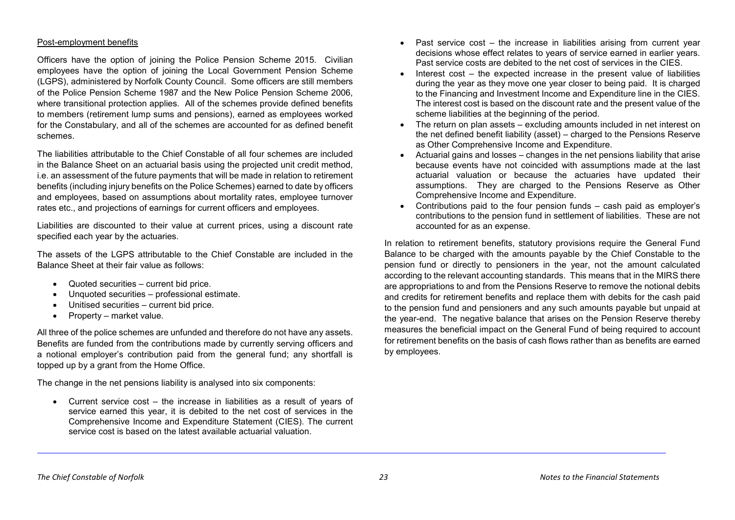Post-employment benefits

Officers have the option of joining the Police Pension Scheme 2015. Civilian employees have the option of joining the Local Government Pension Scheme (LGPS), administered by Norfolk County Council. Some officers are still members of the Police Pension Scheme 1987 and the New Police Pension Scheme 2006, where transitional protection applies. All of the schemes provide defined benefits to members (retirement lump sums and pensions), earned as employees worked for the Constabulary, and all of the schemes are accounted for as defined benefit schemes.

The liabilities attributable to the Chief Constable of all four schemes are included in the Balance Sheet on an actuarial basis using the projected unit credit method, i.e. an assessment of the future payments that will be made in relation to retirement benefits (including injury benefits on the Police Schemes) earned to date by officers and employees, based on assumptions about mortality rates, employee turnover rates etc., and projections of earnings for current officers and employees.

Liabilities are discounted to their value at current prices, using a discount rate specified each year by the actuaries.

The assets of the LGPS attributable to the Chief Constable are included in the Balance Sheet at their fair value as follows:

- Quoted securities – current bid price.
- Unquoted securities – professional estimate.
- Unitised securities – current bid price.
- Property – market value.

All three of the police schemes are unfunded and therefore do not have any assets. Benefits are funded from the contributions made by currently serving officers and a notional employer's contribution paid from the general fund; any shortfall is topped up by a grant from the Home Office.

The change in the net pensions liability is analysed into six components:

- Current service cost – the increase in liabilities as a result of years of service earned this year, it is debited to the net cost of services in the Comprehensive Income and Expenditure Statement (CIES). The current service cost is based on the latest available actuarial valuation.
- Past service cost – the increase in liabilities arising from current year decisions whose effect relates to years of service earned in earlier years. Past service costs are debited to the net cost of services in the CIES.
- Interest cost – the expected increase in the present value of liabilities during the year as they move one year closer to being paid. It is charged to the Financing and Investment Income and Expenditure line in the CIES. The interest cost is based on the discount rate and the present value of the scheme liabilities at the beginning of the period.
- The return on plan assets – excluding amounts included in net interest on the net defined benefit liability (asset) – charged to the Pensions Reserve as Other Comprehensive Income and Expenditure.
- Actuarial gains and losses – changes in the net pensions liability that arise because events have not coincided with assumptions made at the last actuarial valuation or because the actuaries have updated their assumptions. They are charged to the Pensions Reserve as Other Comprehensive Income and Expenditure.
- Contributions paid to the four pension funds – cash paid as employer's contributions to the pension fund in settlement of liabilities. These are not accounted for as an expense.

In relation to retirement benefits, statutory provisions require the General Fund Balance to be charged with the amounts payable by the Chief Constable to the pension fund or directly to pensioners in the year, not the amount calculated according to the relevant accounting standards. This means that in the MIRS there are appropriations to and from the Pensions Reserve to remove the notional debits and credits for retirement benefits and replace them with debits for the cash paid to the pension fund and pensioners and any such amounts payable but unpaid at the year-end. The negative balance that arises on the Pension Reserve thereby measures the beneficial impact on the General Fund of being required to account for retirement benefits on the basis of cash flows rather than as benefits are earned by employees.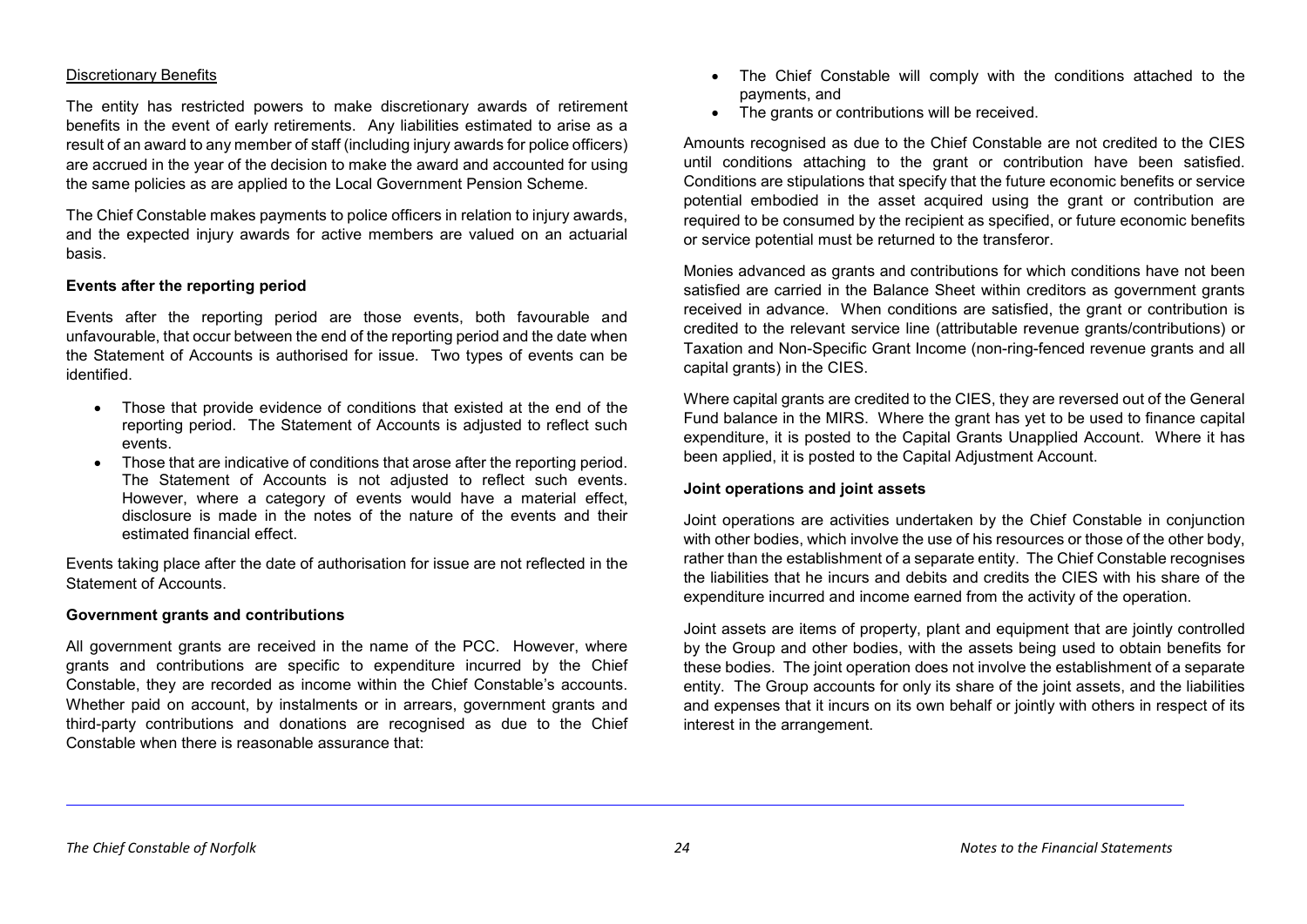Discretionary Benefits

The entity has restricted powers to make discretionary awards of retirement benefits in the event of early retirements. Any liabilities estimated to arise as a result of an award to any member of staff (including injury awards for police officers) are accrued in the year of the decision to make the award and accounted for using the same policies as are applied to the Local Government Pension Scheme.

The Chief Constable makes payments to police officers in relation to injury awards, and the expected injury awards for active members are valued on an actuarial basis.

**Events after the reporting period**

Events after the reporting period are those events, both favourable and unfavourable, that occur between the end of the reporting period and the date when the Statement of Accounts is authorised for issue. Two types of events can be identified.

- Those that provide evidence of conditions that existed at the end of the reporting period. The Statement of Accounts is adjusted to reflect such events.
- Those that are indicative of conditions that arose after the reporting period. The Statement of Accounts is not adjusted to reflect such events. However, where a category of events would have a material effect, disclosure is made in the notes of the nature of the events and their estimated financial effect.

Events taking place after the date of authorisation for issue are not reflected in the Statement of Accounts.

**Government grants and contributions**

All government grants are received in the name of the PCC. However, where grants and contributions are specific to expenditure incurred by the Chief Constable, they are recorded as income within the Chief Constable's accounts. Whether paid on account, by instalments or in arrears, government grants and third-party contributions and donations are recognised as due to the Chief Constable when there is reasonable assurance that:

- The Chief Constable will comply with the conditions attached to the payments, and
- The grants or contributions will be received.

Amounts recognised as due to the Chief Constable are not credited to the CIES until conditions attaching to the grant or contribution have been satisfied. Conditions are stipulations that specify that the future economic benefits or service potential embodied in the asset acquired using the grant or contribution are required to be consumed by the recipient as specified, or future economic benefits or service potential must be returned to the transferor.

Monies advanced as grants and contributions for which conditions have not been satisfied are carried in the Balance Sheet within creditors as government grants received in advance. When conditions are satisfied, the grant or contribution is credited to the relevant service line (attributable revenue grants/contributions) or Taxation and Non-Specific Grant Income (non-ring-fenced revenue grants and all capital grants) in the CIES.

Where capital grants are credited to the CIES, they are reversed out of the General Fund balance in the MIRS. Where the grant has yet to be used to finance capital expenditure, it is posted to the Capital Grants Unapplied Account. Where it has been applied, it is posted to the Capital Adjustment Account.

**Joint operations and joint assets**

Joint operations are activities undertaken by the Chief Constable in conjunction with other bodies, which involve the use of his resources or those of the other body, rather than the establishment of a separate entity. The Chief Constable recognises the liabilities that he incurs and debits and credits the CIES with his share of the expenditure incurred and income earned from the activity of the operation.

Joint assets are items of property, plant and equipment that are jointly controlled by the Group and other bodies, with the assets being used to obtain benefits for these bodies. The joint operation does not involve the establishment of a separate entity. The Group accounts for only its share of the joint assets, and the liabilities and expenses that it incurs on its own behalf or jointly with others in respect of its interest in the arrangement.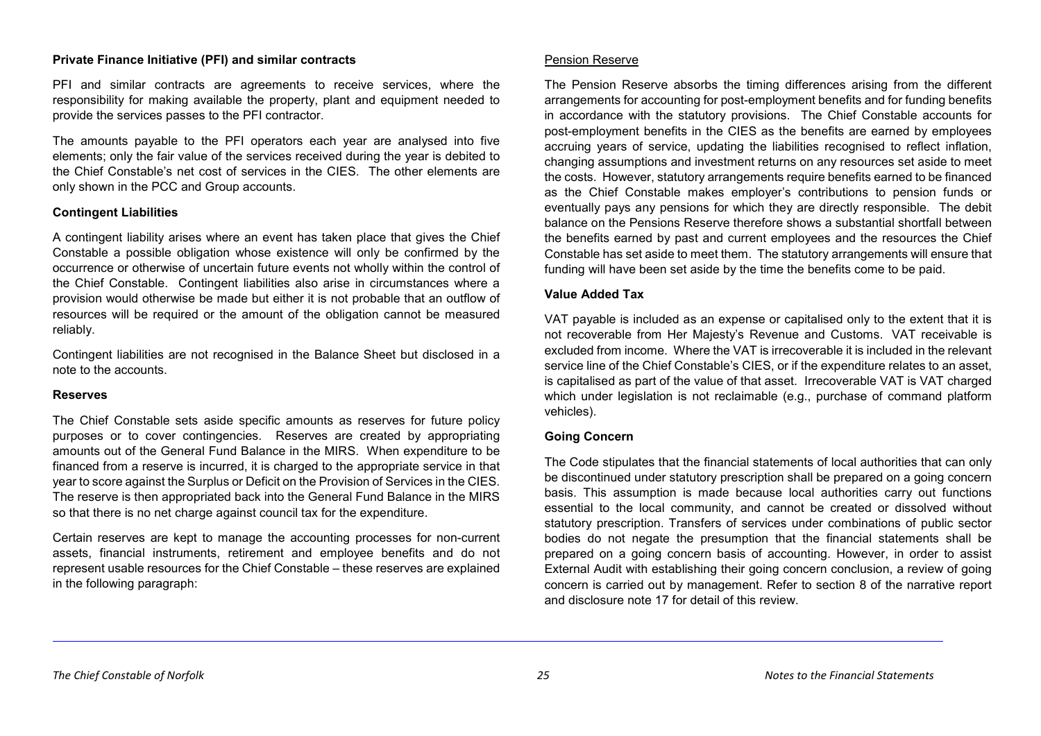**Private Finance Initiative (PFI) and similar contracts**

PFI and similar contracts are agreements to receive services, where the responsibility for making available the property, plant and equipment needed to provide the services passes to the PFI contractor.

The amounts payable to the PFI operators each year are analysed into five elements; only the fair value of the services received during the year is debited to the Chief Constable's net cost of services in the CIES. The other elements are only shown in the PCC and Group accounts.

**Contingent Liabilities**

A contingent liability arises where an event has taken place that gives the Chief Constable a possible obligation whose existence will only be confirmed by the occurrence or otherwise of uncertain future events not wholly within the control of the Chief Constable. Contingent liabilities also arise in circumstances where a provision would otherwise be made but either it is not probable that an outflow of resources will be required or the amount of the obligation cannot be measured reliably.

Contingent liabilities are not recognised in the Balance Sheet but disclosed in a note to the accounts.

**Reserves**

The Chief Constable sets aside specific amounts as reserves for future policy purposes or to cover contingencies. Reserves are created by appropriating amounts out of the General Fund Balance in the MIRS. When expenditure to be financed from a reserve is incurred, it is charged to the appropriate service in that year to score against the Surplus or Deficit on the Provision of Services in the CIES. The reserve is then appropriated back into the General Fund Balance in the MIRS so that there is no net charge against council tax for the expenditure.

Certain reserves are kept to manage the accounting processes for non-current assets, financial instruments, retirement and employee benefits and do not represent usable resources for the Chief Constable – these reserves are explained in the following paragraph:

Pension Reserve

The Pension Reserve absorbs the timing differences arising from the different arrangements for accounting for post-employment benefits and for funding benefits in accordance with the statutory provisions. The Chief Constable accounts for post-employment benefits in the CIES as the benefits are earned by employees accruing years of service, updating the liabilities recognised to reflect inflation, changing assumptions and investment returns on any resources set aside to meet the costs. However, statutory arrangements require benefits earned to be financed as the Chief Constable makes employer's contributions to pension funds or eventually pays any pensions for which they are directly responsible. The debit balance on the Pensions Reserve therefore shows a substantial shortfall between the benefits earned by past and current employees and the resources the Chief Constable has set aside to meet them. The statutory arrangements will ensure that funding will have been set aside by the time the benefits come to be paid.

**Value Added Tax**

VAT payable is included as an expense or capitalised only to the extent that it is not recoverable from Her Majesty's Revenue and Customs. VAT receivable is excluded from income. Where the VAT is irrecoverable it is included in the relevant service line of the Chief Constable's CIES, or if the expenditure relates to an asset, is capitalised as part of the value of that asset. Irrecoverable VAT is VAT charged which under legislation is not reclaimable (e.g., purchase of command platform vehicles).

**Going Concern**

The Code stipulates that the financial statements of local authorities that can only be discontinued under statutory prescription shall be prepared on a going concern basis. This assumption is made because local authorities carry out functions essential to the local community, and cannot be created or dissolved without statutory prescription. Transfers of services under combinations of public sector bodies do not negate the presumption that the financial statements shall be prepared on a going concern basis of accounting. However, in order to assist External Audit with establishing their going concern conclusion, a review of going concern is carried out by management. Refer to section 8 of the narrative report and disclosure note 17 for detail of this review.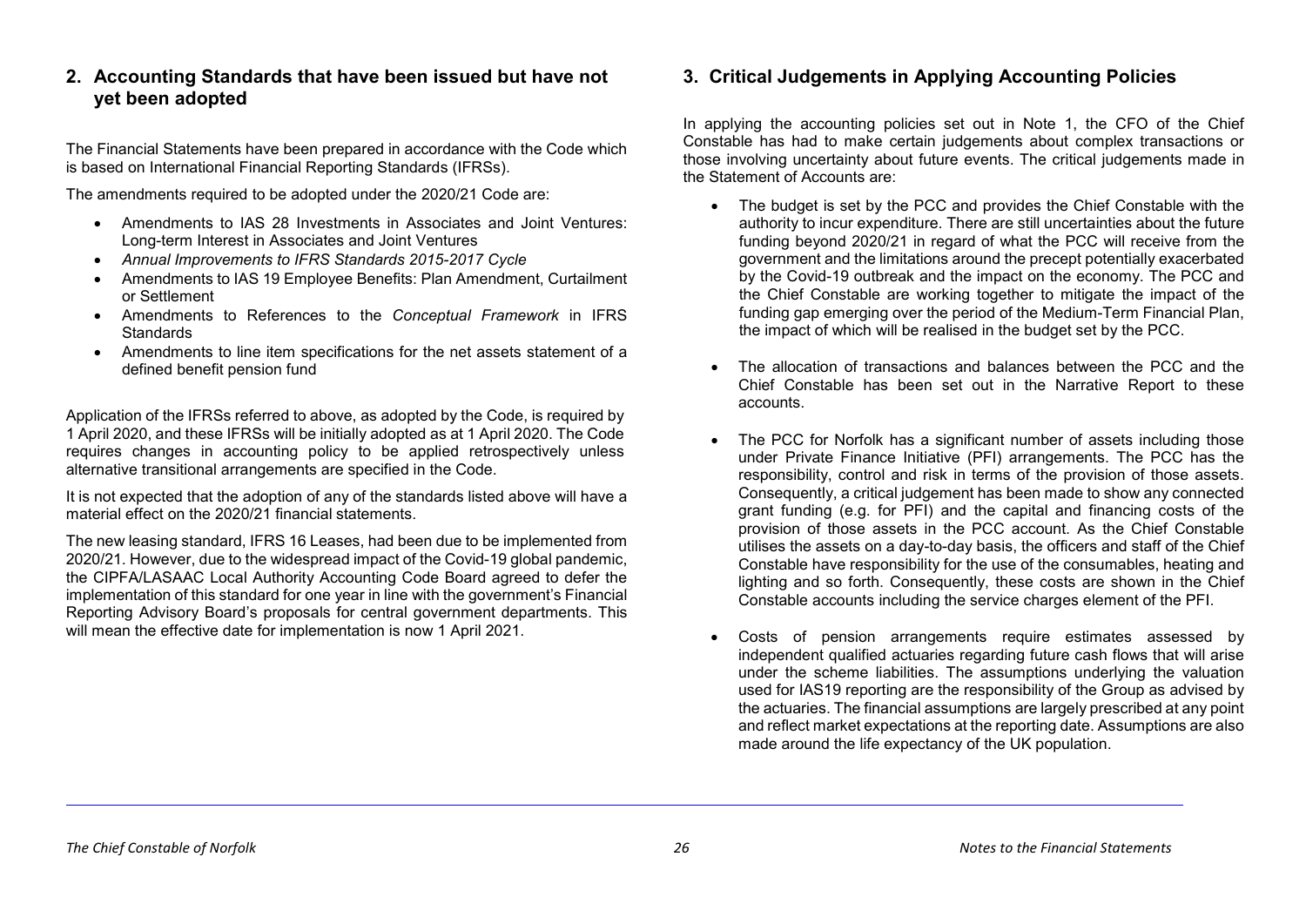## 2. Accounting Standards that have been issued but have not yet been adopted

The Financial Statements have been prepared in accordance with the Code which is based on International Financial Reporting Standards (IFRSs).

The amendments required to be adopted under the 2020/21 Code are:

- Amendments to IAS 28 Investments in Associates and Joint Ventures: Long-term Interest in Associates and Joint Ventures
- *Annual Improvements to IFRS Standards 2015-2017 Cycle*
- Amendments to IAS 19 Employee Benefits: Plan Amendment, Curtailment or Settlement
- Amendments to References to the *Conceptual Framework* in IFRS Standards
- Amendments to line item specifications for the net assets statement of a defined benefit pension fund

Application of the IFRSs referred to above, as adopted by the Code, is required by 1 April 2020, and these IFRSs will be initially adopted as at 1 April 2020. The Code requires changes in accounting policy to be applied retrospectively unless alternative transitional arrangements are specified in the Code.

It is not expected that the adoption of any of the standards listed above will have a material effect on the 2020/21 financial statements.

The new leasing standard, IFRS 16 Leases, had been due to be implemented from 2020/21. However, due to the widespread impact of the Covid-19 global pandemic, the CIPFA/LASAAC Local Authority Accounting Code Board agreed to defer the implementation of this standard for one year in line with the government's Financial Reporting Advisory Board's proposals for central government departments. This will mean the effective date for implementation is now 1 April 2021.

## 3. Critical Judgements in Applying Accounting Policies

In applying the accounting policies set out in Note 1, the CFO of the Chief Constable has had to make certain judgements about complex transactions or those involving uncertainty about future events. The critical judgements made in the Statement of Accounts are:

- The budget is set by the PCC and provides the Chief Constable with the authority to incur expenditure. There are still uncertainties about the future funding beyond 2020/21 in regard of what the PCC will receive from the government and the limitations around the precept potentially exacerbated by the Covid-19 outbreak and the impact on the economy. The PCC and the Chief Constable are working together to mitigate the impact of the funding gap emerging over the period of the Medium-Term Financial Plan, the impact of which will be realised in the budget set by the PCC.

- The allocation of transactions and balances between the PCC and the Chief Constable has been set out in the Narrative Report to these accounts.

- The PCC for Norfolk has a significant number of assets including those under Private Finance Initiative (PFI) arrangements. The PCC has the responsibility, control and risk in terms of the provision of those assets. Consequently, a critical judgement has been made to show any connected grant funding (e.g. for PFI) and the capital and financing costs of the provision of those assets in the PCC account. As the Chief Constable utilises the assets on a day-to-day basis, the officers and staff of the Chief Constable have responsibility for the use of the consumables, heating and lighting and so forth. Consequently, these costs are shown in the Chief Constable accounts including the service charges element of the PFI.

- Costs of pension arrangements require estimates assessed by independent qualified actuaries regarding future cash flows that will arise under the scheme liabilities. The assumptions underlying the valuation used for IAS19 reporting are the responsibility of the Group as advised by the actuaries. The financial assumptions are largely prescribed at any point and reflect market expectations at the reporting date. Assumptions are also made around the life expectancy of the UK population.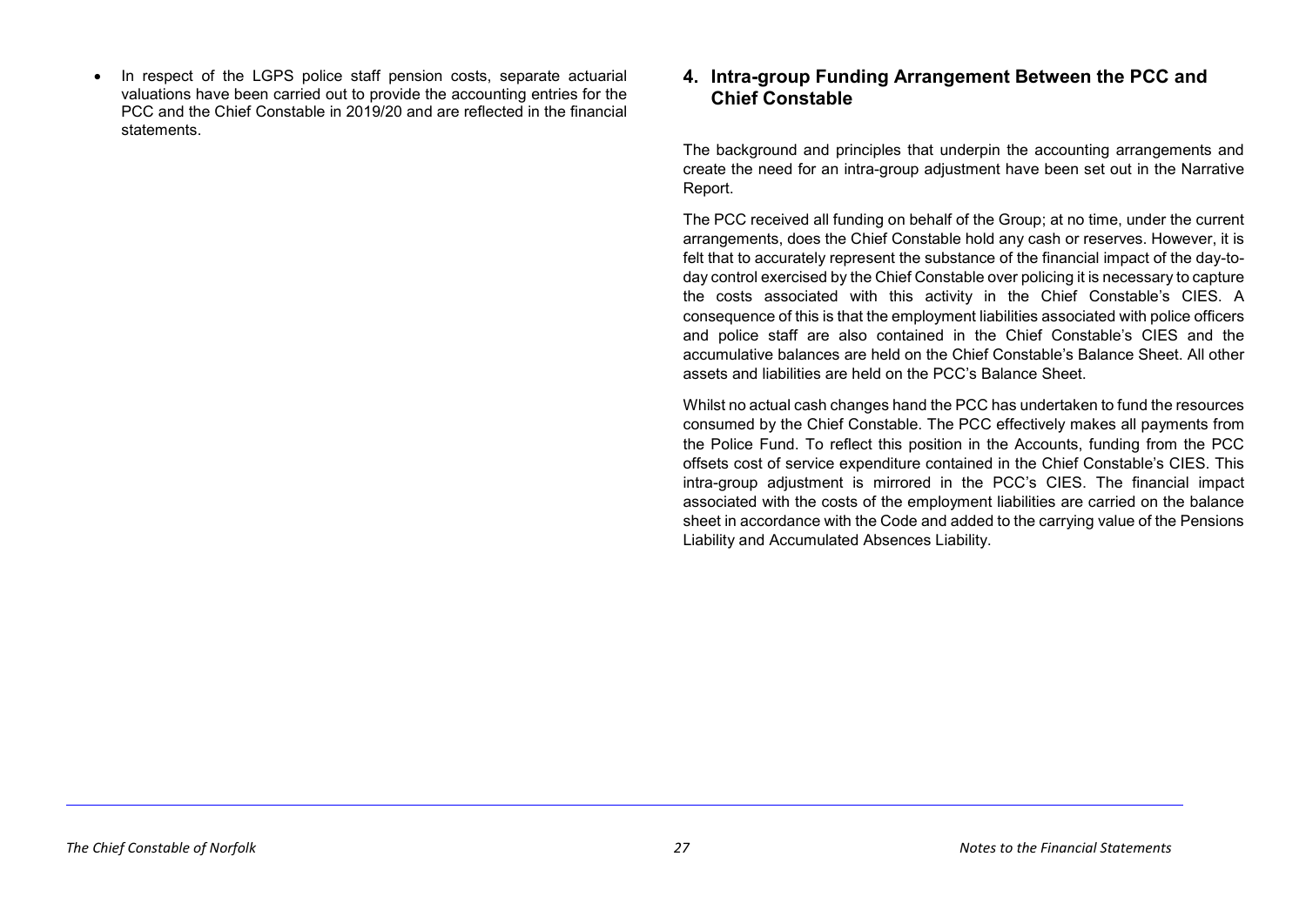- In respect of the LGPS police staff pension costs, separate actuarial valuations have been carried out to provide the accounting entries for the PCC and the Chief Constable in 2019/20 and are reflected in the financial statements.

## 4. Intra-group Funding Arrangement Between the PCC and Chief Constable

The background and principles that underpin the accounting arrangements and create the need for an intra-group adjustment have been set out in the Narrative Report.

The PCC received all funding on behalf of the Group; at no time, under the current arrangements, does the Chief Constable hold any cash or reserves. However, it is felt that to accurately represent the substance of the financial impact of the day-to-day control exercised by the Chief Constable over policing it is necessary to capture the costs associated with this activity in the Chief Constable's CIES. A consequence of this is that the employment liabilities associated with police officers and police staff are also contained in the Chief Constable's CIES and the accumulative balances are held on the Chief Constable's Balance Sheet. All other assets and liabilities are held on the PCC's Balance Sheet.

Whilst no actual cash changes hand the PCC has undertaken to fund the resources consumed by the Chief Constable. The PCC effectively makes all payments from the Police Fund. To reflect this position in the Accounts, funding from the PCC offsets cost of service expenditure contained in the Chief Constable's CIES. This intra-group adjustment is mirrored in the PCC's CIES. The financial impact associated with the costs of the employment liabilities are carried on the balance sheet in accordance with the Code and added to the carrying value of the Pensions Liability and Accumulated Absences Liability.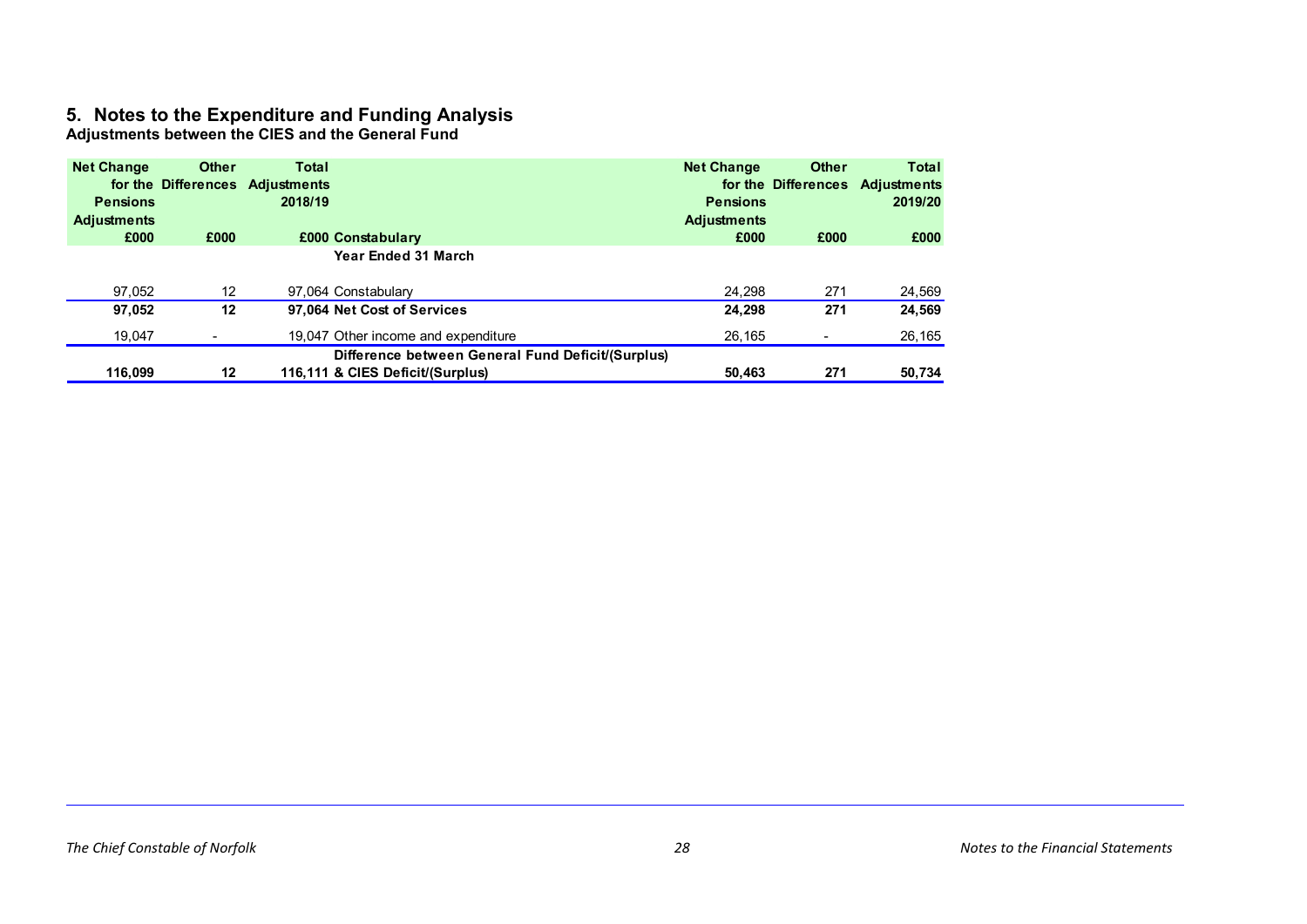## 5. Notes to the Expenditure and Funding Analysis

**Adjustments between the CIES and the General Fund**

| Net Change for the Pensions Adjustments £000 | Other Differences £000 | Total Adjustments 2018/19 £000 | Constabulary | Net Change for the Pensions Adjustments £000 | Other Differences £000 | Total Adjustments 2019/20 £000 |
|---|---|---|---|---|---|---|
| | | | **Year Ended 31 March** | | | |
| 97,052 | 12 | 97,064 | Constabulary | 24,298 | 271 | 24,569 |
| **97,052** | **12** | **97,064** | **Net Cost of Services** | **24,298** | **271** | **24,569** |
| 19,047 | - | 19,047 | Other income and expenditure | 26,165 | - | 26,165 |
| **116,099** | **12** | **116,111** | **Difference between General Fund Deficit/(Surplus) & CIES Deficit/(Surplus)** | **50,463** | **271** | **50,734** |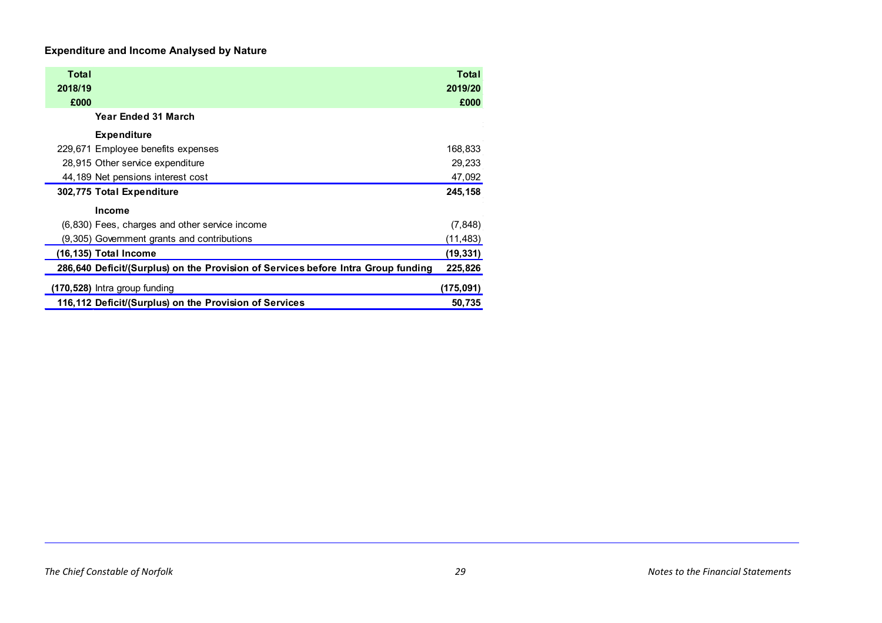### Expenditure and Income Analysed by Nature

| Total 2018/19 £000 | | Total 2019/20 £000 |
|---|---|---|
| | **Year Ended 31 March** | |
| | **Expenditure** | |
| 229,671 | Employee benefits expenses | 168,833 |
| 28,915 | Other service expenditure | 29,233 |
| 44,189 | Net pensions interest cost | 47,092 |
| **302,775** | **Total Expenditure** | **245,158** |
| | **Income** | |
| (6,830) | Fees, charges and other service income | (7,848) |
| (9,305) | Government grants and contributions | (11,483) |
| **(16,135)** | **Total Income** | **(19,331)** |
| **286,640** | **Deficit/(Surplus) on the Provision of Services before Intra Group funding** | **225,826** |
| **(170,528)** | Intra group funding | **(175,091)** |
| **116,112** | **Deficit/(Surplus) on the Provision of Services** | **50,735** |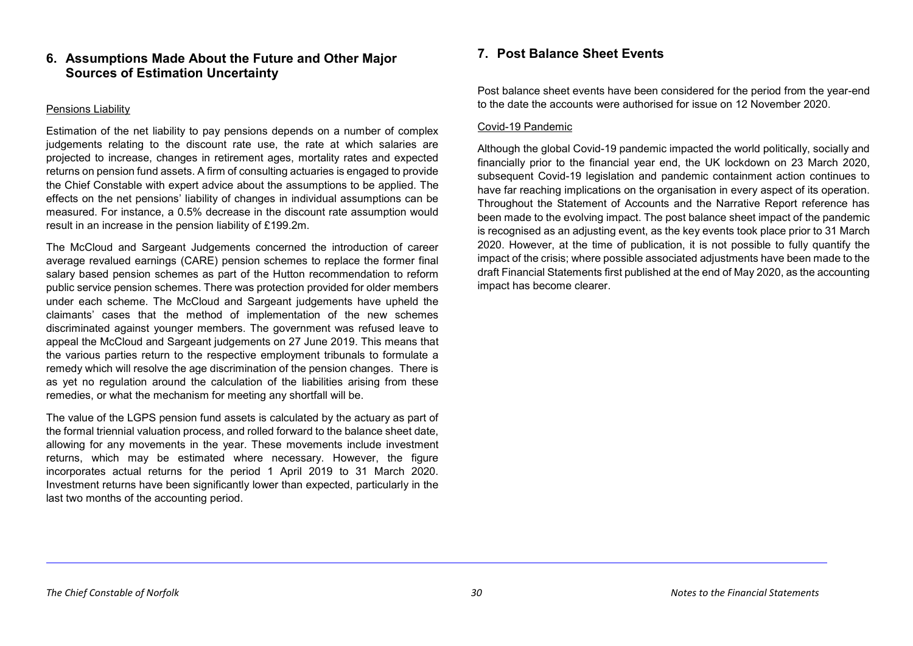## 6. Assumptions Made About the Future and Other Major Sources of Estimation Uncertainty

Pensions Liability

Estimation of the net liability to pay pensions depends on a number of complex judgements relating to the discount rate use, the rate at which salaries are projected to increase, changes in retirement ages, mortality rates and expected returns on pension fund assets. A firm of consulting actuaries is engaged to provide the Chief Constable with expert advice about the assumptions to be applied. The effects on the net pensions' liability of changes in individual assumptions can be measured. For instance, a 0.5% decrease in the discount rate assumption would result in an increase in the pension liability of £199.2m.

The McCloud and Sargeant Judgements concerned the introduction of career average revalued earnings (CARE) pension schemes to replace the former final salary based pension schemes as part of the Hutton recommendation to reform public service pension schemes. There was protection provided for older members under each scheme. The McCloud and Sargeant judgements have upheld the claimants' cases that the method of implementation of the new schemes discriminated against younger members. The government was refused leave to appeal the McCloud and Sargeant judgements on 27 June 2019. This means that the various parties return to the respective employment tribunals to formulate a remedy which will resolve the age discrimination of the pension changes. There is as yet no regulation around the calculation of the liabilities arising from these remedies, or what the mechanism for meeting any shortfall will be.

The value of the LGPS pension fund assets is calculated by the actuary as part of the formal triennial valuation process, and rolled forward to the balance sheet date, allowing for any movements in the year. These movements include investment returns, which may be estimated where necessary. However, the figure incorporates actual returns for the period 1 April 2019 to 31 March 2020. Investment returns have been significantly lower than expected, particularly in the last two months of the accounting period.

## 7. Post Balance Sheet Events

Post balance sheet events have been considered for the period from the year-end to the date the accounts were authorised for issue on 12 November 2020.

Covid-19 Pandemic

Although the global Covid-19 pandemic impacted the world politically, socially and financially prior to the financial year end, the UK lockdown on 23 March 2020, subsequent Covid-19 legislation and pandemic containment action continues to have far reaching implications on the organisation in every aspect of its operation. Throughout the Statement of Accounts and the Narrative Report reference has been made to the evolving impact. The post balance sheet impact of the pandemic is recognised as an adjusting event, as the key events took place prior to 31 March 2020. However, at the time of publication, it is not possible to fully quantify the impact of the crisis; where possible associated adjustments have been made to the draft Financial Statements first published at the end of May 2020, as the accounting impact has become clearer.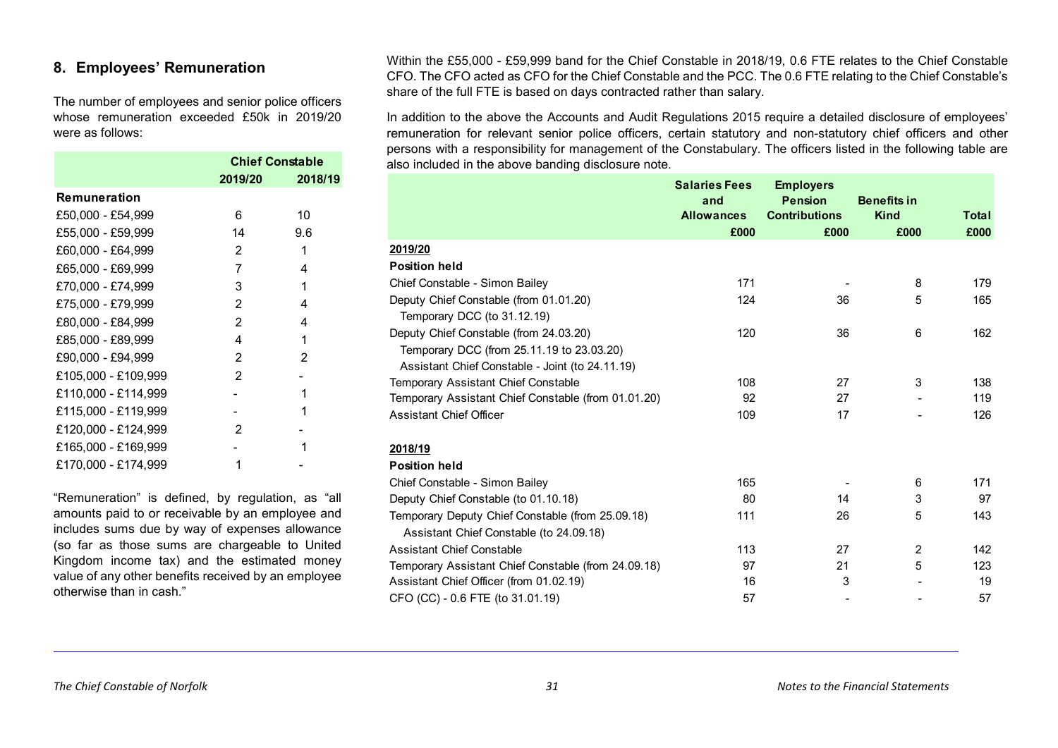## 8. Employees' Remuneration

The number of employees and senior police officers whose remuneration exceeded £50k in 2019/20 were as follows:

| | Chief Constable | |
|---|---|---|
| | 2019/20 | 2018/19 |
| **Remuneration** | | |
| £50,000 - £54,999 | 6 | 10 |
| £55,000 - £59,999 | 14 | 9.6 |
| £60,000 - £64,999 | 2 | 1 |
| £65,000 - £69,999 | 7 | 4 |
| £70,000 - £74,999 | 3 | 1 |
| £75,000 - £79,999 | 2 | 4 |
| £80,000 - £84,999 | 2 | 4 |
| £85,000 - £89,999 | 4 | 1 |
| £90,000 - £94,999 | 2 | 2 |
| £105,000 - £109,999 | 2 | - |
| £110,000 - £114,999 | - | 1 |
| £115,000 - £119,999 | - | 1 |
| £120,000 - £124,999 | 2 | - |
| £165,000 - £169,999 | - | 1 |
| £170,000 - £174,999 | 1 | - |

"Remuneration" is defined, by regulation, as "all amounts paid to or receivable by an employee and includes sums due by way of expenses allowance (so far as those sums are chargeable to United Kingdom income tax) and the estimated money value of any other benefits received by an employee otherwise than in cash."

Within the £55,000 - £59,999 band for the Chief Constable in 2018/19, 0.6 FTE relates to the Chief Constable CFO. The CFO acted as CFO for the Chief Constable and the PCC. The 0.6 FTE relating to the Chief Constable's share of the full FTE is based on days contracted rather than salary.

In addition to the above the Accounts and Audit Regulations 2015 require a detailed disclosure of employees' remuneration for relevant senior police officers, certain statutory and non-statutory chief officers and other persons with a responsibility for management of the Constabulary. The officers listed in the following table are also included in the above banding disclosure note.

| | Salaries Fees and Allowances | Employers Pension Contributions | Benefits in Kind | Total |
|---|---|---|---|---|
| | £000 | £000 | £000 | £000 |
| **2019/20** | | | | |
| **Position held** | | | | |
| Chief Constable - Simon Bailey | 171 | - | 8 | 179 |
| Deputy Chief Constable (from 01.01.20)<br>Temporary DCC (to 31.12.19) | 124 | 36 | 5 | 165 |
| Deputy Chief Constable (from 24.03.20)<br>Temporary DCC (from 25.11.19 to 23.03.20)<br>Assistant Chief Constable - Joint (to 24.11.19) | 120 | 36 | 6 | 162 |
| Temporary Assistant Chief Constable | 108 | 27 | 3 | 138 |
| Temporary Assistant Chief Constable (from 01.01.20) | 92 | 27 | - | 119 |
| Assistant Chief Officer | 109 | 17 | - | 126 |
| **2018/19** | | | | |
| **Position held** | | | | |
| Chief Constable - Simon Bailey | 165 | - | 6 | 171 |
| Deputy Chief Constable (to 01.10.18) | 80 | 14 | 3 | 97 |
| Temporary Deputy Chief Constable (from 25.09.18)<br>Assistant Chief Constable (to 24.09.18) | 111 | 26 | 5 | 143 |
| Assistant Chief Constable | 113 | 27 | 2 | 142 |
| Temporary Assistant Chief Constable (from 24.09.18) | 97 | 21 | 5 | 123 |
| Assistant Chief Officer (from 01.02.19) | 16 | 3 | - | 19 |
| CFO (CC) - 0.6 FTE (to 31.01.19) | 57 | - | - | 57 |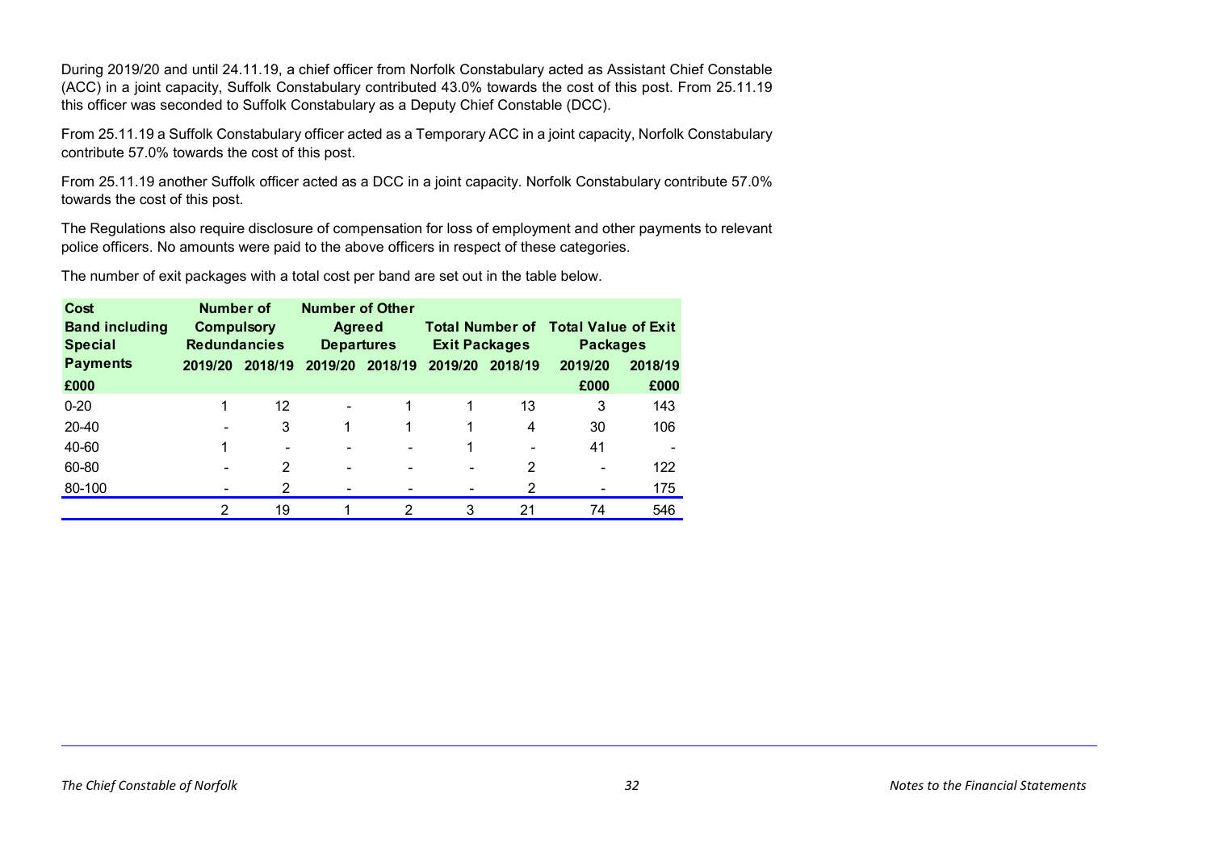During 2019/20 and until 24.11.19, a chief officer from Norfolk Constabulary acted as Assistant Chief Constable (ACC) in a joint capacity, Suffolk Constabulary contributed 43.0% towards the cost of this post. From 25.11.19 this officer was seconded to Suffolk Constabulary as a Deputy Chief Constable (DCC).

From 25.11.19 a Suffolk Constabulary officer acted as a Temporary ACC in a joint capacity, Norfolk Constabulary contribute 57.0% towards the cost of this post.

From 25.11.19 another Suffolk officer acted as a DCC in a joint capacity. Norfolk Constabulary contribute 57.0% towards the cost of this post.

The Regulations also require disclosure of compensation for loss of employment and other payments to relevant police officers. No amounts were paid to the above officers in respect of these categories.

The number of exit packages with a total cost per band are set out in the table below.

| Cost Band including Special Payments | Number of Compulsory Redundancies | | Number of Other Agreed Departures | | Total Number of Exit Packages | | Total Value of Exit Packages | |
|---|---|---|---|---|---|---|---|---|
| | 2019/20 | 2018/19 | 2019/20 | 2018/19 | 2019/20 | 2018/19 | 2019/20 | 2018/19 |
| £000 | | | | | | | £000 | £000 |
| 0-20 | 1 | 12 | - | 1 | 1 | 13 | 3 | 143 |
| 20-40 | - | 3 | 1 | 1 | 1 | 4 | 30 | 106 |
| 40-60 | 1 | - | - | - | 1 | - | 41 | - |
| 60-80 | - | 2 | - | - | - | 2 | - | 122 |
| 80-100 | - | 2 | - | - | - | 2 | - | 175 |
| | 2 | 19 | 1 | 2 | 3 | 21 | 74 | 546 |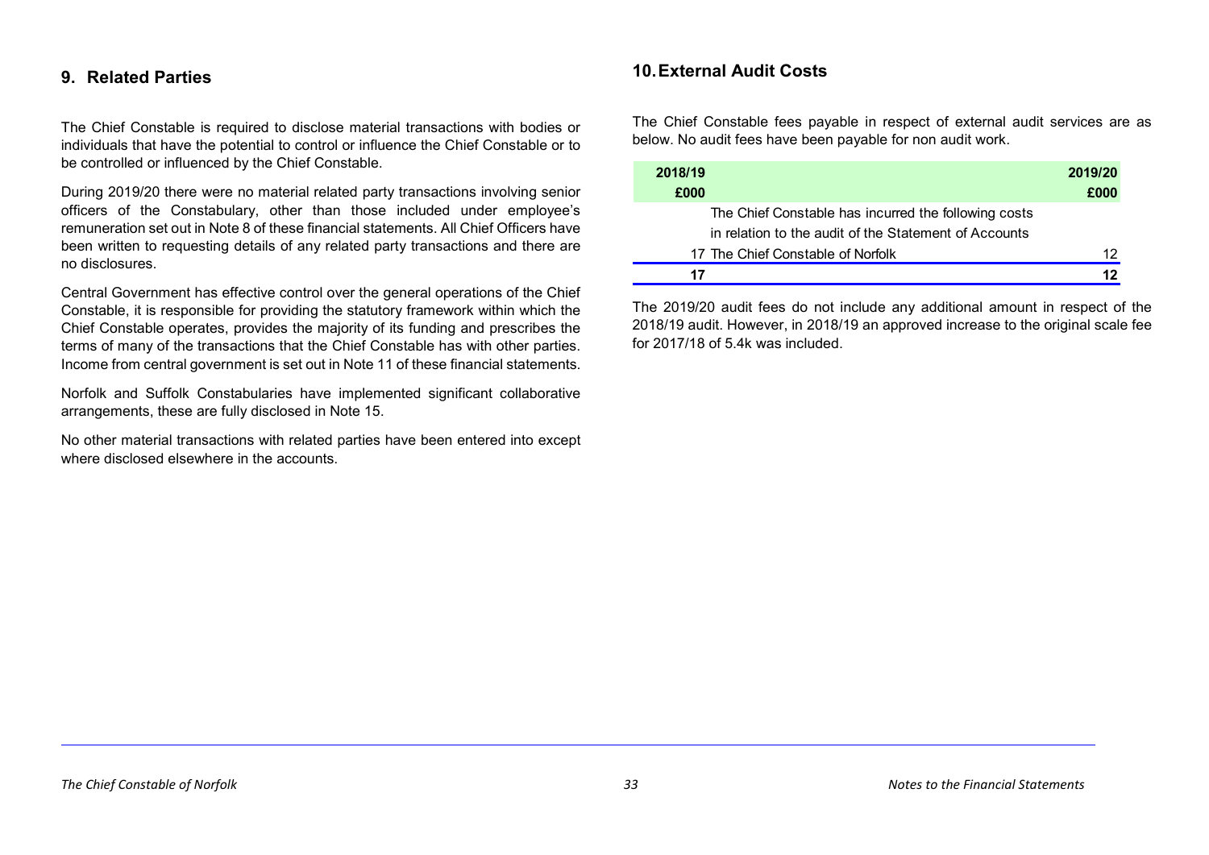## 9. Related Parties

The Chief Constable is required to disclose material transactions with bodies or individuals that have the potential to control or influence the Chief Constable or to be controlled or influenced by the Chief Constable.

During 2019/20 there were no material related party transactions involving senior officers of the Constabulary, other than those included under employee's remuneration set out in Note 8 of these financial statements. All Chief Officers have been written to requesting details of any related party transactions and there are no disclosures.

Central Government has effective control over the general operations of the Chief Constable, it is responsible for providing the statutory framework within which the Chief Constable operates, provides the majority of its funding and prescribes the terms of many of the transactions that the Chief Constable has with other parties. Income from central government is set out in Note 11 of these financial statements.

Norfolk and Suffolk Constabularies have implemented significant collaborative arrangements, these are fully disclosed in Note 15.

No other material transactions with related parties have been entered into except where disclosed elsewhere in the accounts.

## 10. External Audit Costs

The Chief Constable fees payable in respect of external audit services are as below. No audit fees have been payable for non audit work.

| 2018/19 £000 | | 2019/20 £000 |
|---|---|---|
| | The Chief Constable has incurred the following costs in relation to the audit of the Statement of Accounts | |
| 17 | The Chief Constable of Norfolk | 12 |
| **17** | | **12** |

The 2019/20 audit fees do not include any additional amount in respect of the 2018/19 audit. However, in 2018/19 an approved increase to the original scale fee for 2017/18 of 5.4k was included.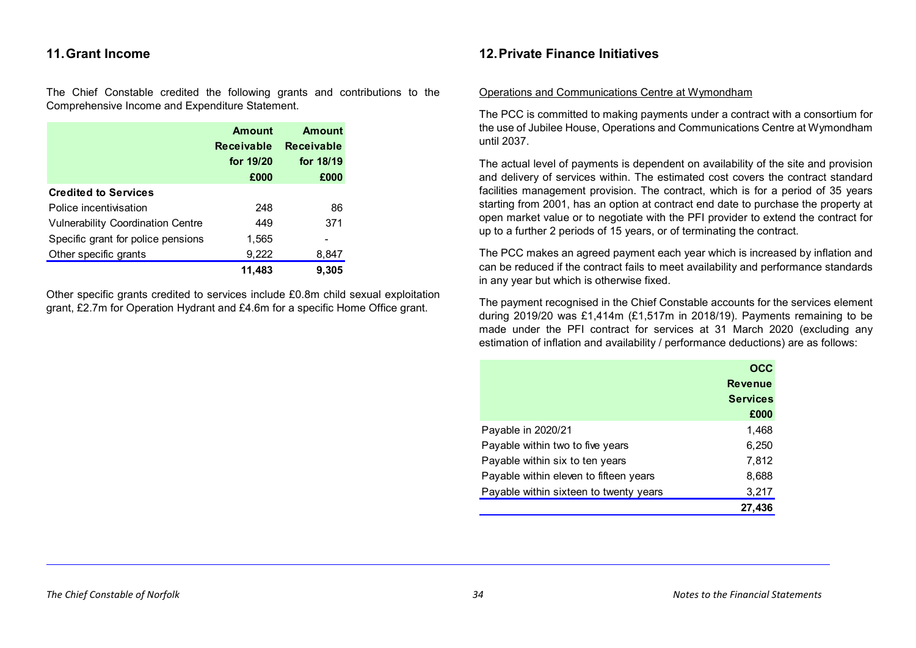## 11. Grant Income

The Chief Constable credited the following grants and contributions to the Comprehensive Income and Expenditure Statement.

| | Amount Receivable for 19/20 £000 | Amount Receivable for 18/19 £000 |
|---|---|---|
| **Credited to Services** | | |
| Police incentivisation | 248 | 86 |
| Vulnerability Coordination Centre | 449 | 371 |
| Specific grant for police pensions | 1,565 | - |
| Other specific grants | 9,222 | 8,847 |
| | **11,483** | **9,305** |

Other specific grants credited to services include £0.8m child sexual exploitation grant, £2.7m for Operation Hydrant and £4.6m for a specific Home Office grant.

## 12. Private Finance Initiatives

Operations and Communications Centre at Wymondham

The PCC is committed to making payments under a contract with a consortium for the use of Jubilee House, Operations and Communications Centre at Wymondham until 2037.

The actual level of payments is dependent on availability of the site and provision and delivery of services within. The estimated cost covers the contract standard facilities management provision. The contract, which is for a period of 35 years starting from 2001, has an option at contract end date to purchase the property at open market value or to negotiate with the PFI provider to extend the contract for up to a further 2 periods of 15 years, or of terminating the contract.

The PCC makes an agreed payment each year which is increased by inflation and can be reduced if the contract fails to meet availability and performance standards in any year but which is otherwise fixed.

The payment recognised in the Chief Constable accounts for the services element during 2019/20 was £1,414m (£1,517m in 2018/19). Payments remaining to be made under the PFI contract for services at 31 March 2020 (excluding any estimation of inflation and availability / performance deductions) are as follows:

| | OCC Revenue Services £000 |
|---|---|
| Payable in 2020/21 | 1,468 |
| Payable within two to five years | 6,250 |
| Payable within six to ten years | 7,812 |
| Payable within eleven to fifteen years | 8,688 |
| Payable within sixteen to twenty years | 3,217 |
| | **27,436** |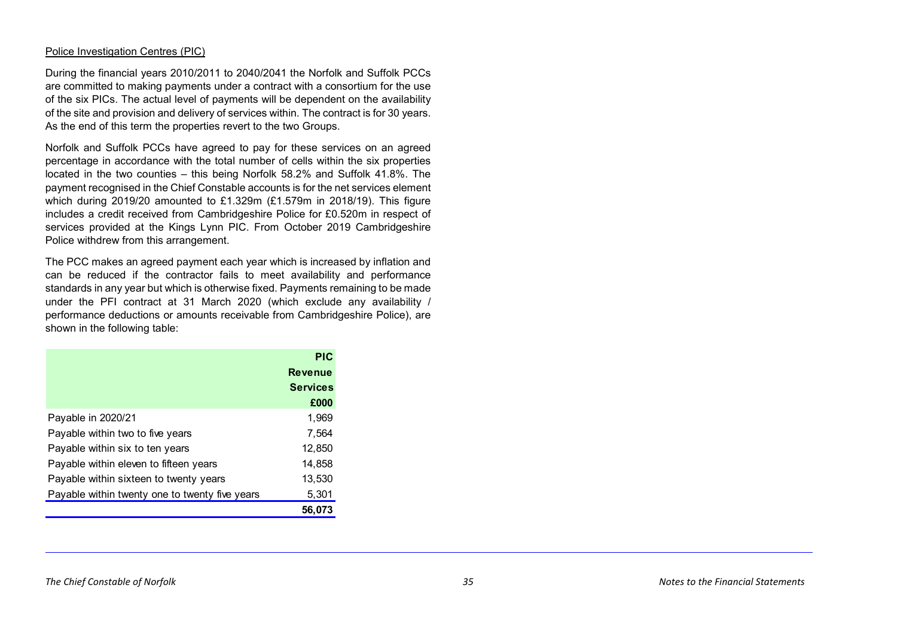Police Investigation Centres (PIC)

During the financial years 2010/2011 to 2040/2041 the Norfolk and Suffolk PCCs are committed to making payments under a contract with a consortium for the use of the six PICs. The actual level of payments will be dependent on the availability of the site and provision and delivery of services within. The contract is for 30 years. As the end of this term the properties revert to the two Groups.

Norfolk and Suffolk PCCs have agreed to pay for these services on an agreed percentage in accordance with the total number of cells within the six properties located in the two counties – this being Norfolk 58.2% and Suffolk 41.8%. The payment recognised in the Chief Constable accounts is for the net services element which during 2019/20 amounted to £1.329m (£1.579m in 2018/19). This figure includes a credit received from Cambridgeshire Police for £0.520m in respect of services provided at the Kings Lynn PIC. From October 2019 Cambridgeshire Police withdrew from this arrangement.

The PCC makes an agreed payment each year which is increased by inflation and can be reduced if the contractor fails to meet availability and performance standards in any year but which is otherwise fixed. Payments remaining to be made under the PFI contract at 31 March 2020 (which exclude any availability / performance deductions or amounts receivable from Cambridgeshire Police), are shown in the following table:

| | **PIC Revenue Services £000** |
|---|---:|
| Payable in 2020/21 | 1,969 |
| Payable within two to five years | 7,564 |
| Payable within six to ten years | 12,850 |
| Payable within eleven to fifteen years | 14,858 |
| Payable within sixteen to twenty years | 13,530 |
| Payable within twenty one to twenty five years | 5,301 |
| | **56,073** |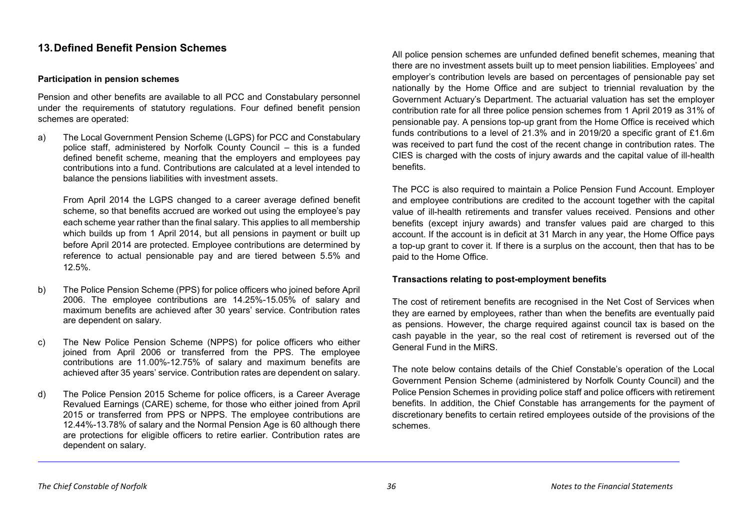## 13. Defined Benefit Pension Schemes

### Participation in pension schemes

Pension and other benefits are available to all PCC and Constabulary personnel under the requirements of statutory regulations. Four defined benefit pension schemes are operated:

a) The Local Government Pension Scheme (LGPS) for PCC and Constabulary police staff, administered by Norfolk County Council – this is a funded defined benefit scheme, meaning that the employers and employees pay contributions into a fund. Contributions are calculated at a level intended to balance the pensions liabilities with investment assets.

   From April 2014 the LGPS changed to a career average defined benefit scheme, so that benefits accrued are worked out using the employee's pay each scheme year rather than the final salary. This applies to all membership which builds up from 1 April 2014, but all pensions in payment or built up before April 2014 are protected. Employee contributions are determined by reference to actual pensionable pay and are tiered between 5.5% and 12.5%.

b) The Police Pension Scheme (PPS) for police officers who joined before April 2006. The employee contributions are 14.25%-15.05% of salary and maximum benefits are achieved after 30 years' service. Contribution rates are dependent on salary.

c) The New Police Pension Scheme (NPPS) for police officers who either joined from April 2006 or transferred from the PPS. The employee contributions are 11.00%-12.75% of salary and maximum benefits are achieved after 35 years' service. Contribution rates are dependent on salary.

d) The Police Pension 2015 Scheme for police officers, is a Career Average Revalued Earnings (CARE) scheme, for those who either joined from April 2015 or transferred from PPS or NPPS. The employee contributions are 12.44%-13.78% of salary and the Normal Pension Age is 60 although there are protections for eligible officers to retire earlier. Contribution rates are dependent on salary.

All police pension schemes are unfunded defined benefit schemes, meaning that there are no investment assets built up to meet pension liabilities. Employees' and employer's contribution levels are based on percentages of pensionable pay set nationally by the Home Office and are subject to triennial revaluation by the Government Actuary's Department. The actuarial valuation has set the employer contribution rate for all three police pension schemes from 1 April 2019 as 31% of pensionable pay. A pensions top-up grant from the Home Office is received which funds contributions to a level of 21.3% and in 2019/20 a specific grant of £1.6m was received to part fund the cost of the recent change in contribution rates. The CIES is charged with the costs of injury awards and the capital value of ill-health benefits.

The PCC is also required to maintain a Police Pension Fund Account. Employer and employee contributions are credited to the account together with the capital value of ill-health retirements and transfer values received. Pensions and other benefits (except injury awards) and transfer values paid are charged to this account. If the account is in deficit at 31 March in any year, the Home Office pays a top-up grant to cover it. If there is a surplus on the account, then that has to be paid to the Home Office.

### Transactions relating to post-employment benefits

The cost of retirement benefits are recognised in the Net Cost of Services when they are earned by employees, rather than when the benefits are eventually paid as pensions. However, the charge required against council tax is based on the cash payable in the year, so the real cost of retirement is reversed out of the General Fund in the MiRS.

The note below contains details of the Chief Constable's operation of the Local Government Pension Scheme (administered by Norfolk County Council) and the Police Pension Schemes in providing police staff and police officers with retirement benefits. In addition, the Chief Constable has arrangements for the payment of discretionary benefits to certain retired employees outside of the provisions of the schemes.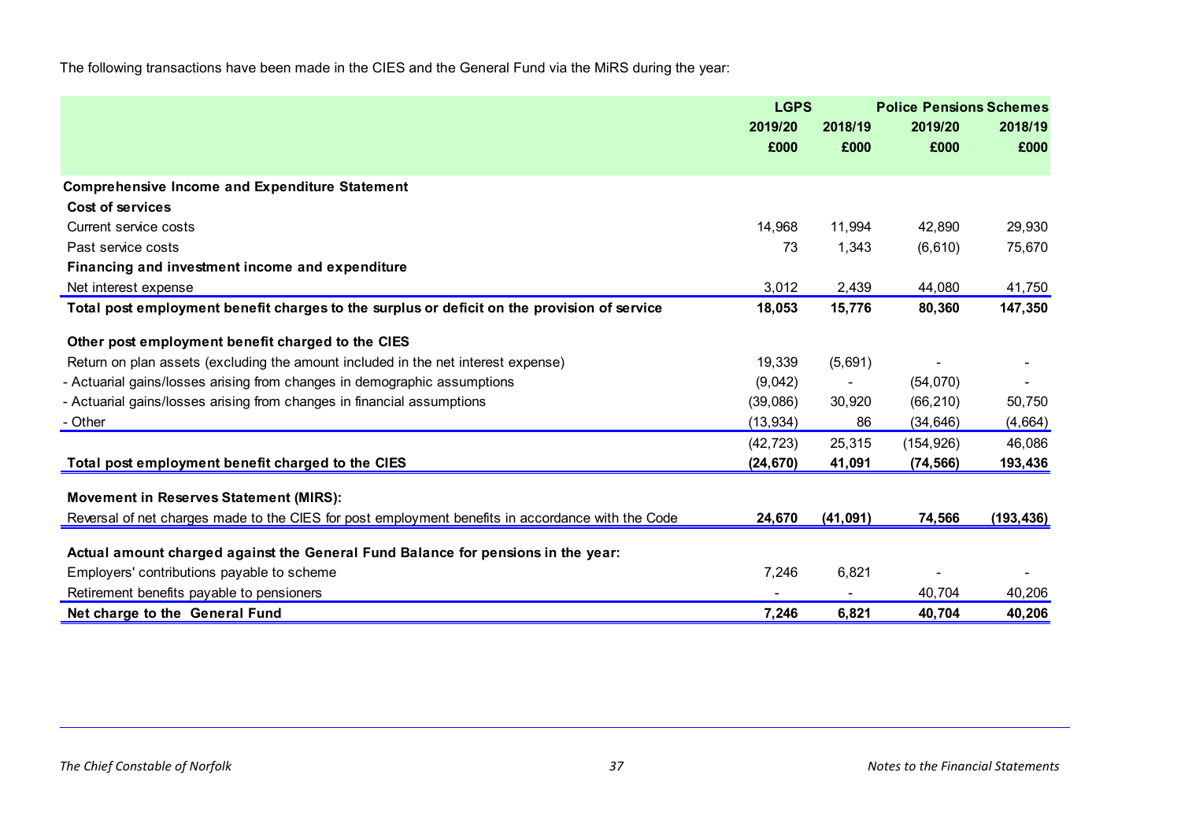The following transactions have been made in the CIES and the General Fund via the MiRS during the year:

| | LGPS | | Police Pensions Schemes | |
|---|---|---|---|---|
| | 2019/20 | 2018/19 | 2019/20 | 2018/19 |
| | £000 | £000 | £000 | £000 |
| **Comprehensive Income and Expenditure Statement** | | | | |
| **Cost of services** | | | | |
| Current service costs | 14,968 | 11,994 | 42,890 | 29,930 |
| Past service costs | 73 | 1,343 | (6,610) | 75,670 |
| **Financing and investment income and expenditure** | | | | |
| Net interest expense | 3,012 | 2,439 | 44,080 | 41,750 |
| **Total post employment benefit charges to the surplus or deficit on the provision of service** | **18,053** | **15,776** | **80,360** | **147,350** |
| **Other post employment benefit charged to the CIES** | | | | |
| Return on plan assets (excluding the amount included in the net interest expense) | 19,339 | (5,691) | - | - |
| - Actuarial gains/losses arising from changes in demographic assumptions | (9,042) | - | (54,070) | - |
| - Actuarial gains/losses arising from changes in financial assumptions | (39,086) | 30,920 | (66,210) | 50,750 |
| - Other | (13,934) | 86 | (34,646) | (4,664) |
| | (42,723) | 25,315 | (154,926) | 46,086 |
| **Total post employment benefit charged to the CIES** | **(24,670)** | **41,091** | **(74,566)** | **193,436** |
| **Movement in Reserves Statement (MIRS):** | | | | |
| Reversal of net charges made to the CIES for post employment benefits in accordance with the Code | **24,670** | **(41,091)** | **74,566** | **(193,436)** |
| **Actual amount charged against the General Fund Balance for pensions in the year:** | | | | |
| Employers' contributions payable to scheme | 7,246 | 6,821 | - | - |
| Retirement benefits payable to pensioners | - | - | 40,704 | 40,206 |
| **Net charge to the General Fund** | **7,246** | **6,821** | **40,704** | **40,206** |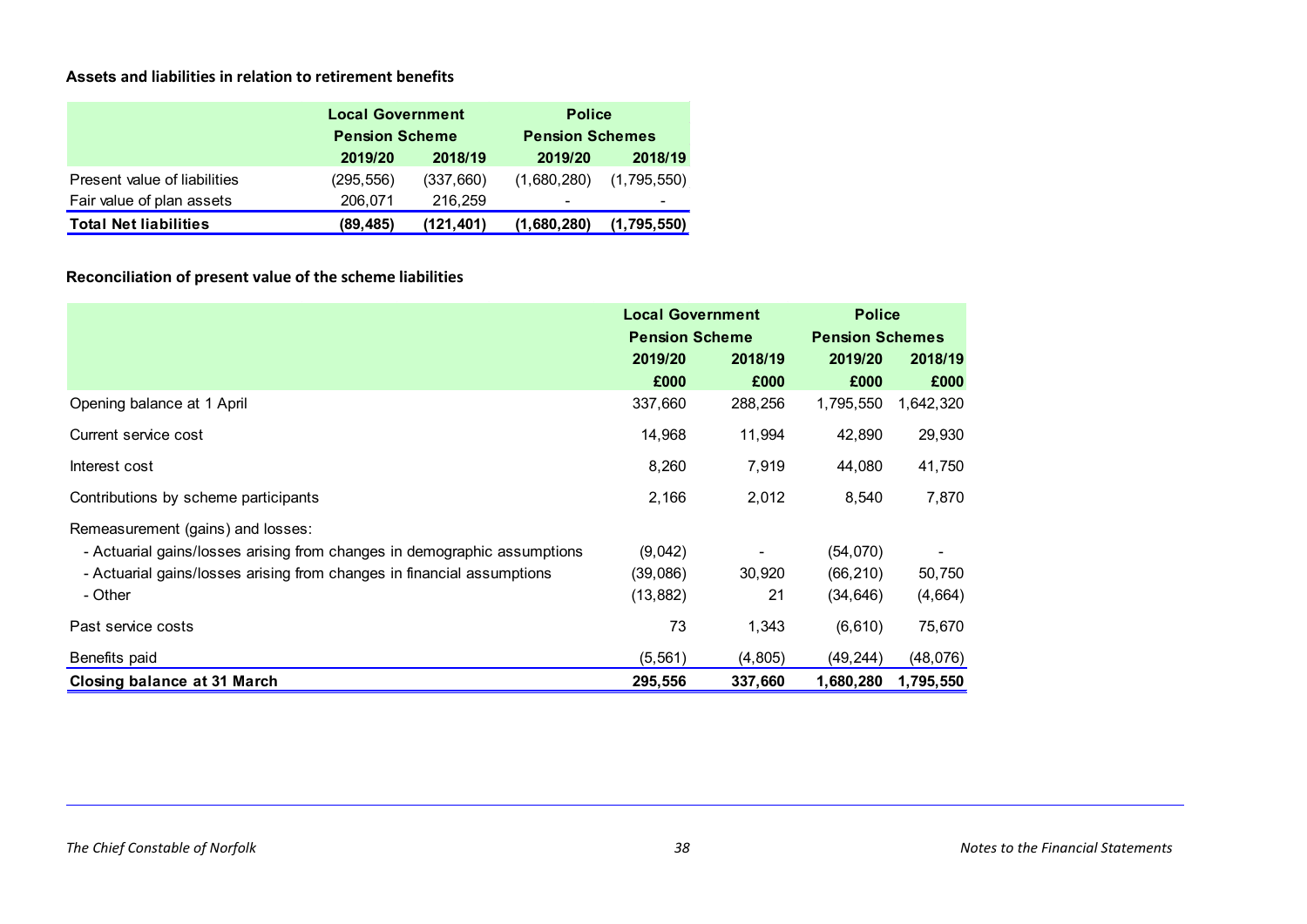### Assets and liabilities in relation to retirement benefits

| | Local Government Pension Scheme | | Police Pension Schemes | |
|---|---|---|---|---|
| | 2019/20 | 2018/19 | 2019/20 | 2018/19 |
| Present value of liabilities | (295,556) | (337,660) | (1,680,280) | (1,795,550) |
| Fair value of plan assets | 206,071 | 216,259 | - | - |
| **Total Net liabilities** | **(89,485)** | **(121,401)** | **(1,680,280)** | **(1,795,550)** |

### Reconciliation of present value of the scheme liabilities

| | Local Government Pension Scheme | | Police Pension Schemes | |
|---|---|---|---|---|
| | 2019/20 | 2018/19 | 2019/20 | 2018/19 |
| | £000 | £000 | £000 | £000 |
| Opening balance at 1 April | 337,660 | 288,256 | 1,795,550 | 1,642,320 |
| Current service cost | 14,968 | 11,994 | 42,890 | 29,930 |
| Interest cost | 8,260 | 7,919 | 44,080 | 41,750 |
| Contributions by scheme participants | 2,166 | 2,012 | 8,540 | 7,870 |
| Remeasurement (gains) and losses: | | | | |
| - Actuarial gains/losses arising from changes in demographic assumptions | (9,042) | - | (54,070) | - |
| - Actuarial gains/losses arising from changes in financial assumptions | (39,086) | 30,920 | (66,210) | 50,750 |
| - Other | (13,882) | 21 | (34,646) | (4,664) |
| Past service costs | 73 | 1,343 | (6,610) | 75,670 |
| Benefits paid | (5,561) | (4,805) | (49,244) | (48,076) |
| **Closing balance at 31 March** | **295,556** | **337,660** | **1,680,280** | **1,795,550** |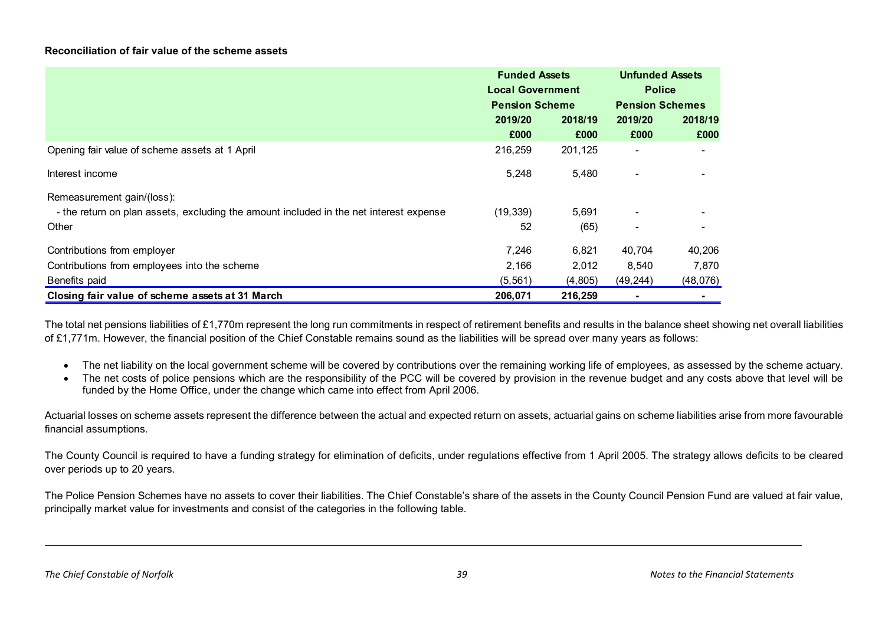**Reconciliation of fair value of the scheme assets**

| | Funded Assets Local Government Pension Scheme | | Unfunded Assets Police Pension Schemes | |
|---|---|---|---|---|
| | 2019/20 | 2018/19 | 2019/20 | 2018/19 |
| | £000 | £000 | £000 | £000 |
| Opening fair value of scheme assets at 1 April | 216,259 | 201,125 | - | - |
| Interest income | 5,248 | 5,480 | - | - |
| Remeasurement gain/(loss): | | | | |
| - the return on plan assets, excluding the amount included in the net interest expense | (19,339) | 5,691 | - | - |
| Other | 52 | (65) | - | - |
| Contributions from employer | 7,246 | 6,821 | 40,704 | 40,206 |
| Contributions from employees into the scheme | 2,166 | 2,012 | 8,540 | 7,870 |
| Benefits paid | (5,561) | (4,805) | (49,244) | (48,076) |
| **Closing fair value of scheme assets at 31 March** | **206,071** | **216,259** | **-** | **-** |

The total net pensions liabilities of £1,770m represent the long run commitments in respect of retirement benefits and results in the balance sheet showing net overall liabilities of £1,771m. However, the financial position of the Chief Constable remains sound as the liabilities will be spread over many years as follows:

- The net liability on the local government scheme will be covered by contributions over the remaining working life of employees, as assessed by the scheme actuary.
- The net costs of police pensions which are the responsibility of the PCC will be covered by provision in the revenue budget and any costs above that level will be funded by the Home Office, under the change which came into effect from April 2006.

Actuarial losses on scheme assets represent the difference between the actual and expected return on assets, actuarial gains on scheme liabilities arise from more favourable financial assumptions.

The County Council is required to have a funding strategy for elimination of deficits, under regulations effective from 1 April 2005. The strategy allows deficits to be cleared over periods up to 20 years.

The Police Pension Schemes have no assets to cover their liabilities. The Chief Constable's share of the assets in the County Council Pension Fund are valued at fair value, principally market value for investments and consist of the categories in the following table.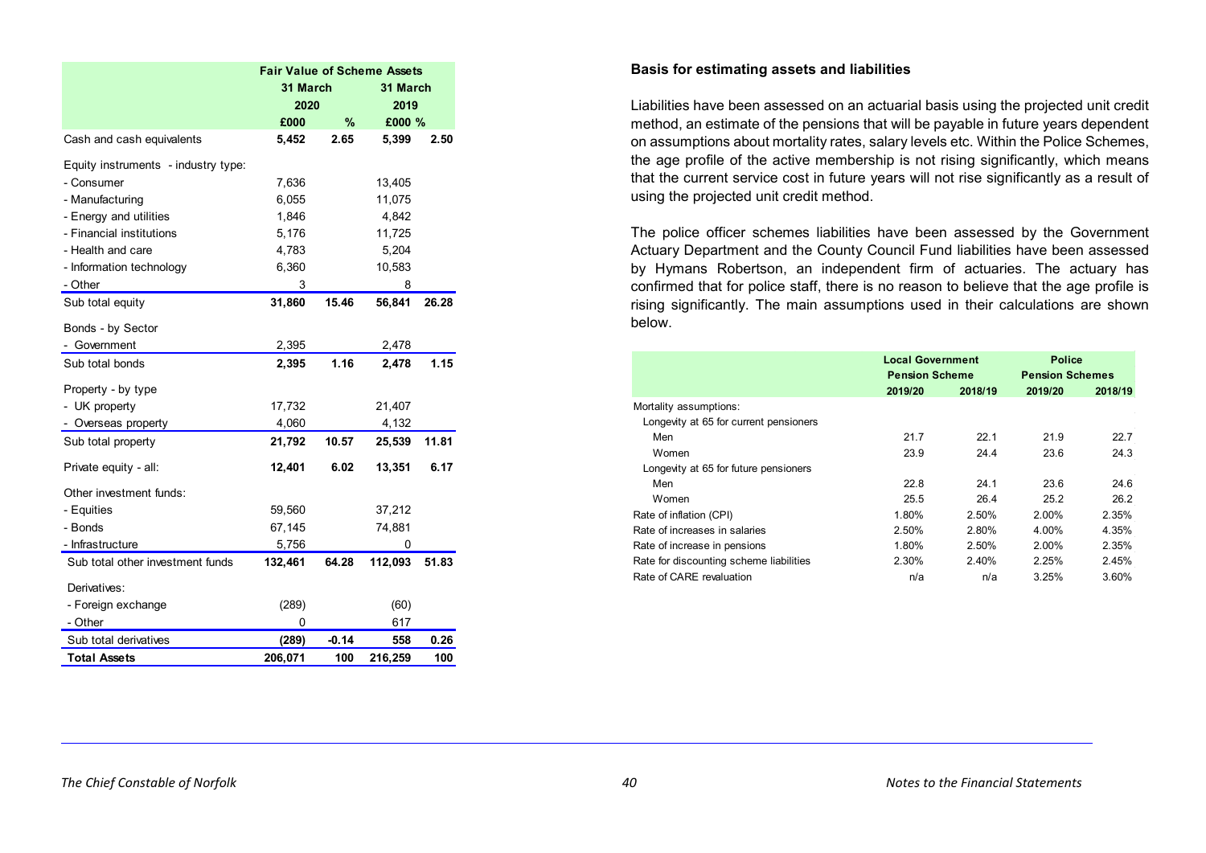| | Fair Value of Scheme Assets | | | |
|---|---|---|---|---|
| | 31 March 2020 | | 31 March 2019 | |
| | £000 | % | £000 | % |
| Cash and cash equivalents | **5,452** | **2.65** | **5,399** | **2.50** |
| Equity instruments - industry type: | | | | |
| - Consumer | 7,636 | | 13,405 | |
| - Manufacturing | 6,055 | | 11,075 | |
| - Energy and utilities | 1,846 | | 4,842 | |
| - Financial institutions | 5,176 | | 11,725 | |
| - Health and care | 4,783 | | 5,204 | |
| - Information technology | 6,360 | | 10,583 | |
| - Other | 3 | | 8 | |
| Sub total equity | **31,860** | **15.46** | **56,841** | **26.28** |
| Bonds - by Sector | | | | |
| - Government | 2,395 | | 2,478 | |
| Sub total bonds | **2,395** | **1.16** | **2,478** | **1.15** |
| Property - by type | | | | |
| - UK property | 17,732 | | 21,407 | |
| - Overseas property | 4,060 | | 4,132 | |
| Sub total property | **21,792** | **10.57** | **25,539** | **11.81** |
| Private equity - all: | **12,401** | **6.02** | **13,351** | **6.17** |
| Other investment funds: | | | | |
| - Equities | 59,560 | | 37,212 | |
| - Bonds | 67,145 | | 74,881 | |
| - Infrastructure | 5,756 | | 0 | |
| Sub total other investment funds | **132,461** | **64.28** | **112,093** | **51.83** |
| Derivatives: | | | | |
| - Foreign exchange | (289) | | (60) | |
| - Other | 0 | | 617 | |
| Sub total derivatives | **(289)** | **-0.14** | **558** | **0.26** |
| **Total Assets** | **206,071** | **100** | **216,259** | **100** |

**Basis for estimating assets and liabilities**

Liabilities have been assessed on an actuarial basis using the projected unit credit method, an estimate of the pensions that will be payable in future years dependent on assumptions about mortality rates, salary levels etc. Within the Police Schemes, the age profile of the active membership is not rising significantly, which means that the current service cost in future years will not rise significantly as a result of using the projected unit credit method.

The police officer schemes liabilities have been assessed by the Government Actuary Department and the County Council Fund liabilities have been assessed by Hymans Robertson, an independent firm of actuaries. The actuary has confirmed that for police staff, there is no reason to believe that the age profile is rising significantly. The main assumptions used in their calculations are shown below.

| | Local Government Pension Scheme | | Police Pension Schemes | |
|---|---|---|---|---|
| | 2019/20 | 2018/19 | 2019/20 | 2018/19 |
| Mortality assumptions: | | | | |
| Longevity at 65 for current pensioners | | | | |
| Men | 21.7 | 22.1 | 21.9 | 22.7 |
| Women | 23.9 | 24.4 | 23.6 | 24.3 |
| Longevity at 65 for future pensioners | | | | |
| Men | 22.8 | 24.1 | 23.6 | 24.6 |
| Women | 25.5 | 26.4 | 25.2 | 26.2 |
| Rate of inflation (CPI) | 1.80% | 2.50% | 2.00% | 2.35% |
| Rate of increases in salaries | 2.50% | 2.80% | 4.00% | 4.35% |
| Rate of increase in pensions | 1.80% | 2.50% | 2.00% | 2.35% |
| Rate for discounting scheme liabilities | 2.30% | 2.40% | 2.25% | 2.45% |
| Rate of CARE revaluation | n/a | n/a | 3.25% | 3.60% |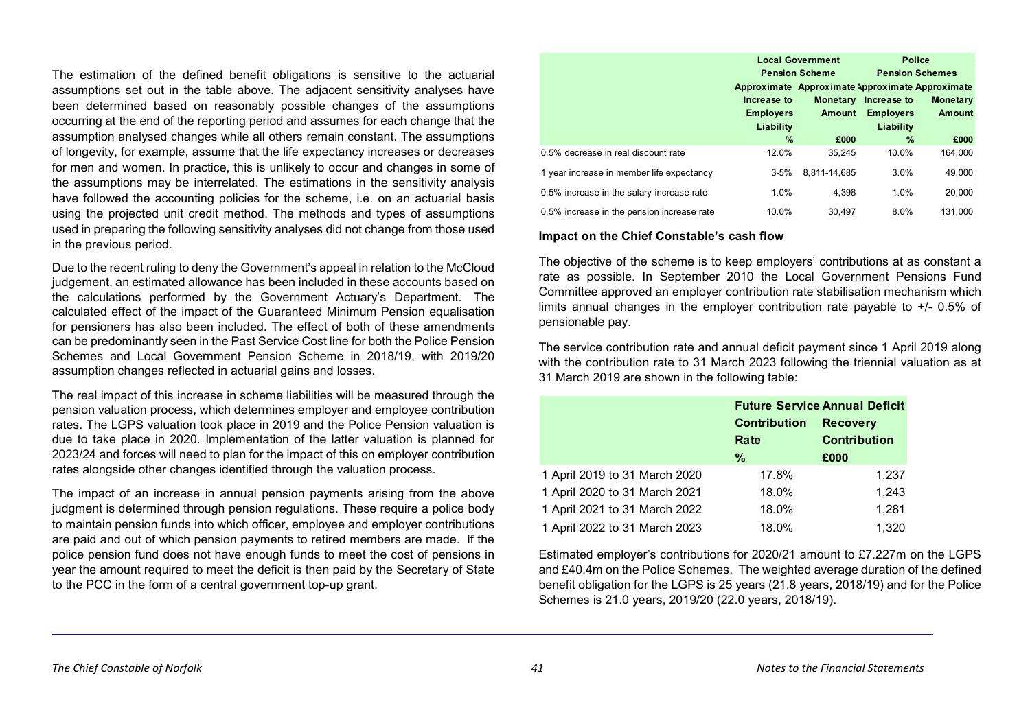The estimation of the defined benefit obligations is sensitive to the actuarial assumptions set out in the table above. The adjacent sensitivity analyses have been determined based on reasonably possible changes of the assumptions occurring at the end of the reporting period and assumes for each change that the assumption analysed changes while all others remain constant. The assumptions of longevity, for example, assume that the life expectancy increases or decreases for men and women. In practice, this is unlikely to occur and changes in some of the assumptions may be interrelated. The estimations in the sensitivity analysis have followed the accounting policies for the scheme, i.e. on an actuarial basis using the projected unit credit method. The methods and types of assumptions used in preparing the following sensitivity analyses did not change from those used in the previous period.

Due to the recent ruling to deny the Government's appeal in relation to the McCloud judgement, an estimated allowance has been included in these accounts based on the calculations performed by the Government Actuary's Department. The calculated effect of the impact of the Guaranteed Minimum Pension equalisation for pensioners has also been included. The effect of both of these amendments can be predominantly seen in the Past Service Cost line for both the Police Pension Schemes and Local Government Pension Scheme in 2018/19, with 2019/20 assumption changes reflected in actuarial gains and losses.

The real impact of this increase in scheme liabilities will be measured through the pension valuation process, which determines employer and employee contribution rates. The LGPS valuation took place in 2019 and the Police Pension valuation is due to take place in 2020. Implementation of the latter valuation is planned for 2023/24 and forces will need to plan for the impact of this on employer contribution rates alongside other changes identified through the valuation process.

The impact of an increase in annual pension payments arising from the above judgment is determined through pension regulations. These require a police body to maintain pension funds into which officer, employee and employer contributions are paid and out of which pension payments to retired members are made. If the police pension fund does not have enough funds to meet the cost of pensions in year the amount required to meet the deficit is then paid by the Secretary of State to the PCC in the form of a central government top-up grant.

| | Local Government Pension Scheme | | Police Pension Schemes | |
|---|---|---|---|---|
| | Approximate Increase to Employers Liability | Approximate Monetary Amount | Approximate Increase to Employers Liability | Approximate Monetary Amount |
| | % | £000 | % | £000 |
| 0.5% decrease in real discount rate | 12.0% | 35,245 | 10.0% | 164,000 |
| 1 year increase in member life expectancy | 3-5% | 8,811-14,685 | 3.0% | 49,000 |
| 0.5% increase in the salary increase rate | 1.0% | 4,398 | 1.0% | 20,000 |
| 0.5% increase in the pension increase rate | 10.0% | 30,497 | 8.0% | 131,000 |

**Impact on the Chief Constable's cash flow**

The objective of the scheme is to keep employers' contributions at as constant a rate as possible. In September 2010 the Local Government Pensions Fund Committee approved an employer contribution rate stabilisation mechanism which limits annual changes in the employer contribution rate payable to +/- 0.5% of pensionable pay.

The service contribution rate and annual deficit payment since 1 April 2019 along with the contribution rate to 31 March 2023 following the triennial valuation as at 31 March 2019 are shown in the following table:

| | Future Service Contribution Rate | Annual Deficit Recovery Contribution |
|---|---|---|
| | % | £000 |
| 1 April 2019 to 31 March 2020 | 17.8% | 1,237 |
| 1 April 2020 to 31 March 2021 | 18.0% | 1,243 |
| 1 April 2021 to 31 March 2022 | 18.0% | 1,281 |
| 1 April 2022 to 31 March 2023 | 18.0% | 1,320 |

Estimated employer's contributions for 2020/21 amount to £7.227m on the LGPS and £40.4m on the Police Schemes. The weighted average duration of the defined benefit obligation for the LGPS is 25 years (21.8 years, 2018/19) and for the Police Schemes is 21.0 years, 2019/20 (22.0 years, 2018/19).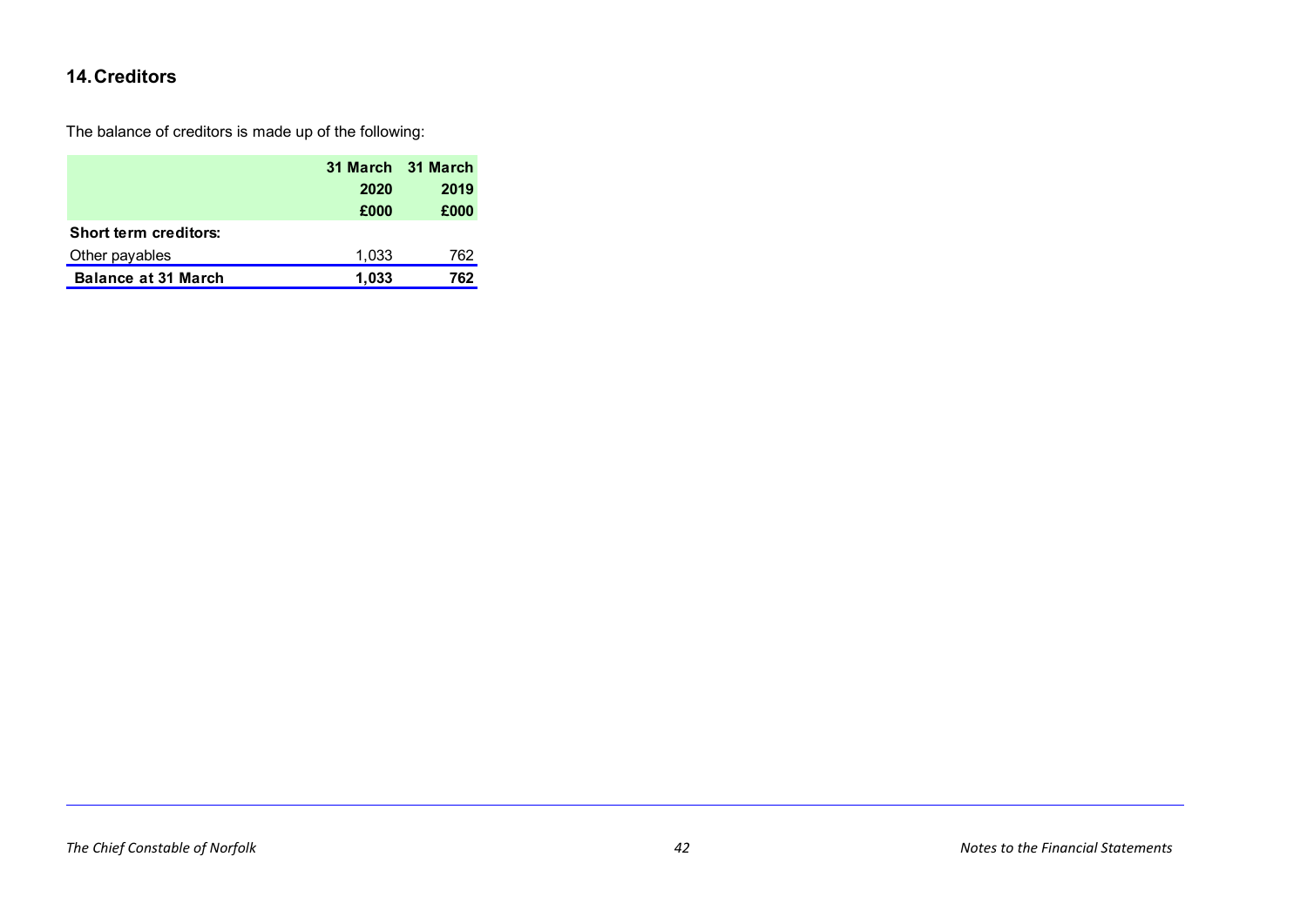## 14. Creditors

The balance of creditors is made up of the following:

| | 31 March 2020 £000 | 31 March 2019 £000 |
|---|---|---|
| **Short term creditors:** | | |
| Other payables | 1,033 | 762 |
| **Balance at 31 March** | **1,033** | **762** |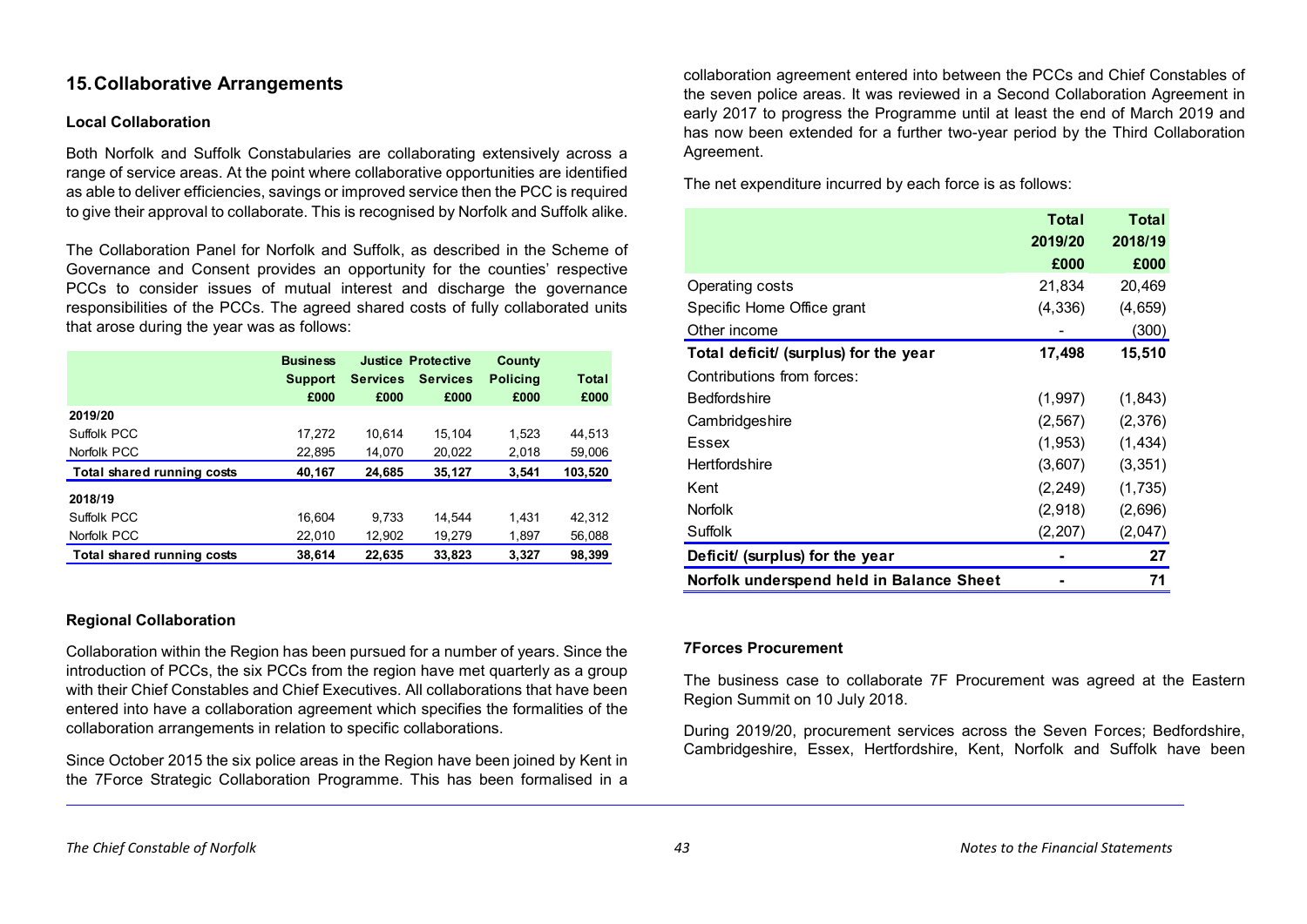## 15. Collaborative Arrangements

### Local Collaboration

Both Norfolk and Suffolk Constabularies are collaborating extensively across a range of service areas. At the point where collaborative opportunities are identified as able to deliver efficiencies, savings or improved service then the PCC is required to give their approval to collaborate. This is recognised by Norfolk and Suffolk alike.

The Collaboration Panel for Norfolk and Suffolk, as described in the Scheme of Governance and Consent provides an opportunity for the counties' respective PCCs to consider issues of mutual interest and discharge the governance responsibilities of the PCCs. The agreed shared costs of fully collaborated units that arose during the year was as follows:

| | Business Support £000 | Justice Services £000 | Protective Services £000 | County Policing £000 | Total £000 |
|---|---|---|---|---|---|
| **2019/20** | | | | | |
| Suffolk PCC | 17,272 | 10,614 | 15,104 | 1,523 | 44,513 |
| Norfolk PCC | 22,895 | 14,070 | 20,022 | 2,018 | 59,006 |
| **Total shared running costs** | **40,167** | **24,685** | **35,127** | **3,541** | **103,520** |
| **2018/19** | | | | | |
| Suffolk PCC | 16,604 | 9,733 | 14,544 | 1,431 | 42,312 |
| Norfolk PCC | 22,010 | 12,902 | 19,279 | 1,897 | 56,088 |
| **Total shared running costs** | **38,614** | **22,635** | **33,823** | **3,327** | **98,399** |

### Regional Collaboration

Collaboration within the Region has been pursued for a number of years. Since the introduction of PCCs, the six PCCs from the region have met quarterly as a group with their Chief Constables and Chief Executives. All collaborations that have been entered into have a collaboration agreement which specifies the formalities of the collaboration arrangements in relation to specific collaborations.

Since October 2015 the six police areas in the Region have been joined by Kent in the 7Force Strategic Collaboration Programme. This has been formalised in a collaboration agreement entered into between the PCCs and Chief Constables of the seven police areas. It was reviewed in a Second Collaboration Agreement in early 2017 to progress the Programme until at least the end of March 2019 and has now been extended for a further two-year period by the Third Collaboration Agreement.

The net expenditure incurred by each force is as follows:

| | Total 2019/20 £000 | Total 2018/19 £000 |
|---|---|---|
| Operating costs | 21,834 | 20,469 |
| Specific Home Office grant | (4,336) | (4,659) |
| Other income | - | (300) |
| **Total deficit/ (surplus) for the year** | **17,498** | **15,510** |
| Contributions from forces: | | |
| Bedfordshire | (1,997) | (1,843) |
| Cambridgeshire | (2,567) | (2,376) |
| Essex | (1,953) | (1,434) |
| Hertfordshire | (3,607) | (3,351) |
| Kent | (2,249) | (1,735) |
| Norfolk | (2,918) | (2,696) |
| Suffolk | (2,207) | (2,047) |
| **Deficit/ (surplus) for the year** | **-** | **27** |
| **Norfolk underspend held in Balance Sheet** | **-** | **71** |

### 7Forces Procurement

The business case to collaborate 7F Procurement was agreed at the Eastern Region Summit on 10 July 2018.

During 2019/20, procurement services across the Seven Forces; Bedfordshire, Cambridgeshire, Essex, Hertfordshire, Kent, Norfolk and Suffolk have been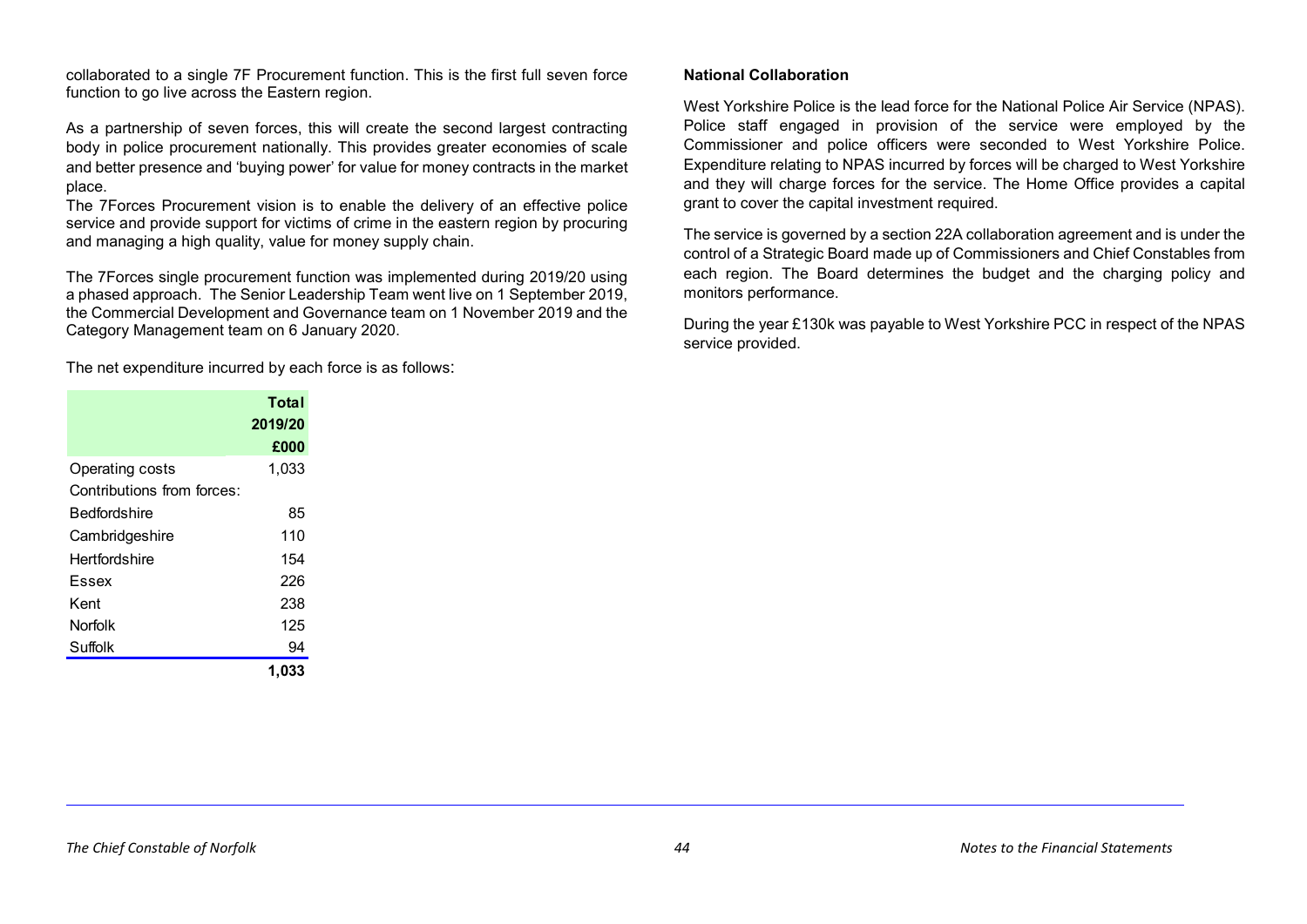collaborated to a single 7F Procurement function. This is the first full seven force function to go live across the Eastern region.

As a partnership of seven forces, this will create the second largest contracting body in police procurement nationally. This provides greater economies of scale and better presence and 'buying power' for value for money contracts in the market place.
The 7Forces Procurement vision is to enable the delivery of an effective police service and provide support for victims of crime in the eastern region by procuring and managing a high quality, value for money supply chain.

The 7Forces single procurement function was implemented during 2019/20 using a phased approach. The Senior Leadership Team went live on 1 September 2019, the Commercial Development and Governance team on 1 November 2019 and the Category Management team on 6 January 2020.

The net expenditure incurred by each force is as follows:

| | Total 2019/20 £000 |
|---|---|
| Operating costs | 1,033 |
| Contributions from forces: | |
| Bedfordshire | 85 |
| Cambridgeshire | 110 |
| Hertfordshire | 154 |
| Essex | 226 |
| Kent | 238 |
| Norfolk | 125 |
| Suffolk | 94 |
| | **1,033** |

**National Collaboration**

West Yorkshire Police is the lead force for the National Police Air Service (NPAS). Police staff engaged in provision of the service were employed by the Commissioner and police officers were seconded to West Yorkshire Police. Expenditure relating to NPAS incurred by forces will be charged to West Yorkshire and they will charge forces for the service. The Home Office provides a capital grant to cover the capital investment required.

The service is governed by a section 22A collaboration agreement and is under the control of a Strategic Board made up of Commissioners and Chief Constables from each region. The Board determines the budget and the charging policy and monitors performance.

During the year £130k was payable to West Yorkshire PCC in respect of the NPAS service provided.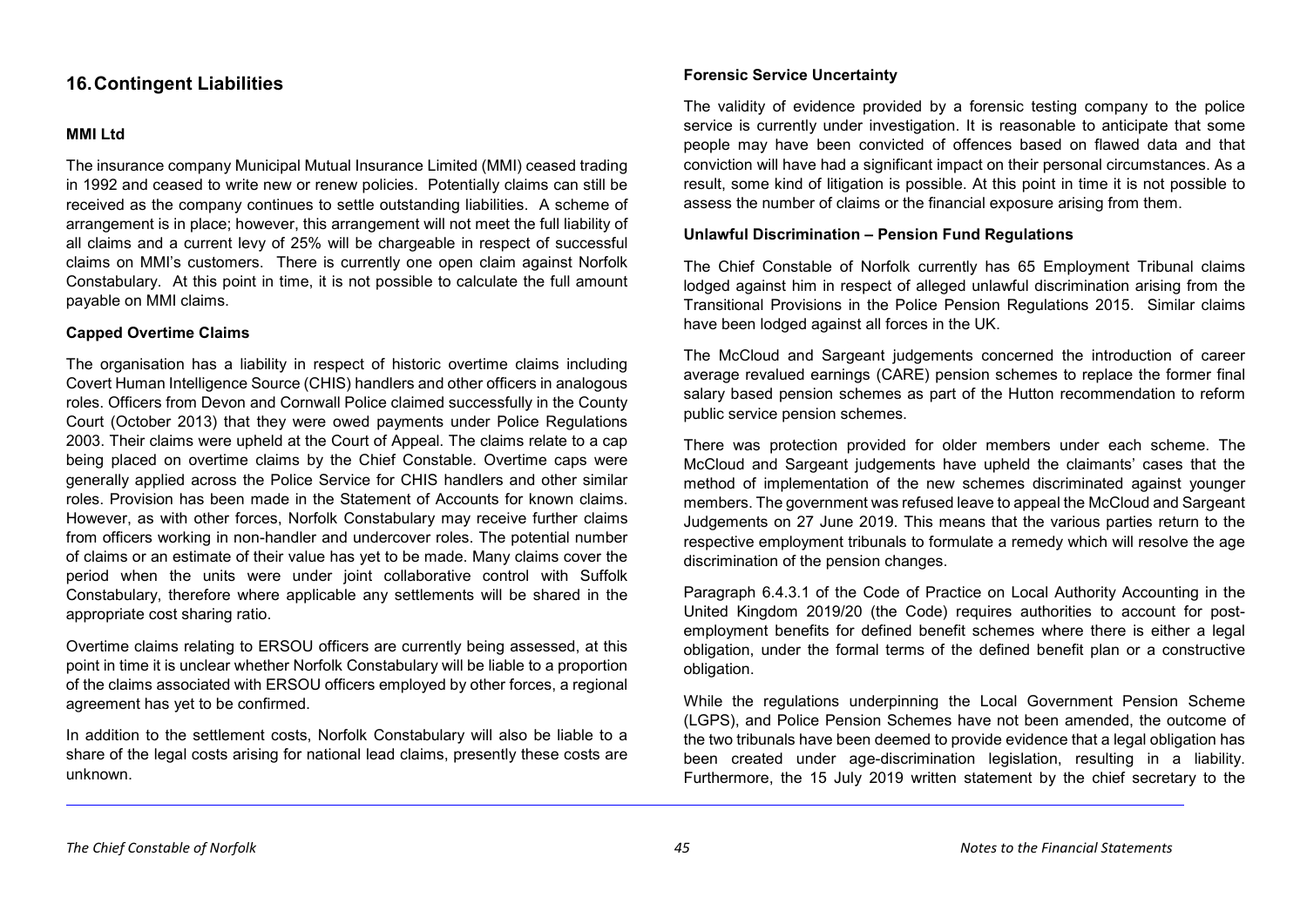## 16. Contingent Liabilities

### MMI Ltd

The insurance company Municipal Mutual Insurance Limited (MMI) ceased trading in 1992 and ceased to write new or renew policies. Potentially claims can still be received as the company continues to settle outstanding liabilities. A scheme of arrangement is in place; however, this arrangement will not meet the full liability of all claims and a current levy of 25% will be chargeable in respect of successful claims on MMI's customers. There is currently one open claim against Norfolk Constabulary. At this point in time, it is not possible to calculate the full amount payable on MMI claims.

### Capped Overtime Claims

The organisation has a liability in respect of historic overtime claims including Covert Human Intelligence Source (CHIS) handlers and other officers in analogous roles. Officers from Devon and Cornwall Police claimed successfully in the County Court (October 2013) that they were owed payments under Police Regulations 2003. Their claims were upheld at the Court of Appeal. The claims relate to a cap being placed on overtime claims by the Chief Constable. Overtime caps were generally applied across the Police Service for CHIS handlers and other similar roles. Provision has been made in the Statement of Accounts for known claims. However, as with other forces, Norfolk Constabulary may receive further claims from officers working in non-handler and undercover roles. The potential number of claims or an estimate of their value has yet to be made. Many claims cover the period when the units were under joint collaborative control with Suffolk Constabulary, therefore where applicable any settlements will be shared in the appropriate cost sharing ratio.

Overtime claims relating to ERSOU officers are currently being assessed, at this point in time it is unclear whether Norfolk Constabulary will be liable to a proportion of the claims associated with ERSOU officers employed by other forces, a regional agreement has yet to be confirmed.

In addition to the settlement costs, Norfolk Constabulary will also be liable to a share of the legal costs arising for national lead claims, presently these costs are unknown.

### Forensic Service Uncertainty

The validity of evidence provided by a forensic testing company to the police service is currently under investigation. It is reasonable to anticipate that some people may have been convicted of offences based on flawed data and that conviction will have had a significant impact on their personal circumstances. As a result, some kind of litigation is possible. At this point in time it is not possible to assess the number of claims or the financial exposure arising from them.

### Unlawful Discrimination – Pension Fund Regulations

The Chief Constable of Norfolk currently has 65 Employment Tribunal claims lodged against him in respect of alleged unlawful discrimination arising from the Transitional Provisions in the Police Pension Regulations 2015. Similar claims have been lodged against all forces in the UK.

The McCloud and Sargeant judgements concerned the introduction of career average revalued earnings (CARE) pension schemes to replace the former final salary based pension schemes as part of the Hutton recommendation to reform public service pension schemes.

There was protection provided for older members under each scheme. The McCloud and Sargeant judgements have upheld the claimants' cases that the method of implementation of the new schemes discriminated against younger members. The government was refused leave to appeal the McCloud and Sargeant Judgements on 27 June 2019. This means that the various parties return to the respective employment tribunals to formulate a remedy which will resolve the age discrimination of the pension changes.

Paragraph 6.4.3.1 of the Code of Practice on Local Authority Accounting in the United Kingdom 2019/20 (the Code) requires authorities to account for post-employment benefits for defined benefit schemes where there is either a legal obligation, under the formal terms of the defined benefit plan or a constructive obligation.

While the regulations underpinning the Local Government Pension Scheme (LGPS), and Police Pension Schemes have not been amended, the outcome of the two tribunals have been deemed to provide evidence that a legal obligation has been created under age-discrimination legislation, resulting in a liability. Furthermore, the 15 July 2019 written statement by the chief secretary to the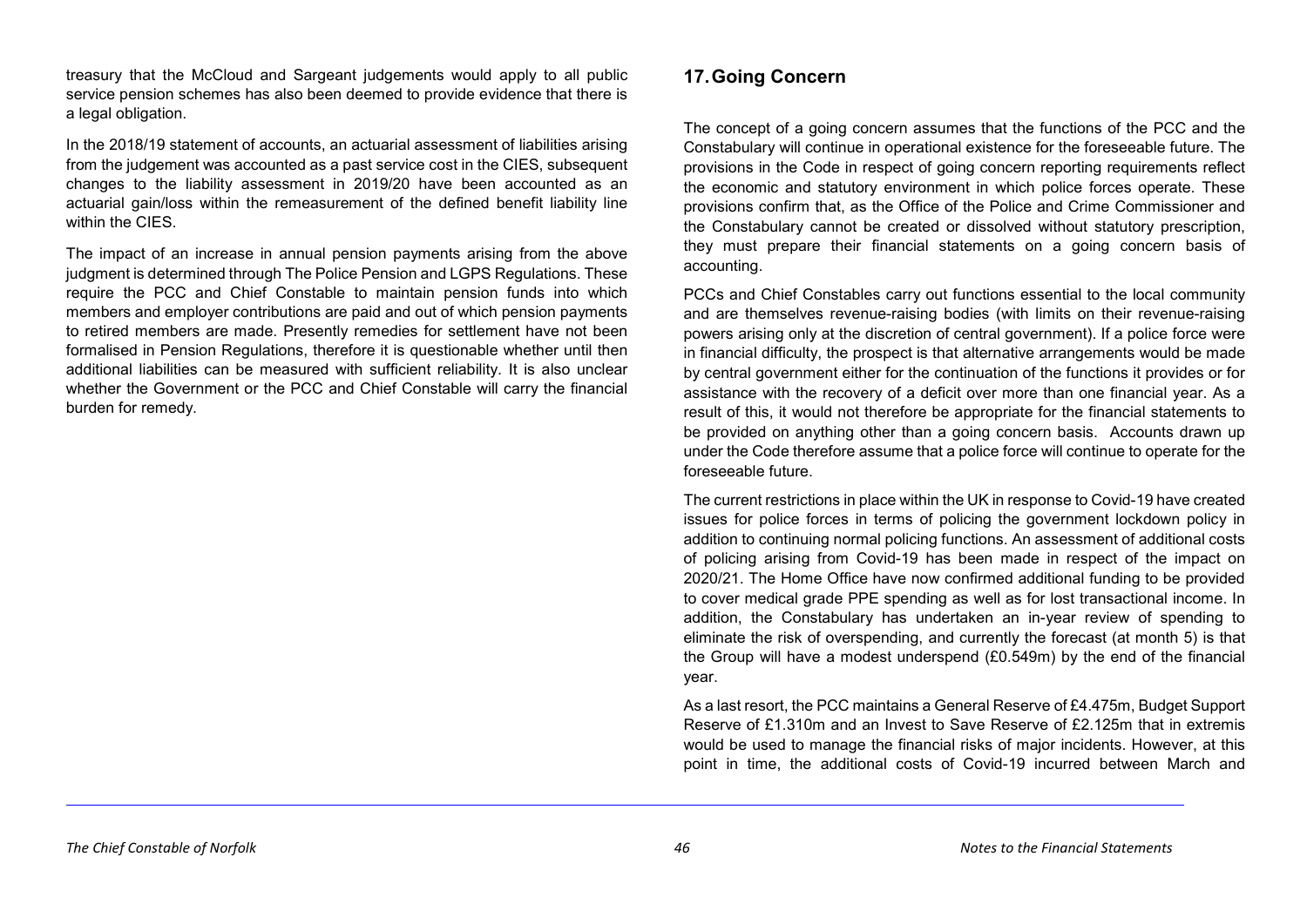treasury that the McCloud and Sargeant judgements would apply to all public service pension schemes has also been deemed to provide evidence that there is a legal obligation.

In the 2018/19 statement of accounts, an actuarial assessment of liabilities arising from the judgement was accounted as a past service cost in the CIES, subsequent changes to the liability assessment in 2019/20 have been accounted as an actuarial gain/loss within the remeasurement of the defined benefit liability line within the CIES.

The impact of an increase in annual pension payments arising from the above judgment is determined through The Police Pension and LGPS Regulations. These require the PCC and Chief Constable to maintain pension funds into which members and employer contributions are paid and out of which pension payments to retired members are made. Presently remedies for settlement have not been formalised in Pension Regulations, therefore it is questionable whether until then additional liabilities can be measured with sufficient reliability. It is also unclear whether the Government or the PCC and Chief Constable will carry the financial burden for remedy.

## 17. Going Concern

The concept of a going concern assumes that the functions of the PCC and the Constabulary will continue in operational existence for the foreseeable future. The provisions in the Code in respect of going concern reporting requirements reflect the economic and statutory environment in which police forces operate. These provisions confirm that, as the Office of the Police and Crime Commissioner and the Constabulary cannot be created or dissolved without statutory prescription, they must prepare their financial statements on a going concern basis of accounting.

PCCs and Chief Constables carry out functions essential to the local community and are themselves revenue-raising bodies (with limits on their revenue-raising powers arising only at the discretion of central government). If a police force were in financial difficulty, the prospect is that alternative arrangements would be made by central government either for the continuation of the functions it provides or for assistance with the recovery of a deficit over more than one financial year. As a result of this, it would not therefore be appropriate for the financial statements to be provided on anything other than a going concern basis. Accounts drawn up under the Code therefore assume that a police force will continue to operate for the foreseeable future.

The current restrictions in place within the UK in response to Covid-19 have created issues for police forces in terms of policing the government lockdown policy in addition to continuing normal policing functions. An assessment of additional costs of policing arising from Covid-19 has been made in respect of the impact on 2020/21. The Home Office have now confirmed additional funding to be provided to cover medical grade PPE spending as well as for lost transactional income. In addition, the Constabulary has undertaken an in-year review of spending to eliminate the risk of overspending, and currently the forecast (at month 5) is that the Group will have a modest underspend (£0.549m) by the end of the financial year.

As a last resort, the PCC maintains a General Reserve of £4.475m, Budget Support Reserve of £1.310m and an Invest to Save Reserve of £2.125m that in extremis would be used to manage the financial risks of major incidents. However, at this point in time, the additional costs of Covid-19 incurred between March and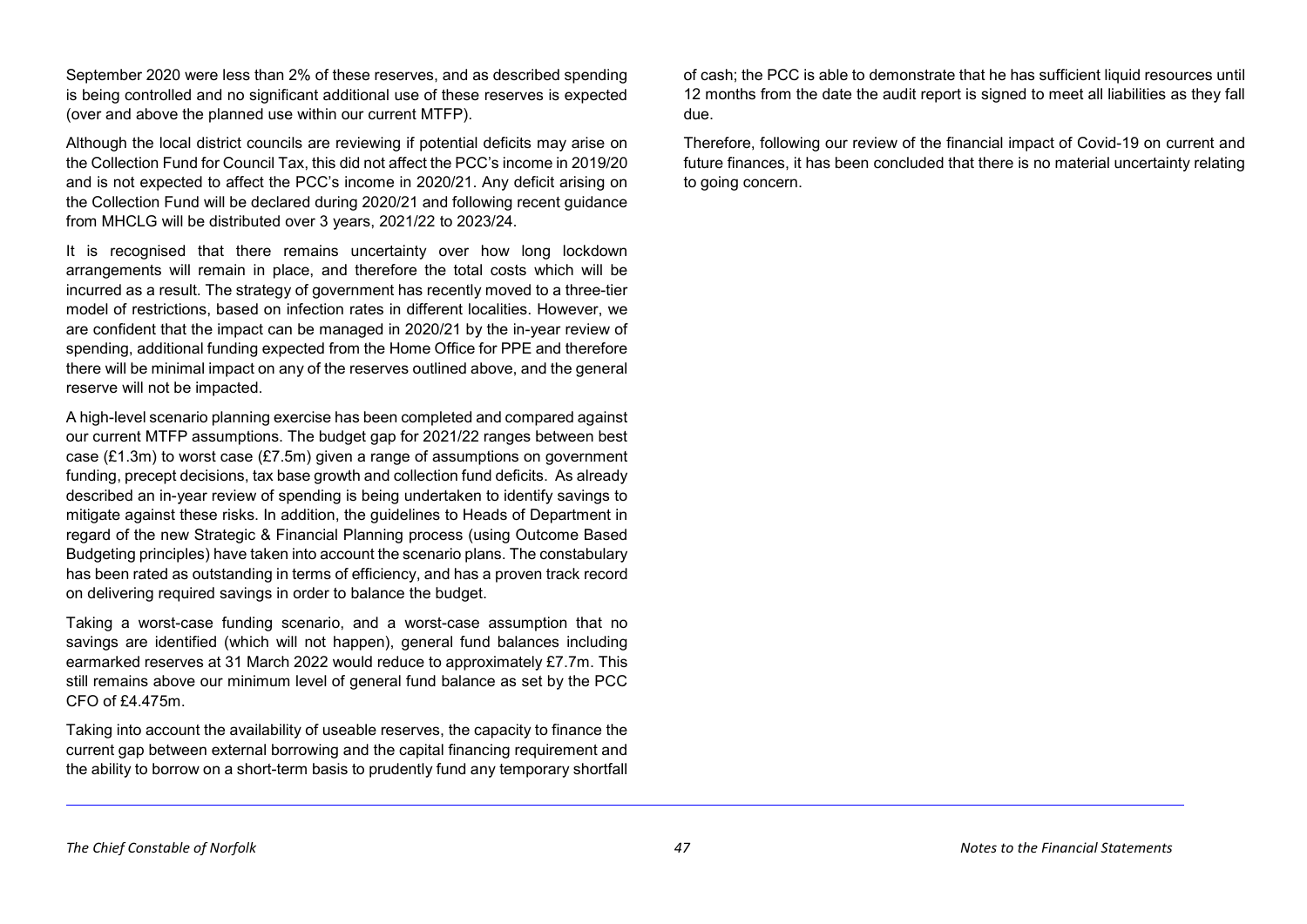September 2020 were less than 2% of these reserves, and as described spending is being controlled and no significant additional use of these reserves is expected (over and above the planned use within our current MTFP).

Although the local district councils are reviewing if potential deficits may arise on the Collection Fund for Council Tax, this did not affect the PCC's income in 2019/20 and is not expected to affect the PCC's income in 2020/21. Any deficit arising on the Collection Fund will be declared during 2020/21 and following recent guidance from MHCLG will be distributed over 3 years, 2021/22 to 2023/24.

It is recognised that there remains uncertainty over how long lockdown arrangements will remain in place, and therefore the total costs which will be incurred as a result. The strategy of government has recently moved to a three-tier model of restrictions, based on infection rates in different localities. However, we are confident that the impact can be managed in 2020/21 by the in-year review of spending, additional funding expected from the Home Office for PPE and therefore there will be minimal impact on any of the reserves outlined above, and the general reserve will not be impacted.

A high-level scenario planning exercise has been completed and compared against our current MTFP assumptions. The budget gap for 2021/22 ranges between best case (£1.3m) to worst case (£7.5m) given a range of assumptions on government funding, precept decisions, tax base growth and collection fund deficits. As already described an in-year review of spending is being undertaken to identify savings to mitigate against these risks. In addition, the guidelines to Heads of Department in regard of the new Strategic & Financial Planning process (using Outcome Based Budgeting principles) have taken into account the scenario plans. The constabulary has been rated as outstanding in terms of efficiency, and has a proven track record on delivering required savings in order to balance the budget.

Taking a worst-case funding scenario, and a worst-case assumption that no savings are identified (which will not happen), general fund balances including earmarked reserves at 31 March 2022 would reduce to approximately £7.7m. This still remains above our minimum level of general fund balance as set by the PCC CFO of £4.475m.

Taking into account the availability of useable reserves, the capacity to finance the current gap between external borrowing and the capital financing requirement and the ability to borrow on a short-term basis to prudently fund any temporary shortfall of cash; the PCC is able to demonstrate that he has sufficient liquid resources until 12 months from the date the audit report is signed to meet all liabilities as they fall due.

Therefore, following our review of the financial impact of Covid-19 on current and future finances, it has been concluded that there is no material uncertainty relating to going concern.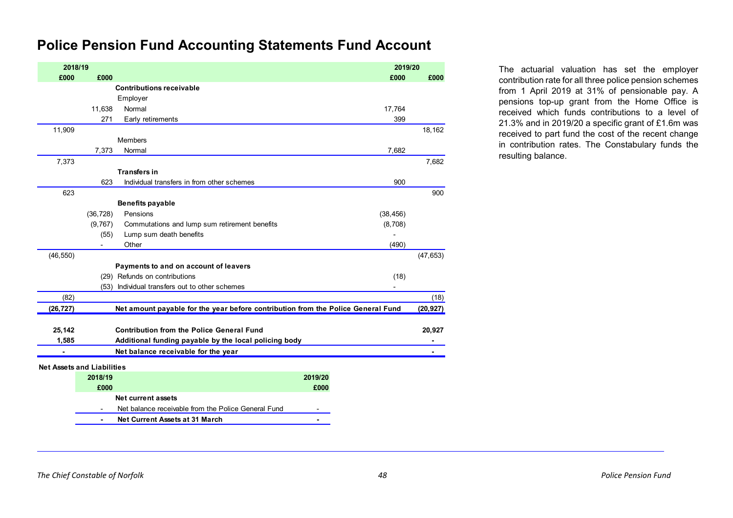# Police Pension Fund Accounting Statements Fund Account

| 2018/19 £000 | 2018/19 £000 | | 2019/20 £000 | 2019/20 £000 |
|---|---|---|---|---|
| | | **Contributions receivable** | | |
| | | Employer | | |
| | 11,638 | Normal | 17,764 | |
| | 271 | Early retirements | 399 | |
| 11,909 | | | | 18,162 |
| | | Members | | |
| | 7,373 | Normal | 7,682 | |
| 7,373 | | | | 7,682 |
| | | **Transfers in** | | |
| | 623 | Individual transfers in from other schemes | 900 | |
| 623 | | | | 900 |
| | | **Benefits payable** | | |
| | (36,728) | Pensions | (38,456) | |
| | (9,767) | Commutations and lump sum retirement benefits | (8,708) | |
| | (55) | Lump sum death benefits | - | |
| | - | Other | (490) | |
| (46,550) | | | | (47,653) |
| | | **Payments to and on account of leavers** | | |
| | (29) | Refunds on contributions | (18) | |
| | (53) | Individual transfers out to other schemes | - | |
| (82) | | | | (18) |
| **(26,727)** | | **Net amount payable for the year before contribution from the Police General Fund** | | **(20,927)** |
| **25,142** | | **Contribution from the Police General Fund** | | **20,927** |
| **1,585** | | **Additional funding payable by the local policing body** | | **-** |
| **-** | | **Net balance receivable for the year** | | **-** |

**Net Assets and Liabilities**

| 2018/19 £000 | | 2019/20 £000 |
|---|---|---|
| | **Net current assets** | |
| - | Net balance receivable from the Police General Fund | - |
| **-** | **Net Current Assets at 31 March** | **-** |

The actuarial valuation has set the employer contribution rate for all three police pension schemes from 1 April 2019 at 31% of pensionable pay. A pensions top-up grant from the Home Office is received which funds contributions to a level of 21.3% and in 2019/20 a specific grant of £1.6m was received to part fund the cost of the recent change in contribution rates. The Constabulary funds the resulting balance.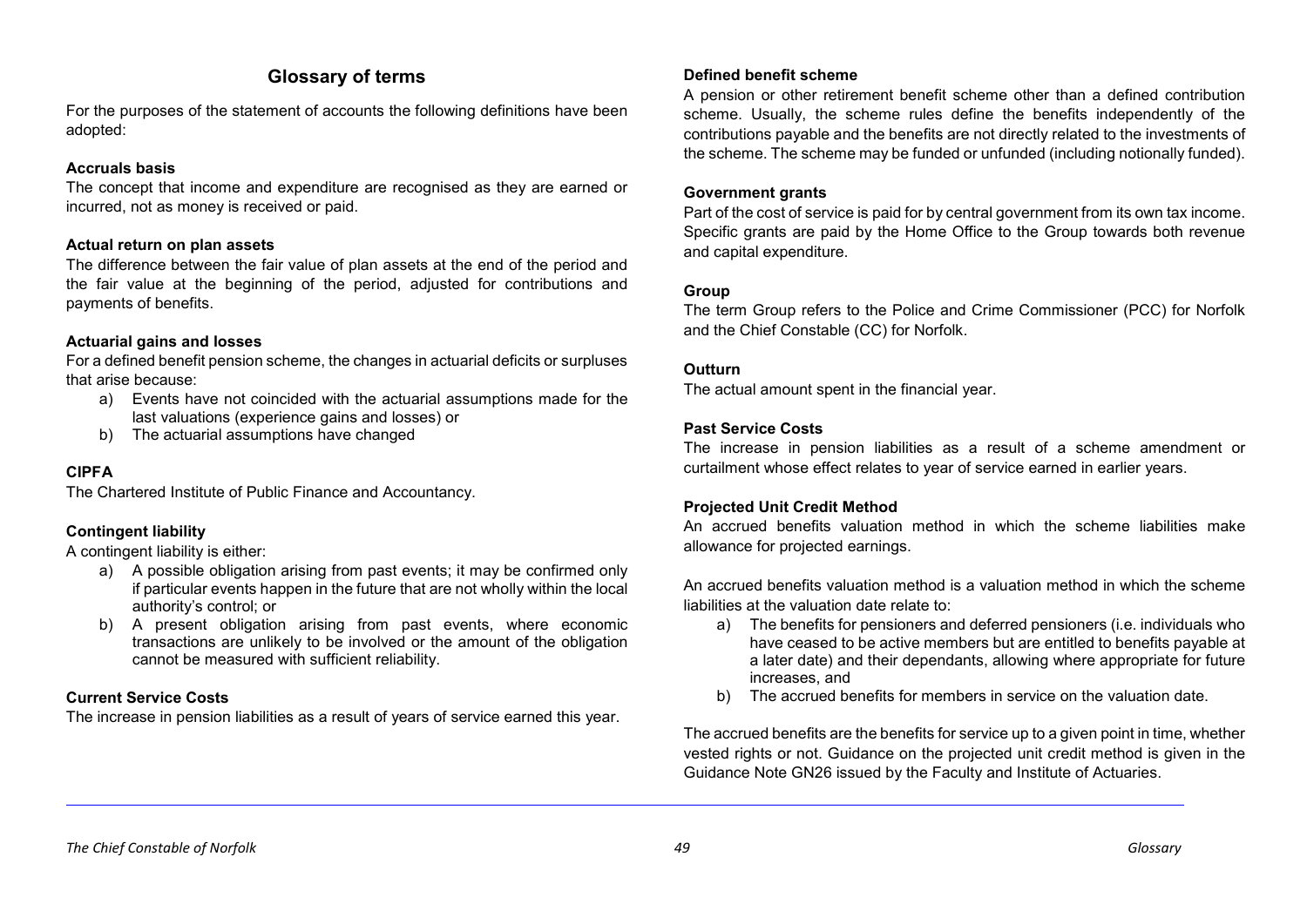## Glossary of terms

For the purposes of the statement of accounts the following definitions have been adopted:

**Accruals basis**

The concept that income and expenditure are recognised as they are earned or incurred, not as money is received or paid.

**Actual return on plan assets**

The difference between the fair value of plan assets at the end of the period and the fair value at the beginning of the period, adjusted for contributions and payments of benefits.

**Actuarial gains and losses**

For a defined benefit pension scheme, the changes in actuarial deficits or surpluses that arise because:

a) Events have not coincided with the actuarial assumptions made for the last valuations (experience gains and losses) or
b) The actuarial assumptions have changed

**CIPFA**

The Chartered Institute of Public Finance and Accountancy.

**Contingent liability**

A contingent liability is either:

a) A possible obligation arising from past events; it may be confirmed only if particular events happen in the future that are not wholly within the local authority's control; or
b) A present obligation arising from past events, where economic transactions are unlikely to be involved or the amount of the obligation cannot be measured with sufficient reliability.

**Current Service Costs**

The increase in pension liabilities as a result of years of service earned this year.

**Defined benefit scheme**

A pension or other retirement benefit scheme other than a defined contribution scheme. Usually, the scheme rules define the benefits independently of the contributions payable and the benefits are not directly related to the investments of the scheme. The scheme may be funded or unfunded (including notionally funded).

**Government grants**

Part of the cost of service is paid for by central government from its own tax income. Specific grants are paid by the Home Office to the Group towards both revenue and capital expenditure.

**Group**

The term Group refers to the Police and Crime Commissioner (PCC) for Norfolk and the Chief Constable (CC) for Norfolk.

**Outturn**

The actual amount spent in the financial year.

**Past Service Costs**

The increase in pension liabilities as a result of a scheme amendment or curtailment whose effect relates to year of service earned in earlier years.

**Projected Unit Credit Method**

An accrued benefits valuation method in which the scheme liabilities make allowance for projected earnings.

An accrued benefits valuation method is a valuation method in which the scheme liabilities at the valuation date relate to:

a) The benefits for pensioners and deferred pensioners (i.e. individuals who have ceased to be active members but are entitled to benefits payable at a later date) and their dependants, allowing where appropriate for future increases, and
b) The accrued benefits for members in service on the valuation date.

The accrued benefits are the benefits for service up to a given point in time, whether vested rights or not. Guidance on the projected unit credit method is given in the Guidance Note GN26 issued by the Faculty and Institute of Actuaries.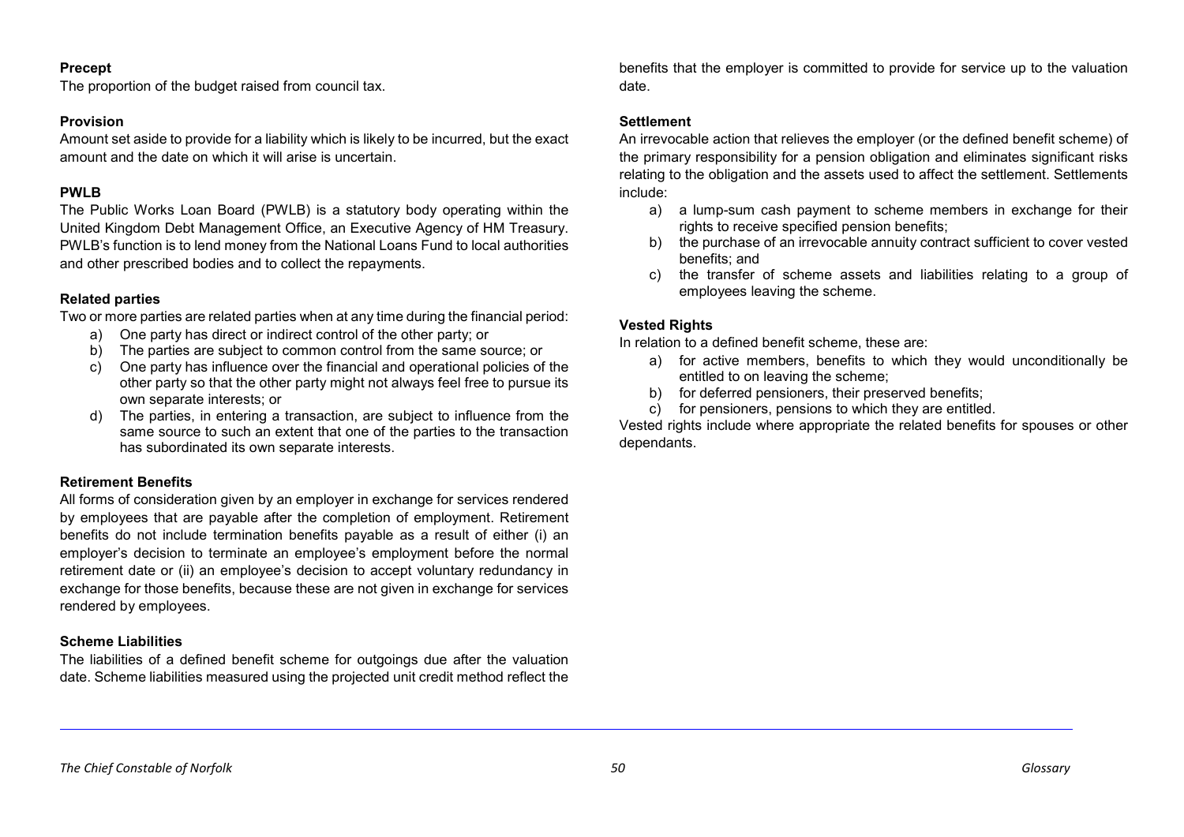**Precept**

The proportion of the budget raised from council tax.

**Provision**

Amount set aside to provide for a liability which is likely to be incurred, but the exact amount and the date on which it will arise is uncertain.

**PWLB**

The Public Works Loan Board (PWLB) is a statutory body operating within the United Kingdom Debt Management Office, an Executive Agency of HM Treasury. PWLB's function is to lend money from the National Loans Fund to local authorities and other prescribed bodies and to collect the repayments.

**Related parties**

Two or more parties are related parties when at any time during the financial period:

a) One party has direct or indirect control of the other party; or
b) The parties are subject to common control from the same source; or
c) One party has influence over the financial and operational policies of the other party so that the other party might not always feel free to pursue its own separate interests; or
d) The parties, in entering a transaction, are subject to influence from the same source to such an extent that one of the parties to the transaction has subordinated its own separate interests.

**Retirement Benefits**

All forms of consideration given by an employer in exchange for services rendered by employees that are payable after the completion of employment. Retirement benefits do not include termination benefits payable as a result of either (i) an employer's decision to terminate an employee's employment before the normal retirement date or (ii) an employee's decision to accept voluntary redundancy in exchange for those benefits, because these are not given in exchange for services rendered by employees.

**Scheme Liabilities**

The liabilities of a defined benefit scheme for outgoings due after the valuation date. Scheme liabilities measured using the projected unit credit method reflect the benefits that the employer is committed to provide for service up to the valuation date.

**Settlement**

An irrevocable action that relieves the employer (or the defined benefit scheme) of the primary responsibility for a pension obligation and eliminates significant risks relating to the obligation and the assets used to affect the settlement. Settlements include:

a) a lump-sum cash payment to scheme members in exchange for their rights to receive specified pension benefits;
b) the purchase of an irrevocable annuity contract sufficient to cover vested benefits; and
c) the transfer of scheme assets and liabilities relating to a group of employees leaving the scheme.

**Vested Rights**

In relation to a defined benefit scheme, these are:

a) for active members, benefits to which they would unconditionally be entitled to on leaving the scheme;
b) for deferred pensioners, their preserved benefits;
c) for pensioners, pensions to which they are entitled.

Vested rights include where appropriate the related benefits for spouses or other dependants.